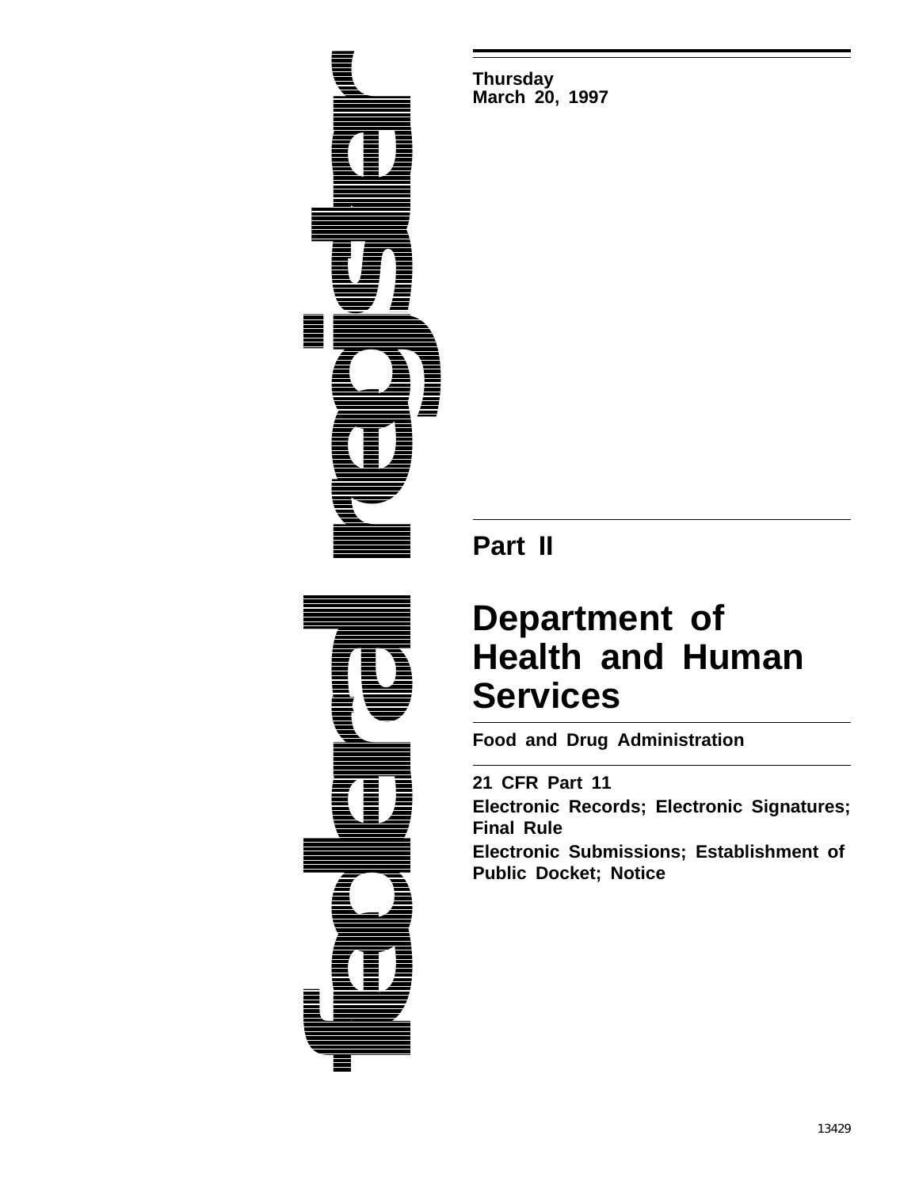federal register

**Thursday**
**March 20, 1997**

## Part II

# Department of Health and Human Services

**Food and Drug Administration**

**21 CFR Part 11**

**Electronic Records; Electronic Signatures; Final Rule**

**Electronic Submissions; Establishment of Public Docket; Notice**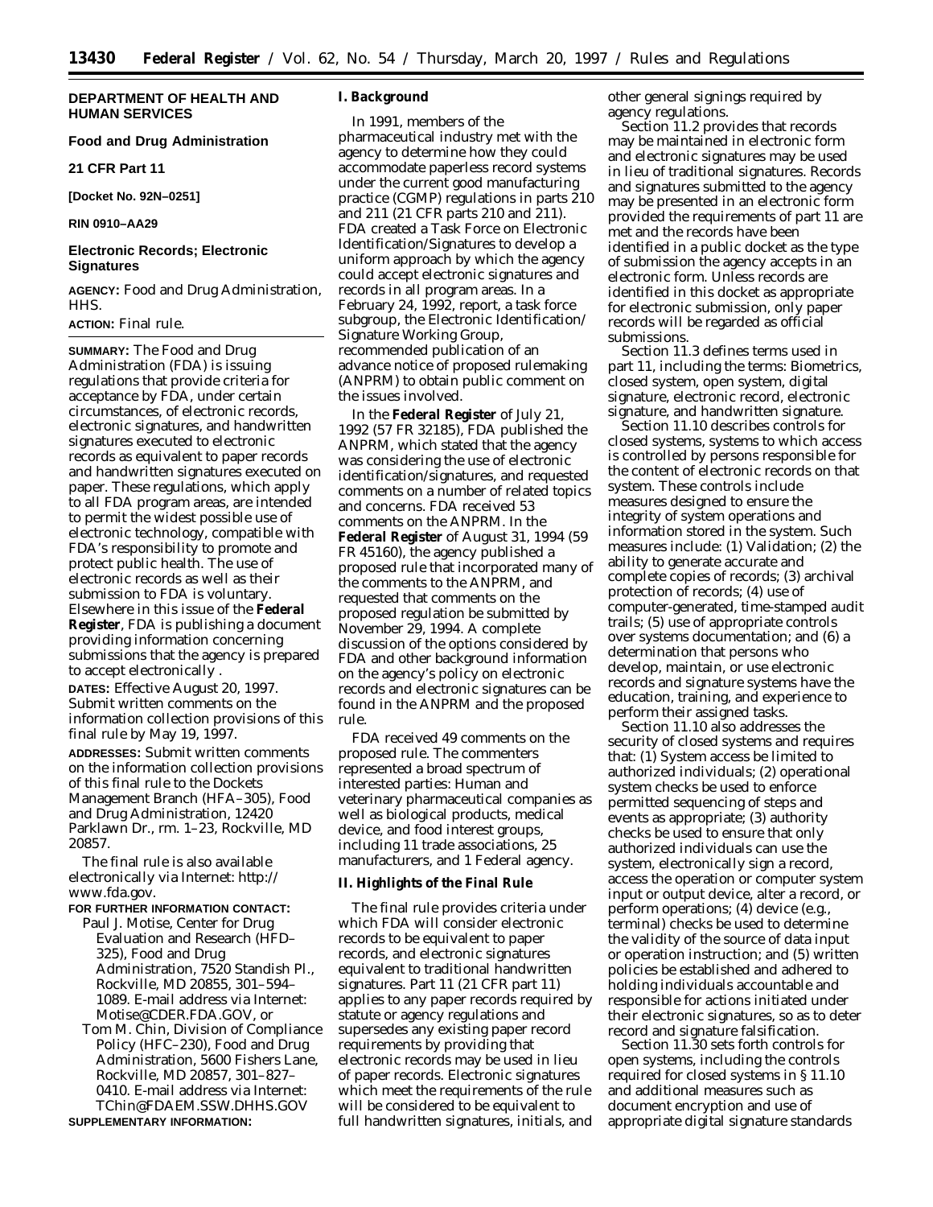# DEPARTMENT OF HEALTH AND HUMAN SERVICES

## Food and Drug Administration

## 21 CFR Part 11

**[Docket No. 92N–0251]**

**RIN 0910–AA29**

## Electronic Records; Electronic Signatures

**AGENCY:** Food and Drug Administration, HHS.

**ACTION:** Final rule.

**SUMMARY:** The Food and Drug Administration (FDA) is issuing regulations that provide criteria for acceptance by FDA, under certain circumstances, of electronic records, electronic signatures, and handwritten signatures executed to electronic records as equivalent to paper records and handwritten signatures executed on paper. These regulations, which apply to all FDA program areas, are intended to permit the widest possible use of electronic technology, compatible with FDA's responsibility to promote and protect public health. The use of electronic records as well as their submission to FDA is voluntary. Elsewhere in this issue of the **Federal Register**, FDA is publishing a document providing information concerning submissions that the agency is prepared to accept electronically .

**DATES:** Effective August 20, 1997. Submit written comments on the information collection provisions of this final rule by May 19, 1997.

**ADDRESSES:** Submit written comments on the information collection provisions of this final rule to the Dockets Management Branch (HFA–305), Food and Drug Administration, 12420 Parklawn Dr., rm. 1–23, Rockville, MD 20857.

The final rule is also available electronically via Internet: http://www.fda.gov.

**FOR FURTHER INFORMATION CONTACT:**

Paul J. Motise, Center for Drug Evaluation and Research (HFD–325), Food and Drug Administration, 7520 Standish Pl., Rockville, MD 20855, 301–594–1089. E-mail address via Internet: Motise@CDER.FDA.GOV, or

Tom M. Chin, Division of Compliance Policy (HFC–230), Food and Drug Administration, 5600 Fishers Lane, Rockville, MD 20857, 301–827–0410. E-mail address via Internet: TChin@FDAEM.SSW.DHHS.GOV

**SUPPLEMENTARY INFORMATION:**

### I. Background

In 1991, members of the pharmaceutical industry met with the agency to determine how they could accommodate paperless record systems under the current good manufacturing practice (CGMP) regulations in parts 210 and 211 (21 CFR parts 210 and 211). FDA created a Task Force on Electronic Identification/Signatures to develop a uniform approach by which the agency could accept electronic signatures and records in all program areas. In a February 24, 1992, report, a task force subgroup, the Electronic Identification/Signature Working Group, recommended publication of an advance notice of proposed rulemaking (ANPRM) to obtain public comment on the issues involved.

In the **Federal Register** of July 21, 1992 (57 FR 32185), FDA published the ANPRM, which stated that the agency was considering the use of electronic identification/signatures, and requested comments on a number of related topics and concerns. FDA received 53 comments on the ANPRM. In the **Federal Register** of August 31, 1994 (59 FR 45160), the agency published a proposed rule that incorporated many of the comments to the ANPRM, and requested that comments on the proposed regulation be submitted by November 29, 1994. A complete discussion of the options considered by FDA and other background information on the agency's policy on electronic records and electronic signatures can be found in the ANPRM and the proposed rule.

FDA received 49 comments on the proposed rule. The commenters represented a broad spectrum of interested parties: Human and veterinary pharmaceutical companies as well as biological products, medical device, and food interest groups, including 11 trade associations, 25 manufacturers, and 1 Federal agency.

### II. Highlights of the Final Rule

The final rule provides criteria under which FDA will consider electronic records to be equivalent to paper records, and electronic signatures equivalent to traditional handwritten signatures. Part 11 (21 CFR part 11) applies to any paper records required by statute or agency regulations and supersedes any existing paper record requirements by providing that electronic records may be used in lieu of paper records. Electronic signatures which meet the requirements of the rule will be considered to be equivalent to full handwritten signatures, initials, and other general signings required by agency regulations.

Section 11.2 provides that records may be maintained in electronic form and electronic signatures may be used in lieu of traditional signatures. Records and signatures submitted to the agency may be presented in an electronic form provided the requirements of part 11 are met and the records have been identified in a public docket as the type of submission the agency accepts in an electronic form. Unless records are identified in this docket as appropriate for electronic submission, only paper records will be regarded as official submissions.

Section 11.3 defines terms used in part 11, including the terms: Biometrics, closed system, open system, digital signature, electronic record, electronic signature, and handwritten signature.

Section 11.10 describes controls for closed systems, systems to which access is controlled by persons responsible for the content of electronic records on that system. These controls include measures designed to ensure the integrity of system operations and information stored in the system. Such measures include: (1) Validation; (2) the ability to generate accurate and complete copies of records; (3) archival protection of records; (4) use of computer-generated, time-stamped audit trails; (5) use of appropriate controls over systems documentation; and (6) a determination that persons who develop, maintain, or use electronic records and signature systems have the education, training, and experience to perform their assigned tasks.

Section 11.10 also addresses the security of closed systems and requires that: (1) System access be limited to authorized individuals; (2) operational system checks be used to enforce permitted sequencing of steps and events as appropriate; (3) authority checks be used to ensure that only authorized individuals can use the system, electronically sign a record, access the operation or computer system input or output device, alter a record, or perform operations; (4) device (e.g., terminal) checks be used to determine the validity of the source of data input or operation instruction; and (5) written policies be established and adhered to holding individuals accountable and responsible for actions initiated under their electronic signatures, so as to deter record and signature falsification.

Section 11.30 sets forth controls for open systems, including the controls required for closed systems in § 11.10 and additional measures such as document encryption and use of appropriate digital signature standards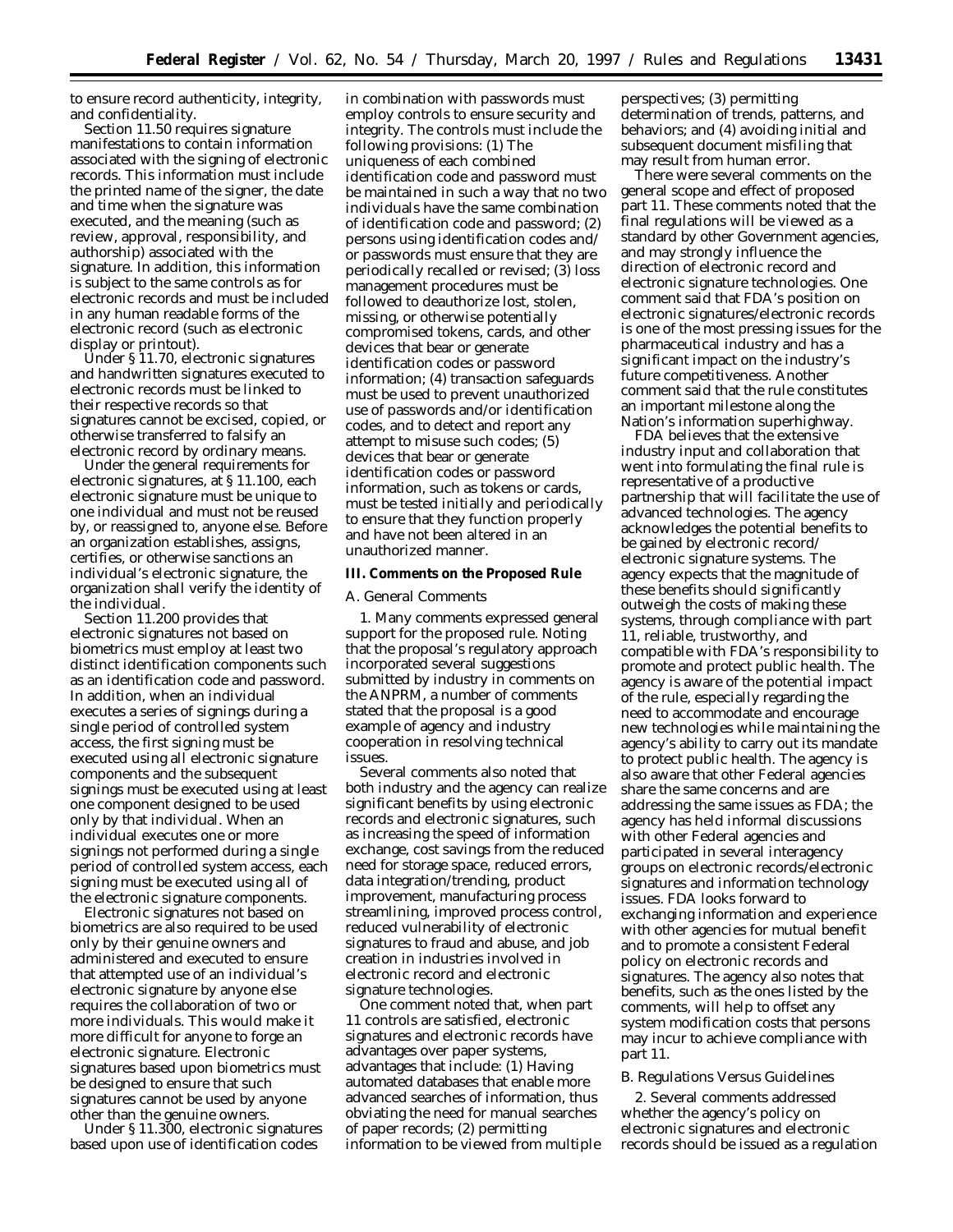to ensure record authenticity, integrity, and confidentiality.

Section 11.50 requires signature manifestations to contain information associated with the signing of electronic records. This information must include the printed name of the signer, the date and time when the signature was executed, and the meaning (such as review, approval, responsibility, and authorship) associated with the signature. In addition, this information is subject to the same controls as for electronic records and must be included in any human readable forms of the electronic record (such as electronic display or printout).

Under § 11.70, electronic signatures and handwritten signatures executed to electronic records must be linked to their respective records so that signatures cannot be excised, copied, or otherwise transferred to falsify an electronic record by ordinary means.

Under the general requirements for electronic signatures, at § 11.100, each electronic signature must be unique to one individual and must not be reused by, or reassigned to, anyone else. Before an organization establishes, assigns, certifies, or otherwise sanctions an individual's electronic signature, the organization shall verify the identity of the individual.

Section 11.200 provides that electronic signatures not based on biometrics must employ at least two distinct identification components such as an identification code and password. In addition, when an individual executes a series of signings during a single period of controlled system access, the first signing must be executed using all electronic signature components and the subsequent signings must be executed using at least one component designed to be used only by that individual. When an individual executes one or more signings not performed during a single period of controlled system access, each signing must be executed using all of the electronic signature components.

Electronic signatures not based on biometrics are also required to be used only by their genuine owners and administered and executed to ensure that attempted use of an individual's electronic signature by anyone else requires the collaboration of two or more individuals. This would make it more difficult for anyone to forge an electronic signature. Electronic signatures based upon biometrics must be designed to ensure that such signatures cannot be used by anyone other than the genuine owners.

Under § 11.300, electronic signatures based upon use of identification codes in combination with passwords must employ controls to ensure security and integrity. The controls must include the following provisions: (1) The uniqueness of each combined identification code and password must be maintained in such a way that no two individuals have the same combination of identification code and password; (2) persons using identification codes and/or passwords must ensure that they are periodically recalled or revised; (3) loss management procedures must be followed to deauthorize lost, stolen, missing, or otherwise potentially compromised tokens, cards, and other devices that bear or generate identification codes or password information; (4) transaction safeguards must be used to prevent unauthorized use of passwords and/or identification codes, and to detect and report any attempt to misuse such codes; (5) devices that bear or generate identification codes or password information, such as tokens or cards, must be tested initially and periodically to ensure that they function properly and have not been altered in an unauthorized manner.

## III. Comments on the Proposed Rule

### *A. General Comments*

1. Many comments expressed general support for the proposed rule. Noting that the proposal's regulatory approach incorporated several suggestions submitted by industry in comments on the ANPRM, a number of comments stated that the proposal is a good example of agency and industry cooperation in resolving technical issues.

Several comments also noted that both industry and the agency can realize significant benefits by using electronic records and electronic signatures, such as increasing the speed of information exchange, cost savings from the reduced need for storage space, reduced errors, data integration/trending, product improvement, manufacturing process streamlining, improved process control, reduced vulnerability of electronic signatures to fraud and abuse, and job creation in industries involved in electronic record and electronic signature technologies.

One comment noted that, when part 11 controls are satisfied, electronic signatures and electronic records have advantages over paper systems, advantages that include: (1) Having automated databases that enable more advanced searches of information, thus obviating the need for manual searches of paper records; (2) permitting information to be viewed from multiple perspectives; (3) permitting determination of trends, patterns, and behaviors; and (4) avoiding initial and subsequent document misfiling that may result from human error.

There were several comments on the general scope and effect of proposed part 11. These comments noted that the final regulations will be viewed as a standard by other Government agencies, and may strongly influence the direction of electronic record and electronic signature technologies. One comment said that FDA's position on electronic signatures/electronic records is one of the most pressing issues for the pharmaceutical industry and has a significant impact on the industry's future competitiveness. Another comment said that the rule constitutes an important milestone along the Nation's information superhighway.

FDA believes that the extensive industry input and collaboration that went into formulating the final rule is representative of a productive partnership that will facilitate the use of advanced technologies. The agency acknowledges the potential benefits to be gained by electronic record/electronic signature systems. The agency expects that the magnitude of these benefits should significantly outweigh the costs of making these systems, through compliance with part 11, reliable, trustworthy, and compatible with FDA's responsibility to promote and protect public health. The agency is aware of the potential impact of the rule, especially regarding the need to accommodate and encourage new technologies while maintaining the agency's ability to carry out its mandate to protect public health. The agency is also aware that other Federal agencies share the same concerns and are addressing the same issues as FDA; the agency has held informal discussions with other Federal agencies and participated in several interagency groups on electronic records/electronic signatures and information technology issues. FDA looks forward to exchanging information and experience with other agencies for mutual benefit and to promote a consistent Federal policy on electronic records and signatures. The agency also notes that benefits, such as the ones listed by the comments, will help to offset any system modification costs that persons may incur to achieve compliance with part 11.

### *B. Regulations Versus Guidelines*

2. Several comments addressed whether the agency's policy on electronic signatures and electronic records should be issued as a regulation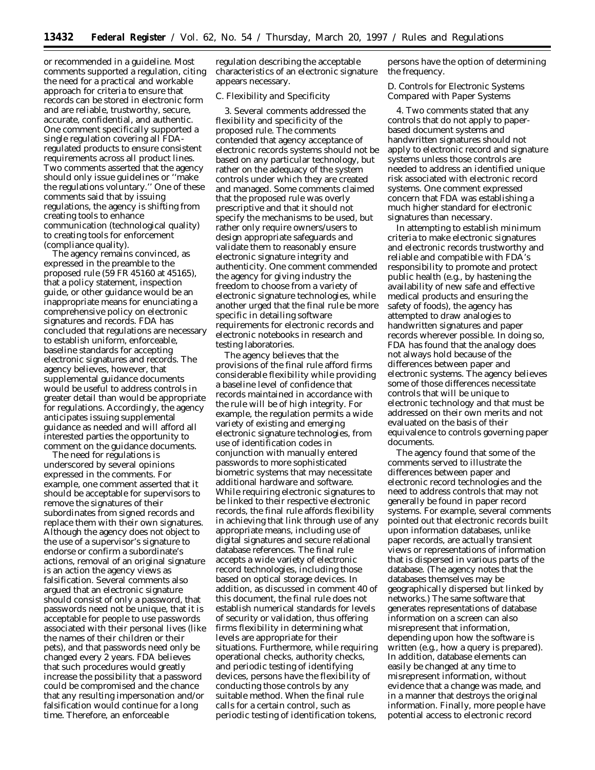or recommended in a guideline. Most comments supported a regulation, citing the need for a practical and workable approach for criteria to ensure that records can be stored in electronic form and are reliable, trustworthy, secure, accurate, confidential, and authentic. One comment specifically supported a single regulation covering all FDA-regulated products to ensure consistent requirements across all product lines. Two comments asserted that the agency should only issue guidelines or ''make the regulations voluntary.'' One of these comments said that by issuing regulations, the agency is shifting from creating tools to enhance communication (technological quality) to creating tools for enforcement (compliance quality).

The agency remains convinced, as expressed in the preamble to the proposed rule (59 FR 45160 at 45165), that a policy statement, inspection guide, or other guidance would be an inappropriate means for enunciating a comprehensive policy on electronic signatures and records. FDA has concluded that regulations are necessary to establish uniform, enforceable, baseline standards for accepting electronic signatures and records. The agency believes, however, that supplemental guidance documents would be useful to address controls in greater detail than would be appropriate for regulations. Accordingly, the agency anticipates issuing supplemental guidance as needed and will afford all interested parties the opportunity to comment on the guidance documents.

The need for regulations is underscored by several opinions expressed in the comments. For example, one comment asserted that it should be acceptable for supervisors to remove the signatures of their subordinates from signed records and replace them with their own signatures. Although the agency does not object to the use of a supervisor's signature to endorse or confirm a subordinate's actions, removal of an original signature is an action the agency views as falsification. Several comments also argued that an electronic signature should consist of only a password, that passwords need not be unique, that it is acceptable for people to use passwords associated with their personal lives (like the names of their children or their pets), and that passwords need only be changed every 2 years. FDA believes that such procedures would greatly increase the possibility that a password could be compromised and the chance that any resulting impersonation and/or falsification would continue for a long time. Therefore, an enforceable regulation describing the acceptable characteristics of an electronic signature appears necessary.

### C. Flexibility and Specificity

3. Several comments addressed the flexibility and specificity of the proposed rule. The comments contended that agency acceptance of electronic records systems should not be based on any particular technology, but rather on the adequacy of the system controls under which they are created and managed. Some comments claimed that the proposed rule was overly prescriptive and that it should not specify the mechanisms to be used, but rather only require owners/users to design appropriate safeguards and validate them to reasonably ensure electronic signature integrity and authenticity. One comment commended the agency for giving industry the freedom to choose from a variety of electronic signature technologies, while another urged that the final rule be more specific in detailing software requirements for electronic records and electronic notebooks in research and testing laboratories.

The agency believes that the provisions of the final rule afford firms considerable flexibility while providing a baseline level of confidence that records maintained in accordance with the rule will be of high integrity. For example, the regulation permits a wide variety of existing and emerging electronic signature technologies, from use of identification codes in conjunction with manually entered passwords to more sophisticated biometric systems that may necessitate additional hardware and software. While requiring electronic signatures to be linked to their respective electronic records, the final rule affords flexibility in achieving that link through use of any appropriate means, including use of digital signatures and secure relational database references. The final rule accepts a wide variety of electronic record technologies, including those based on optical storage devices. In addition, as discussed in comment 40 of this document, the final rule does not establish numerical standards for levels of security or validation, thus offering firms flexibility in determining what levels are appropriate for their situations. Furthermore, while requiring operational checks, authority checks, and periodic testing of identifying devices, persons have the flexibility of conducting those controls by any suitable method. When the final rule calls for a certain control, such as periodic testing of identification tokens, persons have the option of determining the frequency.

### D. Controls for Electronic Systems Compared with Paper Systems

4. Two comments stated that any controls that do not apply to paper-based document systems and handwritten signatures should not apply to electronic record and signature systems unless those controls are needed to address an identified unique risk associated with electronic record systems. One comment expressed concern that FDA was establishing a much higher standard for electronic signatures than necessary.

In attempting to establish minimum criteria to make electronic signatures and electronic records trustworthy and reliable and compatible with FDA's responsibility to promote and protect public health (e.g., by hastening the availability of new safe and effective medical products and ensuring the safety of foods), the agency has attempted to draw analogies to handwritten signatures and paper records wherever possible. In doing so, FDA has found that the analogy does not always hold because of the differences between paper and electronic systems. The agency believes some of those differences necessitate controls that will be unique to electronic technology and that must be addressed on their own merits and not evaluated on the basis of their equivalence to controls governing paper documents.

The agency found that some of the comments served to illustrate the differences between paper and electronic record technologies and the need to address controls that may not generally be found in paper record systems. For example, several comments pointed out that electronic records built upon information databases, unlike paper records, are actually transient views or representations of information that is dispersed in various parts of the database. (The agency notes that the databases themselves may be geographically dispersed but linked by networks.) The same software that generates representations of database information on a screen can also misrepresent that information, depending upon how the software is written (e.g., how a query is prepared). In addition, database elements can easily be changed at any time to misrepresent information, without evidence that a change was made, and in a manner that destroys the original information. Finally, more people have potential access to electronic record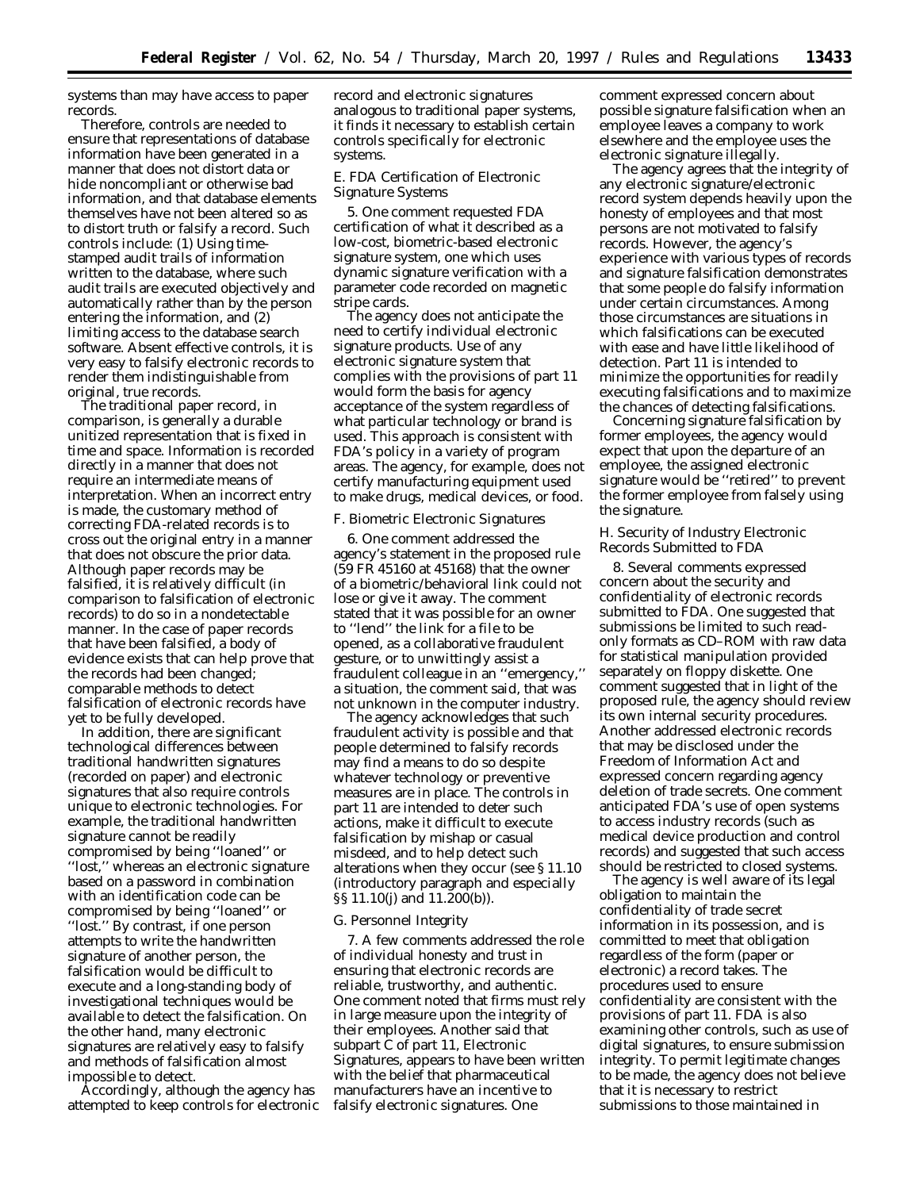systems than may have access to paper records.

Therefore, controls are needed to ensure that representations of database information have been generated in a manner that does not distort data or hide noncompliant or otherwise bad information, and that database elements themselves have not been altered so as to distort truth or falsify a record. Such controls include: (1) Using time-stamped audit trails of information written to the database, where such audit trails are executed objectively and automatically rather than by the person entering the information, and (2) limiting access to the database search software. Absent effective controls, it is very easy to falsify electronic records to render them indistinguishable from original, true records.

The traditional paper record, in comparison, is generally a durable unitized representation that is fixed in time and space. Information is recorded directly in a manner that does not require an intermediate means of interpretation. When an incorrect entry is made, the customary method of correcting FDA-related records is to cross out the original entry in a manner that does not obscure the prior data. Although paper records may be falsified, it is relatively difficult (in comparison to falsification of electronic records) to do so in a nondetectable manner. In the case of paper records that have been falsified, a body of evidence exists that can help prove that the records had been changed; comparable methods to detect falsification of electronic records have yet to be fully developed.

In addition, there are significant technological differences between traditional handwritten signatures (recorded on paper) and electronic signatures that also require controls unique to electronic technologies. For example, the traditional handwritten signature cannot be readily compromised by being "loaned" or "lost," whereas an electronic signature based on a password in combination with an identification code can be compromised by being "loaned" or "lost." By contrast, if one person attempts to write the handwritten signature of another person, the falsification would be difficult to execute and a long-standing body of investigational techniques would be available to detect the falsification. On the other hand, many electronic signatures are relatively easy to falsify and methods of falsification almost impossible to detect.

Accordingly, although the agency has attempted to keep controls for electronic record and electronic signatures analogous to traditional paper systems, it finds it necessary to establish certain controls specifically for electronic systems.

### *E. FDA Certification of Electronic Signature Systems*

5. One comment requested FDA certification of what it described as a low-cost, biometric-based electronic signature system, one which uses dynamic signature verification with a parameter code recorded on magnetic stripe cards.

The agency does not anticipate the need to certify individual electronic signature products. Use of any electronic signature system that complies with the provisions of part 11 would form the basis for agency acceptance of the system regardless of what particular technology or brand is used. This approach is consistent with FDA's policy in a variety of program areas. The agency, for example, does not certify manufacturing equipment used to make drugs, medical devices, or food.

### *F. Biometric Electronic Signatures*

6. One comment addressed the agency's statement in the proposed rule (59 FR 45160 at 45168) that the owner of a biometric/behavioral link could not lose or give it away. The comment stated that it was possible for an owner to "lend" the link for a file to be opened, as a collaborative fraudulent gesture, or to unwittingly assist a fraudulent colleague in an "emergency," a situation, the comment said, that was not unknown in the computer industry.

The agency acknowledges that such fraudulent activity is possible and that people determined to falsify records may find a means to do so despite whatever technology or preventive measures are in place. The controls in part 11 are intended to deter such actions, make it difficult to execute falsification by mishap or casual misdeed, and to help detect such alterations when they occur (see § 11.10 (introductory paragraph and especially §§ 11.10(j) and 11.200(b)).

### *G. Personnel Integrity*

7. A few comments addressed the role of individual honesty and trust in ensuring that electronic records are reliable, trustworthy, and authentic. One comment noted that firms must rely in large measure upon the integrity of their employees. Another said that subpart C of part 11, Electronic Signatures, appears to have been written with the belief that pharmaceutical manufacturers have an incentive to falsify electronic signatures. One comment expressed concern about possible signature falsification when an employee leaves a company to work elsewhere and the employee uses the electronic signature illegally.

The agency agrees that the integrity of any electronic signature/electronic record system depends heavily upon the honesty of employees and that most persons are not motivated to falsify records. However, the agency's experience with various types of records and signature falsification demonstrates that some people do falsify information under certain circumstances. Among those circumstances are situations in which falsifications can be executed with ease and have little likelihood of detection. Part 11 is intended to minimize the opportunities for readily executing falsifications and to maximize the chances of detecting falsifications.

Concerning signature falsification by former employees, the agency would expect that upon the departure of an employee, the assigned electronic signature would be "retired" to prevent the former employee from falsely using the signature.

### *H. Security of Industry Electronic Records Submitted to FDA*

8. Several comments expressed concern about the security and confidentiality of electronic records submitted to FDA. One suggested that submissions be limited to such read-only formats as CD–ROM with raw data for statistical manipulation provided separately on floppy diskette. One comment suggested that in light of the proposed rule, the agency should review its own internal security procedures. Another addressed electronic records that may be disclosed under the Freedom of Information Act and expressed concern regarding agency deletion of trade secrets. One comment anticipated FDA's use of open systems to access industry records (such as medical device production and control records) and suggested that such access should be restricted to closed systems.

The agency is well aware of its legal obligation to maintain the confidentiality of trade secret information in its possession, and is committed to meet that obligation regardless of the form (paper or electronic) a record takes. The procedures used to ensure confidentiality are consistent with the provisions of part 11. FDA is also examining other controls, such as use of digital signatures, to ensure submission integrity. To permit legitimate changes to be made, the agency does not believe that it is necessary to restrict submissions to those maintained in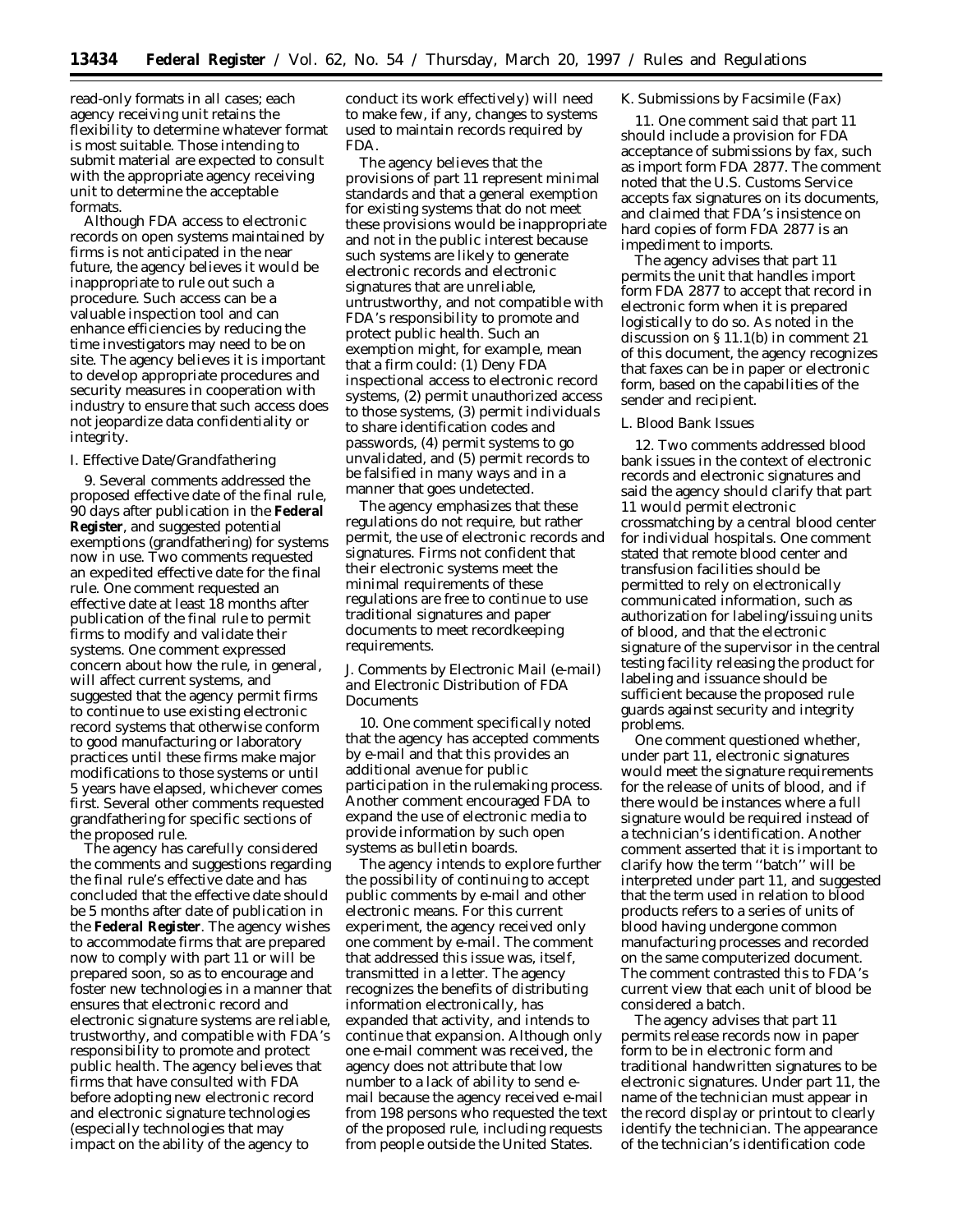read-only formats in all cases; each agency receiving unit retains the flexibility to determine whatever format is most suitable. Those intending to submit material are expected to consult with the appropriate agency receiving unit to determine the acceptable formats.

Although FDA access to electronic records on open systems maintained by firms is not anticipated in the near future, the agency believes it would be inappropriate to rule out such a procedure. Such access can be a valuable inspection tool and can enhance efficiencies by reducing the time investigators may need to be on site. The agency believes it is important to develop appropriate procedures and security measures in cooperation with industry to ensure that such access does not jeopardize data confidentiality or integrity.

*I. Effective Date/Grandfathering*

9. Several comments addressed the proposed effective date of the final rule, 90 days after publication in the **Federal Register**, and suggested potential exemptions (grandfathering) for systems now in use. Two comments requested an expedited effective date for the final rule. One comment requested an effective date at least 18 months after publication of the final rule to permit firms to modify and validate their systems. One comment expressed concern about how the rule, in general, will affect current systems, and suggested that the agency permit firms to continue to use existing electronic record systems that otherwise conform to good manufacturing or laboratory practices until these firms make major modifications to those systems or until 5 years have elapsed, whichever comes first. Several other comments requested grandfathering for specific sections of the proposed rule.

The agency has carefully considered the comments and suggestions regarding the final rule's effective date and has concluded that the effective date should be 5 months after date of publication in the **Federal Register**. The agency wishes to accommodate firms that are prepared now to comply with part 11 or will be prepared soon, so as to encourage and foster new technologies in a manner that ensures that electronic record and electronic signature systems are reliable, trustworthy, and compatible with FDA's responsibility to promote and protect public health. The agency believes that firms that have consulted with FDA before adopting new electronic record and electronic signature technologies (especially technologies that may impact on the ability of the agency to conduct its work effectively) will need to make few, if any, changes to systems used to maintain records required by FDA.

The agency believes that the provisions of part 11 represent minimal standards and that a general exemption for existing systems that do not meet these provisions would be inappropriate and not in the public interest because such systems are likely to generate electronic records and electronic signatures that are unreliable, untrustworthy, and not compatible with FDA's responsibility to promote and protect public health. Such an exemption might, for example, mean that a firm could: (1) Deny FDA inspectional access to electronic record systems, (2) permit unauthorized access to those systems, (3) permit individuals to share identification codes and passwords, (4) permit systems to go unvalidated, and (5) permit records to be falsified in many ways and in a manner that goes undetected.

The agency emphasizes that these regulations do not require, but rather permit, the use of electronic records and signatures. Firms not confident that their electronic systems meet the minimal requirements of these regulations are free to continue to use traditional signatures and paper documents to meet recordkeeping requirements.

*J. Comments by Electronic Mail (e-mail) and Electronic Distribution of FDA Documents*

10. One comment specifically noted that the agency has accepted comments by e-mail and that this provides an additional avenue for public participation in the rulemaking process. Another comment encouraged FDA to expand the use of electronic media to provide information by such open systems as bulletin boards.

The agency intends to explore further the possibility of continuing to accept public comments by e-mail and other electronic means. For this current experiment, the agency received only one comment by e-mail. The comment that addressed this issue was, itself, transmitted in a letter. The agency recognizes the benefits of distributing information electronically, has expanded that activity, and intends to continue that expansion. Although only one e-mail comment was received, the agency does not attribute that low number to a lack of ability to send e-mail because the agency received e-mail from 198 persons who requested the text of the proposed rule, including requests from people outside the United States.

*K. Submissions by Facsimile (Fax)*

11. One comment said that part 11 should include a provision for FDA acceptance of submissions by fax, such as import form FDA 2877. The comment noted that the U.S. Customs Service accepts fax signatures on its documents, and claimed that FDA's insistence on hard copies of form FDA 2877 is an impediment to imports.

The agency advises that part 11 permits the unit that handles import form FDA 2877 to accept that record in electronic form when it is prepared logistically to do so. As noted in the discussion on § 11.1(b) in comment 21 of this document, the agency recognizes that faxes can be in paper or electronic form, based on the capabilities of the sender and recipient.

*L. Blood Bank Issues*

12. Two comments addressed blood bank issues in the context of electronic records and electronic signatures and said the agency should clarify that part 11 would permit electronic crossmatching by a central blood center for individual hospitals. One comment stated that remote blood center and transfusion facilities should be permitted to rely on electronically communicated information, such as authorization for labeling/issuing units of blood, and that the electronic signature of the supervisor in the central testing facility releasing the product for labeling and issuance should be sufficient because the proposed rule guards against security and integrity problems.

One comment questioned whether, under part 11, electronic signatures would meet the signature requirements for the release of units of blood, and if there would be instances where a full signature would be required instead of a technician's identification. Another comment asserted that it is important to clarify how the term ''batch'' will be interpreted under part 11, and suggested that the term used in relation to blood products refers to a series of units of blood having undergone common manufacturing processes and recorded on the same computerized document. The comment contrasted this to FDA's current view that each unit of blood be considered a batch.

The agency advises that part 11 permits release records now in paper form to be in electronic form and traditional handwritten signatures to be electronic signatures. Under part 11, the name of the technician must appear in the record display or printout to clearly identify the technician. The appearance of the technician's identification code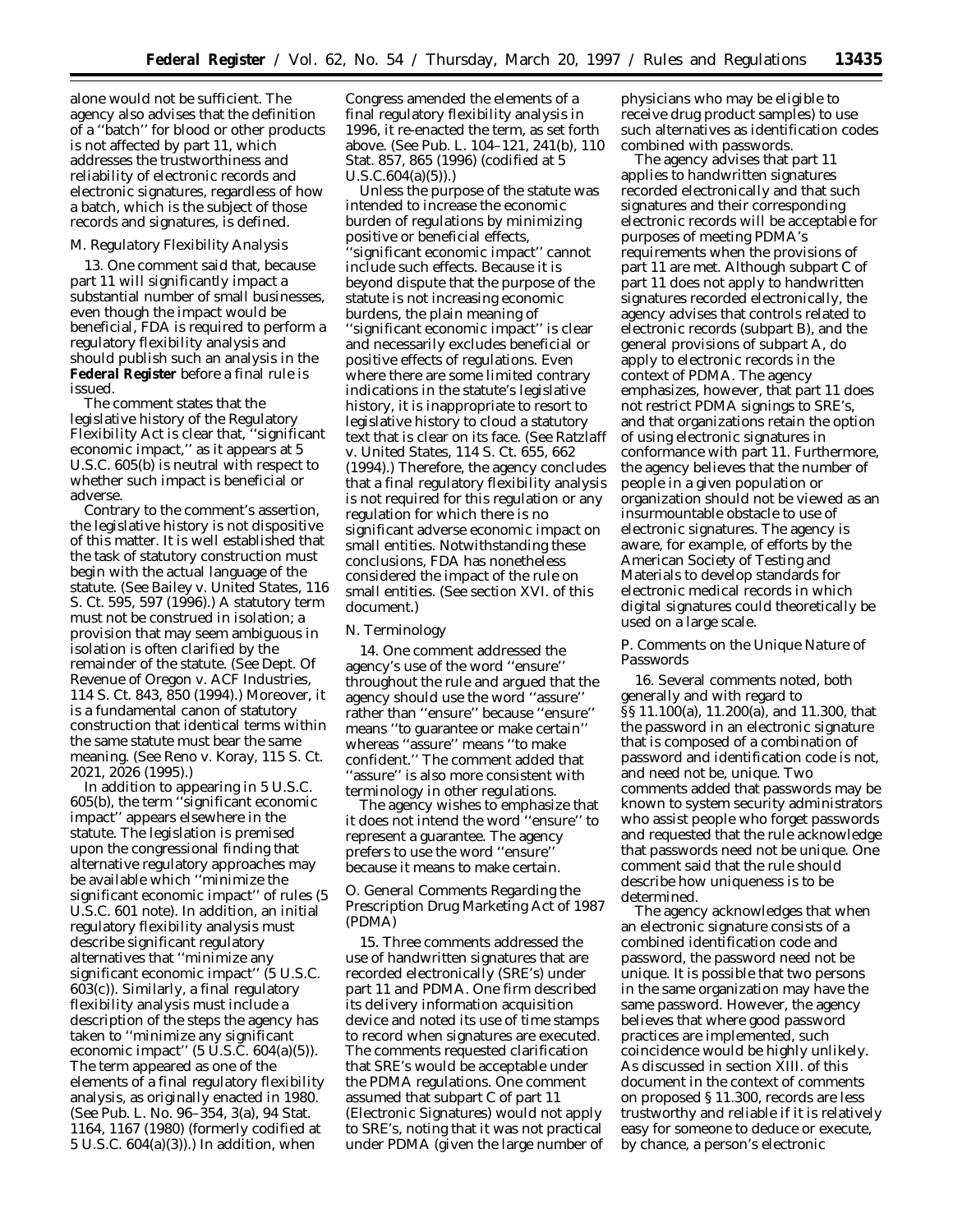alone would not be sufficient. The agency also advises that the definition of a ''batch'' for blood or other products is not affected by part 11, which addresses the trustworthiness and reliability of electronic records and electronic signatures, regardless of how a batch, which is the subject of those records and signatures, is defined.

### *M. Regulatory Flexibility Analysis*

13. One comment said that, because part 11 will significantly impact a substantial number of small businesses, even though the impact would be beneficial, FDA is required to perform a regulatory flexibility analysis and should publish such an analysis in the **Federal Register** before a final rule is issued.

The comment states that the legislative history of the Regulatory Flexibility Act is clear that, ''significant economic impact,'' as it appears at 5 U.S.C. 605(b) is neutral with respect to whether such impact is beneficial or adverse.

Contrary to the comment's assertion, the legislative history is not dispositive of this matter. It is well established that the task of statutory construction must begin with the actual language of the statute. (See *Bailey* v. *United States*, 116 S. Ct. 595, 597 (1996).) A statutory term must not be construed in isolation; a provision that may seem ambiguous in isolation is often clarified by the remainder of the statute. (See *Dept. Of Revenue of Oregon* v. *ACF Industries*, 114 S. Ct. 843, 850 (1994).) Moreover, it is a fundamental canon of statutory construction that identical terms within the same statute must bear the same meaning. (See *Reno* v. *Koray*, 115 S. Ct. 2021, 2026 (1995).)

In addition to appearing in 5 U.S.C. 605(b), the term ''significant economic impact'' appears elsewhere in the statute. The legislation is premised upon the congressional finding that alternative regulatory approaches may be available which ''minimize the significant economic impact'' of rules (5 U.S.C. 601 note). In addition, an initial regulatory flexibility analysis must describe significant regulatory alternatives that ''minimize any significant economic impact'' (5 U.S.C. 603(c)). Similarly, a final regulatory flexibility analysis must include a description of the steps the agency has taken to ''minimize any significant economic impact'' (5 U.S.C. 604(a)(5)). The term appeared as one of the elements of a final regulatory flexibility analysis, as originally enacted in 1980. (See Pub. L. No. 96–354, 3(a), 94 Stat. 1164, 1167 (1980) (formerly codified at 5 U.S.C. 604(a)(3)).) In addition, when Congress amended the elements of a final regulatory flexibility analysis in 1996, it re-enacted the term, as set forth above. (See Pub. L. 104–121, 241(b), 110 Stat. 857, 865 (1996) (codified at 5 U.S.C.604(a)(5)).)

Unless the purpose of the statute was intended to increase the economic burden of regulations by minimizing positive or beneficial effects, ''significant economic impact'' cannot include such effects. Because it is beyond dispute that the purpose of the statute is not increasing economic burdens, the plain meaning of ''significant economic impact'' is clear and necessarily excludes beneficial or positive effects of regulations. Even where there are some limited contrary indications in the statute's legislative history, it is inappropriate to resort to legislative history to cloud a statutory text that is clear on its face. (See *Ratzlaff* v. *United States*, 114 S. Ct. 655, 662 (1994).) Therefore, the agency concludes that a final regulatory flexibility analysis is not required for this regulation or any regulation for which there is no significant adverse economic impact on small entities. Notwithstanding these conclusions, FDA has nonetheless considered the impact of the rule on small entities. (See section XVI. of this document.)

### *N. Terminology*

14. One comment addressed the agency's use of the word ''ensure'' throughout the rule and argued that the agency should use the word ''assure'' rather than ''ensure'' because ''ensure'' means ''to guarantee or make certain'' whereas ''assure'' means ''to make confident.'' The comment added that ''assure'' is also more consistent with terminology in other regulations.

The agency wishes to emphasize that it does not intend the word ''ensure'' to represent a guarantee. The agency prefers to use the word ''ensure'' because it means to make certain.

### *O. General Comments Regarding the Prescription Drug Marketing Act of 1987 (PDMA)*

15. Three comments addressed the use of handwritten signatures that are recorded electronically (SRE's) under part 11 and PDMA. One firm described its delivery information acquisition device and noted its use of time stamps to record when signatures are executed. The comments requested clarification that SRE's would be acceptable under the PDMA regulations. One comment assumed that subpart C of part 11 (Electronic Signatures) would not apply to SRE's, noting that it was not practical under PDMA (given the large number of physicians who may be eligible to receive drug product samples) to use such alternatives as identification codes combined with passwords.

The agency advises that part 11 applies to handwritten signatures recorded electronically and that such signatures and their corresponding electronic records will be acceptable for purposes of meeting PDMA's requirements when the provisions of part 11 are met. Although subpart C of part 11 does not apply to handwritten signatures recorded electronically, the agency advises that controls related to electronic records (subpart B), and the general provisions of subpart A, do apply to electronic records in the context of PDMA. The agency emphasizes, however, that part 11 does not restrict PDMA signings to SRE's, and that organizations retain the option of using electronic signatures in conformance with part 11. Furthermore, the agency believes that the number of people in a given population or organization should not be viewed as an insurmountable obstacle to use of electronic signatures. The agency is aware, for example, of efforts by the American Society of Testing and Materials to develop standards for electronic medical records in which digital signatures could theoretically be used on a large scale.

### *P. Comments on the Unique Nature of Passwords*

16. Several comments noted, both generally and with regard to §§ 11.100(a), 11.200(a), and 11.300, that the password in an electronic signature that is composed of a combination of password and identification code is not, and need not be, unique. Two comments added that passwords may be known to system security administrators who assist people who forget passwords and requested that the rule acknowledge that passwords need not be unique. One comment said that the rule should describe how uniqueness is to be determined.

The agency acknowledges that when an electronic signature consists of a combined identification code and password, the password need not be unique. It is possible that two persons in the same organization may have the same password. However, the agency believes that where good password practices are implemented, such coincidence would be highly unlikely. As discussed in section XIII. of this document in the context of comments on proposed § 11.300, records are less trustworthy and reliable if it is relatively easy for someone to deduce or execute, by chance, a person's electronic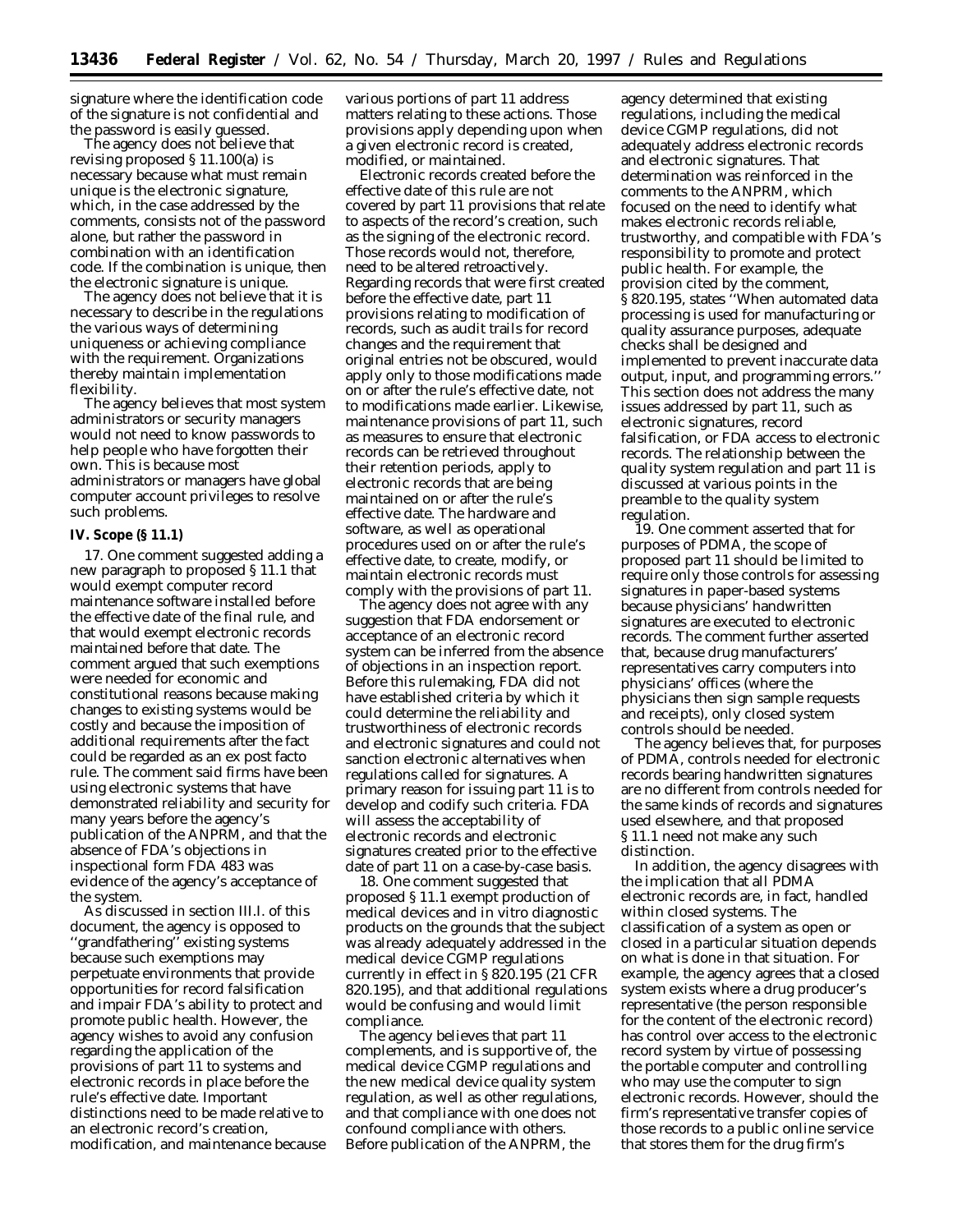signature where the identification code of the signature is not confidential and the password is easily guessed.

The agency does not believe that revising proposed § 11.100(a) is necessary because what must remain unique is the electronic signature, which, in the case addressed by the comments, consists not of the password alone, but rather the password in combination with an identification code. If the combination is unique, then the electronic signature is unique.

The agency does not believe that it is necessary to describe in the regulations the various ways of determining uniqueness or achieving compliance with the requirement. Organizations thereby maintain implementation flexibility.

The agency believes that most system administrators or security managers would not need to know passwords to help people who have forgotten their own. This is because most administrators or managers have global computer account privileges to resolve such problems.

**IV. Scope (§ 11.1)**

17. One comment suggested adding a new paragraph to proposed § 11.1 that would exempt computer record maintenance software installed before the effective date of the final rule, and that would exempt electronic records maintained before that date. The comment argued that such exemptions were needed for economic and constitutional reasons because making changes to existing systems would be costly and because the imposition of additional requirements after the fact could be regarded as an ex post facto rule. The comment said firms have been using electronic systems that have demonstrated reliability and security for many years before the agency's publication of the ANPRM, and that the absence of FDA's objections in inspectional form FDA 483 was evidence of the agency's acceptance of the system.

As discussed in section III.I. of this document, the agency is opposed to ''grandfathering'' existing systems because such exemptions may perpetuate environments that provide opportunities for record falsification and impair FDA's ability to protect and promote public health. However, the agency wishes to avoid any confusion regarding the application of the provisions of part 11 to systems and electronic records in place before the rule's effective date. Important distinctions need to be made relative to an electronic record's creation, modification, and maintenance because various portions of part 11 address matters relating to these actions. Those provisions apply depending upon when a given electronic record is created, modified, or maintained.

Electronic records created before the effective date of this rule are not covered by part 11 provisions that relate to aspects of the record's creation, such as the signing of the electronic record. Those records would not, therefore, need to be altered retroactively. Regarding records that were first created before the effective date, part 11 provisions relating to modification of records, such as audit trails for record changes and the requirement that original entries not be obscured, would apply only to those modifications made on or after the rule's effective date, not to modifications made earlier. Likewise, maintenance provisions of part 11, such as measures to ensure that electronic records can be retrieved throughout their retention periods, apply to electronic records that are being maintained on or after the rule's effective date. The hardware and software, as well as operational procedures used on or after the rule's effective date, to create, modify, or maintain electronic records must comply with the provisions of part 11.

The agency does not agree with any suggestion that FDA endorsement or acceptance of an electronic record system can be inferred from the absence of objections in an inspection report. Before this rulemaking, FDA did not have established criteria by which it could determine the reliability and trustworthiness of electronic records and electronic signatures and could not sanction electronic alternatives when regulations called for signatures. A primary reason for issuing part 11 is to develop and codify such criteria. FDA will assess the acceptability of electronic records and electronic signatures created prior to the effective date of part 11 on a case-by-case basis.

18. One comment suggested that proposed § 11.1 exempt production of medical devices and in vitro diagnostic products on the grounds that the subject was already adequately addressed in the medical device CGMP regulations currently in effect in § 820.195 (21 CFR 820.195), and that additional regulations would be confusing and would limit compliance.

The agency believes that part 11 complements, and is supportive of, the medical device CGMP regulations and the new medical device quality system regulation, as well as other regulations, and that compliance with one does not confound compliance with others. Before publication of the ANPRM, the agency determined that existing regulations, including the medical device CGMP regulations, did not adequately address electronic records and electronic signatures. That determination was reinforced in the comments to the ANPRM, which focused on the need to identify what makes electronic records reliable, trustworthy, and compatible with FDA's responsibility to promote and protect public health. For example, the provision cited by the comment, § 820.195, states ''When automated data processing is used for manufacturing or quality assurance purposes, adequate checks shall be designed and implemented to prevent inaccurate data output, input, and programming errors.'' This section does not address the many issues addressed by part 11, such as electronic signatures, record falsification, or FDA access to electronic records. The relationship between the quality system regulation and part 11 is discussed at various points in the preamble to the quality system regulation.

19. One comment asserted that for purposes of PDMA, the scope of proposed part 11 should be limited to require only those controls for assessing signatures in paper-based systems because physicians' handwritten signatures are executed to electronic records. The comment further asserted that, because drug manufacturers' representatives carry computers into physicians' offices (where the physicians then sign sample requests and receipts), only closed system controls should be needed.

The agency believes that, for purposes of PDMA, controls needed for electronic records bearing handwritten signatures are no different from controls needed for the same kinds of records and signatures used elsewhere, and that proposed § 11.1 need not make any such distinction.

In addition, the agency disagrees with the implication that all PDMA electronic records are, in fact, handled within closed systems. The classification of a system as open or closed in a particular situation depends on what is done in that situation. For example, the agency agrees that a closed system exists where a drug producer's representative (the person responsible for the content of the electronic record) has control over access to the electronic record system by virtue of possessing the portable computer and controlling who may use the computer to sign electronic records. However, should the firm's representative transfer copies of those records to a public online service that stores them for the drug firm's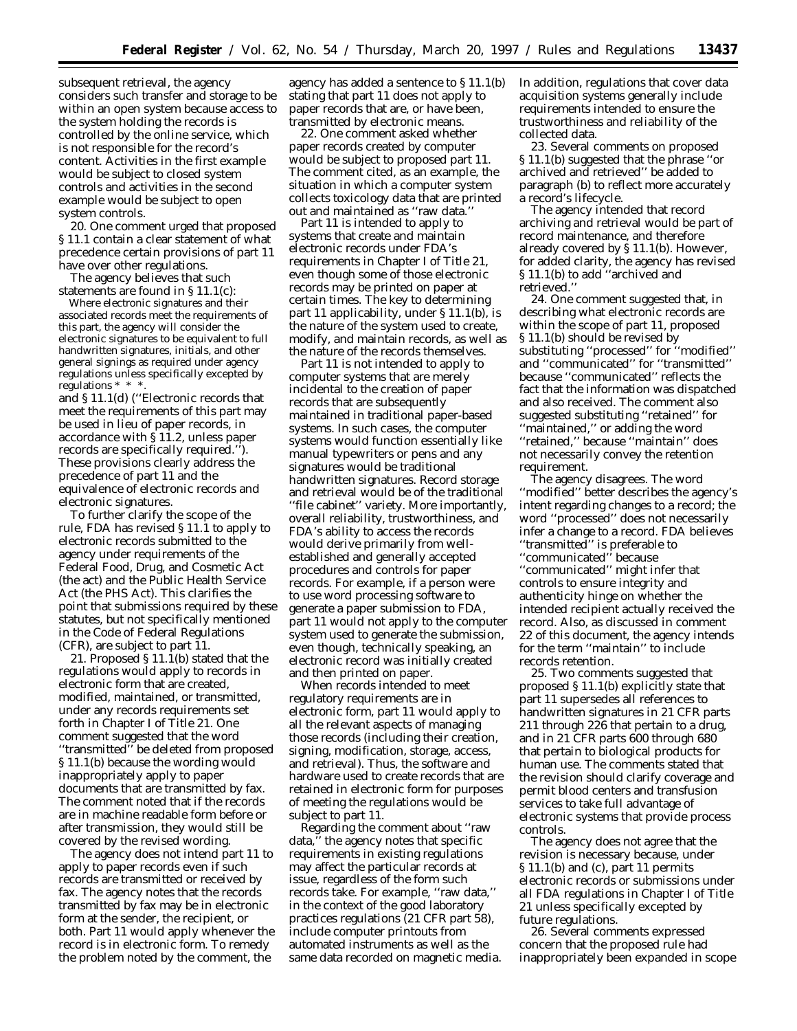subsequent retrieval, the agency considers such transfer and storage to be within an open system because access to the system holding the records is controlled by the online service, which is not responsible for the record's content. Activities in the first example would be subject to closed system controls and activities in the second example would be subject to open system controls.

20. One comment urged that proposed § 11.1 contain a clear statement of what precedence certain provisions of part 11 have over other regulations.

The agency believes that such statements are found in § 11.1(c):

> Where electronic signatures and their associated records meet the requirements of this part, the agency will consider the electronic signatures to be equivalent to full handwritten signatures, initials, and other general signings as required under agency regulations unless specifically excepted by regulations * * *.

and § 11.1(d) (''Electronic records that meet the requirements of this part may be used in lieu of paper records, in accordance with § 11.2, unless paper records are specifically required.''). These provisions clearly address the precedence of part 11 and the equivalence of electronic records and electronic signatures.

To further clarify the scope of the rule, FDA has revised § 11.1 to apply to electronic records submitted to the agency under requirements of the Federal Food, Drug, and Cosmetic Act (the act) and the Public Health Service Act (the PHS Act). This clarifies the point that submissions required by these statutes, but not specifically mentioned in the Code of Federal Regulations (CFR), are subject to part 11.

21. Proposed § 11.1(b) stated that the regulations would apply to records in electronic form that are created, modified, maintained, or transmitted, under any records requirements set forth in Chapter I of Title 21. One comment suggested that the word ''transmitted'' be deleted from proposed § 11.1(b) because the wording would inappropriately apply to paper documents that are transmitted by fax. The comment noted that if the records are in machine readable form before or after transmission, they would still be covered by the revised wording.

The agency does not intend part 11 to apply to paper records even if such records are transmitted or received by fax. The agency notes that the records transmitted by fax may be in electronic form at the sender, the recipient, or both. Part 11 would apply whenever the record is in electronic form. To remedy the problem noted by the comment, the agency has added a sentence to § 11.1(b) stating that part 11 does not apply to paper records that are, or have been, transmitted by electronic means.

22. One comment asked whether paper records created by computer would be subject to proposed part 11. The comment cited, as an example, the situation in which a computer system collects toxicology data that are printed out and maintained as ''raw data.''

Part 11 is intended to apply to systems that create and maintain electronic records under FDA's requirements in Chapter I of Title 21, even though some of those electronic records may be printed on paper at certain times. The key to determining part 11 applicability, under § 11.1(b), is the nature of the system used to create, modify, and maintain records, as well as the nature of the records themselves.

Part 11 is not intended to apply to computer systems that are merely incidental to the creation of paper records that are subsequently maintained in traditional paper-based systems. In such cases, the computer systems would function essentially like manual typewriters or pens and any signatures would be traditional handwritten signatures. Record storage and retrieval would be of the traditional ''file cabinet'' variety. More importantly, overall reliability, trustworthiness, and FDA's ability to access the records would derive primarily from well-established and generally accepted procedures and controls for paper records. For example, if a person were to use word processing software to generate a paper submission to FDA, part 11 would not apply to the computer system used to generate the submission, even though, technically speaking, an electronic record was initially created and then printed on paper.

When records intended to meet regulatory requirements are in electronic form, part 11 would apply to all the relevant aspects of managing those records (including their creation, signing, modification, storage, access, and retrieval). Thus, the software and hardware used to create records that are retained in electronic form for purposes of meeting the regulations would be subject to part 11.

Regarding the comment about ''raw data,'' the agency notes that specific requirements in existing regulations may affect the particular records at issue, regardless of the form such records take. For example, ''raw data,'' in the context of the good laboratory practices regulations (21 CFR part 58), include computer printouts from automated instruments as well as the same data recorded on magnetic media. In addition, regulations that cover data acquisition systems generally include requirements intended to ensure the trustworthiness and reliability of the collected data.

23. Several comments on proposed § 11.1(b) suggested that the phrase ''or archived and retrieved'' be added to paragraph (b) to reflect more accurately a record's lifecycle.

The agency intended that record archiving and retrieval would be part of record maintenance, and therefore already covered by § 11.1(b). However, for added clarity, the agency has revised § 11.1(b) to add ''archived and retrieved.''

24. One comment suggested that, in describing what electronic records are within the scope of part 11, proposed § 11.1(b) should be revised by substituting ''processed'' for ''modified'' and ''communicated'' for ''transmitted'' because ''communicated'' reflects the fact that the information was dispatched and also received. The comment also suggested substituting ''retained'' for ''maintained,'' or adding the word ''retained,'' because ''maintain'' does not necessarily convey the retention requirement.

The agency disagrees. The word ''modified'' better describes the agency's intent regarding changes to a record; the word ''processed'' does not necessarily infer a change to a record. FDA believes ''transmitted'' is preferable to ''communicated'' because ''communicated'' might infer that controls to ensure integrity and authenticity hinge on whether the intended recipient actually received the record. Also, as discussed in comment 22 of this document, the agency intends for the term ''maintain'' to include records retention.

25. Two comments suggested that proposed § 11.1(b) explicitly state that part 11 supersedes all references to handwritten signatures in 21 CFR parts 211 through 226 that pertain to a drug, and in 21 CFR parts 600 through 680 that pertain to biological products for human use. The comments stated that the revision should clarify coverage and permit blood centers and transfusion services to take full advantage of electronic systems that provide process controls.

The agency does not agree that the revision is necessary because, under § 11.1(b) and (c), part 11 permits electronic records or submissions under all FDA regulations in Chapter I of Title 21 unless specifically excepted by future regulations.

26. Several comments expressed concern that the proposed rule had inappropriately been expanded in scope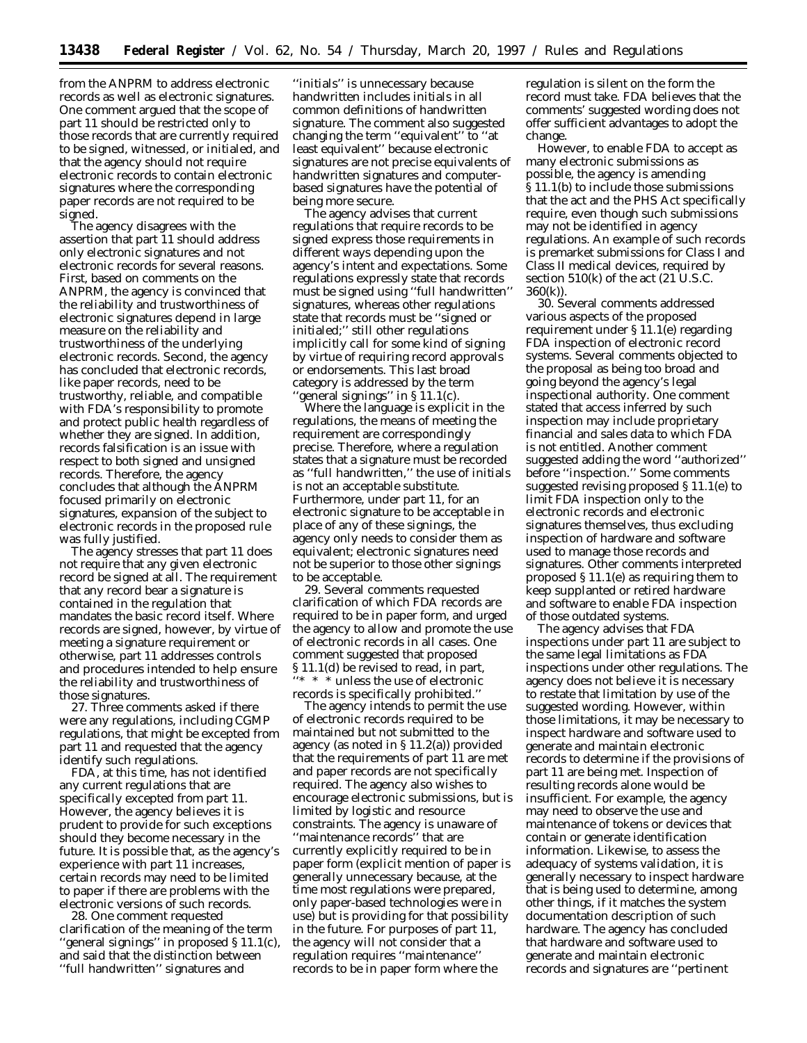from the ANPRM to address electronic records as well as electronic signatures. One comment argued that the scope of part 11 should be restricted only to those records that are currently required to be signed, witnessed, or initialed, and that the agency should not require electronic records to contain electronic signatures where the corresponding paper records are not required to be signed.

The agency disagrees with the assertion that part 11 should address only electronic signatures and not electronic records for several reasons. First, based on comments on the ANPRM, the agency is convinced that the reliability and trustworthiness of electronic signatures depend in large measure on the reliability and trustworthiness of the underlying electronic records. Second, the agency has concluded that electronic records, like paper records, need to be trustworthy, reliable, and compatible with FDA's responsibility to promote and protect public health regardless of whether they are signed. In addition, records falsification is an issue with respect to both signed and unsigned records. Therefore, the agency concludes that although the ANPRM focused primarily on electronic signatures, expansion of the subject to electronic records in the proposed rule was fully justified.

The agency stresses that part 11 does not require that any given electronic record be signed at all. The requirement that any record bear a signature is contained in the regulation that mandates the basic record itself. Where records are signed, however, by virtue of meeting a signature requirement or otherwise, part 11 addresses controls and procedures intended to help ensure the reliability and trustworthiness of those signatures.

27. Three comments asked if there were any regulations, including CGMP regulations, that might be excepted from part 11 and requested that the agency identify such regulations.

FDA, at this time, has not identified any current regulations that are specifically excepted from part 11. However, the agency believes it is prudent to provide for such exceptions should they become necessary in the future. It is possible that, as the agency's experience with part 11 increases, certain records may need to be limited to paper if there are problems with the electronic versions of such records.

28. One comment requested clarification of the meaning of the term ''general signings'' in proposed § 11.1(c), and said that the distinction between ''full handwritten'' signatures and ''initials'' is unnecessary because handwritten includes initials in all common definitions of handwritten signature. The comment also suggested changing the term ''equivalent'' to ''at least equivalent'' because electronic signatures are not precise equivalents of handwritten signatures and computer-based signatures have the potential of being more secure.

The agency advises that current regulations that require records to be signed express those requirements in different ways depending upon the agency's intent and expectations. Some regulations expressly state that records must be signed using ''full handwritten'' signatures, whereas other regulations state that records must be ''signed or initialed;'' still other regulations implicitly call for some kind of signing by virtue of requiring record approvals or endorsements. This last broad category is addressed by the term ''general signings'' in § 11.1(c).

Where the language is explicit in the regulations, the means of meeting the requirement are correspondingly precise. Therefore, where a regulation states that a signature must be recorded as ''full handwritten,'' the use of initials is not an acceptable substitute. Furthermore, under part 11, for an electronic signature to be acceptable in place of any of these signings, the agency only needs to consider them as equivalent; electronic signatures need not be superior to those other signings to be acceptable.

29. Several comments requested clarification of which FDA records are required to be in paper form, and urged the agency to allow and promote the use of electronic records in all cases. One comment suggested that proposed § 11.1(d) be revised to read, in part, ''* * * unless the use of electronic records is specifically prohibited.''

The agency intends to permit the use of electronic records required to be maintained but not submitted to the agency (as noted in § 11.2(a)) provided that the requirements of part 11 are met and paper records are not specifically required. The agency also wishes to encourage electronic submissions, but is limited by logistic and resource constraints. The agency is unaware of ''maintenance records'' that are currently explicitly required to be in paper form (explicit mention of paper is generally unnecessary because, at the time most regulations were prepared, only paper-based technologies were in use) but is providing for that possibility in the future. For purposes of part 11, the agency will not consider that a regulation requires ''maintenance'' records to be in paper form where the regulation is silent on the form the record must take. FDA believes that the comments' suggested wording does not offer sufficient advantages to adopt the change.

However, to enable FDA to accept as many electronic submissions as possible, the agency is amending § 11.1(b) to include those submissions that the act and the PHS Act specifically require, even though such submissions may not be identified in agency regulations. An example of such records is premarket submissions for Class I and Class II medical devices, required by section 510(k) of the act (21 U.S.C. 360(k)).

30. Several comments addressed various aspects of the proposed requirement under § 11.1(e) regarding FDA inspection of electronic record systems. Several comments objected to the proposal as being too broad and going beyond the agency's legal inspectional authority. One comment stated that access inferred by such inspection may include proprietary financial and sales data to which FDA is not entitled. Another comment suggested adding the word ''authorized'' before ''inspection.'' Some comments suggested revising proposed § 11.1(e) to limit FDA inspection only to the electronic records and electronic signatures themselves, thus excluding inspection of hardware and software used to manage those records and signatures. Other comments interpreted proposed § 11.1(e) as requiring them to keep supplanted or retired hardware and software to enable FDA inspection of those outdated systems.

The agency advises that FDA inspections under part 11 are subject to the same legal limitations as FDA inspections under other regulations. The agency does not believe it is necessary to restate that limitation by use of the suggested wording. However, within those limitations, it may be necessary to inspect hardware and software used to generate and maintain electronic records to determine if the provisions of part 11 are being met. Inspection of resulting records alone would be insufficient. For example, the agency may need to observe the use and maintenance of tokens or devices that contain or generate identification information. Likewise, to assess the adequacy of systems validation, it is generally necessary to inspect hardware that is being used to determine, among other things, if it matches the system documentation description of such hardware. The agency has concluded that hardware and software used to generate and maintain electronic records and signatures are ''pertinent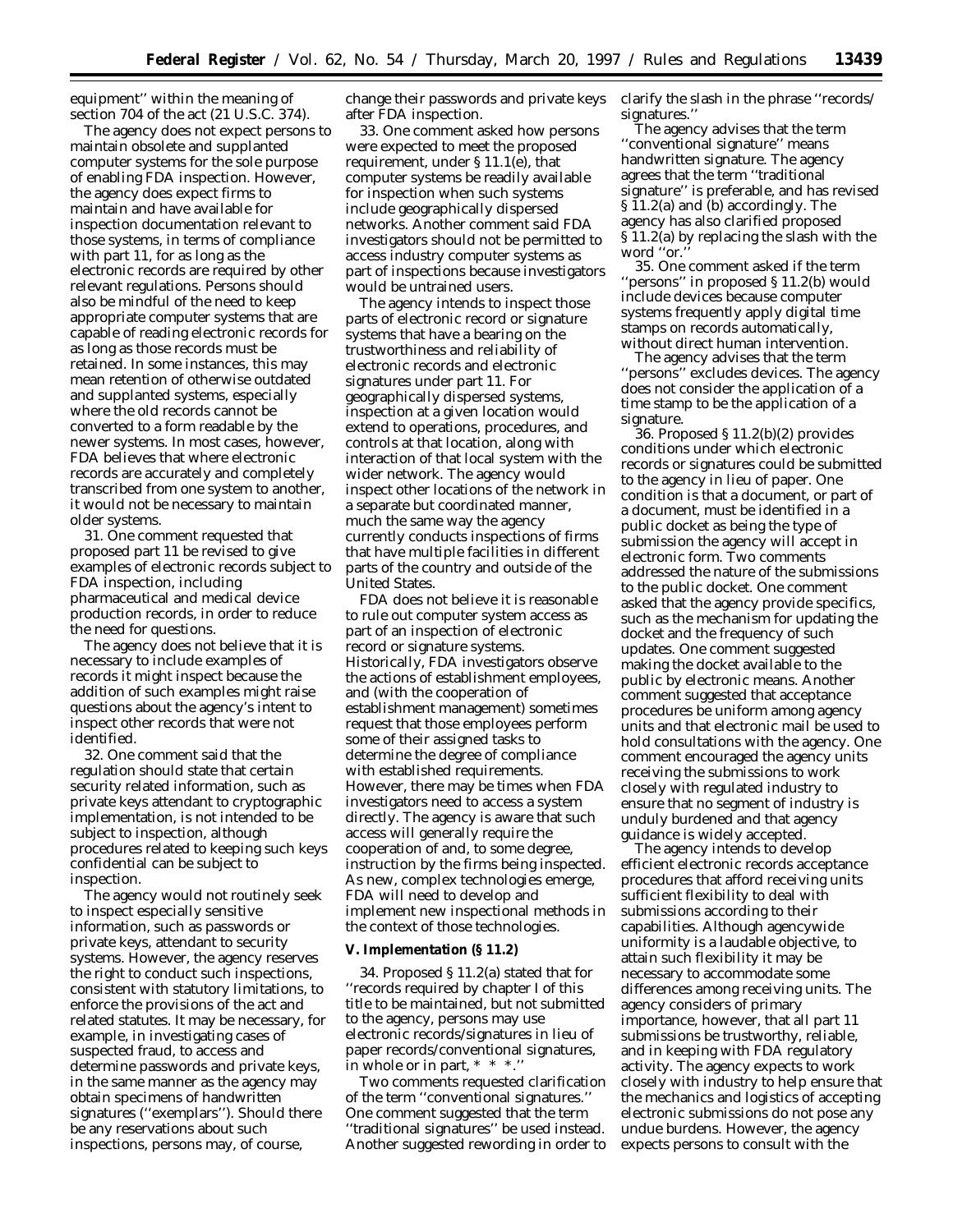equipment'' within the meaning of section 704 of the act (21 U.S.C. 374).

The agency does not expect persons to maintain obsolete and supplanted computer systems for the sole purpose of enabling FDA inspection. However, the agency does expect firms to maintain and have available for inspection documentation relevant to those systems, in terms of compliance with part 11, for as long as the electronic records are required by other relevant regulations. Persons should also be mindful of the need to keep appropriate computer systems that are capable of reading electronic records for as long as those records must be retained. In some instances, this may mean retention of otherwise outdated and supplanted systems, especially where the old records cannot be converted to a form readable by the newer systems. In most cases, however, FDA believes that where electronic records are accurately and completely transcribed from one system to another, it would not be necessary to maintain older systems.

31. One comment requested that proposed part 11 be revised to give examples of electronic records subject to FDA inspection, including pharmaceutical and medical device production records, in order to reduce the need for questions.

The agency does not believe that it is necessary to include examples of records it might inspect because the addition of such examples might raise questions about the agency's intent to inspect other records that were not identified.

32. One comment said that the regulation should state that certain security related information, such as private keys attendant to cryptographic implementation, is not intended to be subject to inspection, although procedures related to keeping such keys confidential can be subject to inspection.

The agency would not routinely seek to inspect especially sensitive information, such as passwords or private keys, attendant to security systems. However, the agency reserves the right to conduct such inspections, consistent with statutory limitations, to enforce the provisions of the act and related statutes. It may be necessary, for example, in investigating cases of suspected fraud, to access and determine passwords and private keys, in the same manner as the agency may obtain specimens of handwritten signatures (''exemplars''). Should there be any reservations about such inspections, persons may, of course, change their passwords and private keys after FDA inspection.

33. One comment asked how persons were expected to meet the proposed requirement, under § 11.1(e), that computer systems be readily available for inspection when such systems include geographically dispersed networks. Another comment said FDA investigators should not be permitted to access industry computer systems as part of inspections because investigators would be untrained users.

The agency intends to inspect those parts of electronic record or signature systems that have a bearing on the trustworthiness and reliability of electronic records and electronic signatures under part 11. For geographically dispersed systems, inspection at a given location would extend to operations, procedures, and controls at that location, along with interaction of that local system with the wider network. The agency would inspect other locations of the network in a separate but coordinated manner, much the same way the agency currently conducts inspections of firms that have multiple facilities in different parts of the country and outside of the United States.

FDA does not believe it is reasonable to rule out computer system access as part of an inspection of electronic record or signature systems. Historically, FDA investigators observe the actions of establishment employees, and (with the cooperation of establishment management) sometimes request that those employees perform some of their assigned tasks to determine the degree of compliance with established requirements. However, there may be times when FDA investigators need to access a system directly. The agency is aware that such access will generally require the cooperation of and, to some degree, instruction by the firms being inspected. As new, complex technologies emerge, FDA will need to develop and implement new inspectional methods in the context of those technologies.

## V. Implementation (§ 11.2)

34. Proposed § 11.2(a) stated that for ''records required by chapter I of this title to be maintained, but not submitted to the agency, persons may use electronic records/signatures in lieu of paper records/conventional signatures, in whole or in part, * * *.''

Two comments requested clarification of the term ''conventional signatures.'' One comment suggested that the term ''traditional signatures'' be used instead. Another suggested rewording in order to clarify the slash in the phrase ''records/signatures.''

The agency advises that the term ''conventional signature'' means handwritten signature. The agency agrees that the term ''traditional signature'' is preferable, and has revised § 11.2(a) and (b) accordingly. The agency has also clarified proposed § 11.2(a) by replacing the slash with the word ''or.''

35. One comment asked if the term ''persons'' in proposed § 11.2(b) would include devices because computer systems frequently apply digital time stamps on records automatically, without direct human intervention.

The agency advises that the term ''persons'' excludes devices. The agency does not consider the application of a time stamp to be the application of a signature.

36. Proposed § 11.2(b)(2) provides conditions under which electronic records or signatures could be submitted to the agency in lieu of paper. One condition is that a document, or part of a document, must be identified in a public docket as being the type of submission the agency will accept in electronic form. Two comments addressed the nature of the submissions to the public docket. One comment asked that the agency provide specifics, such as the mechanism for updating the docket and the frequency of such updates. One comment suggested making the docket available to the public by electronic means. Another comment suggested that acceptance procedures be uniform among agency units and that electronic mail be used to hold consultations with the agency. One comment encouraged the agency units receiving the submissions to work closely with regulated industry to ensure that no segment of industry is unduly burdened and that agency guidance is widely accepted.

The agency intends to develop efficient electronic records acceptance procedures that afford receiving units sufficient flexibility to deal with submissions according to their capabilities. Although agencywide uniformity is a laudable objective, to attain such flexibility it may be necessary to accommodate some differences among receiving units. The agency considers of primary importance, however, that all part 11 submissions be trustworthy, reliable, and in keeping with FDA regulatory activity. The agency expects to work closely with industry to help ensure that the mechanics and logistics of accepting electronic submissions do not pose any undue burdens. However, the agency expects persons to consult with the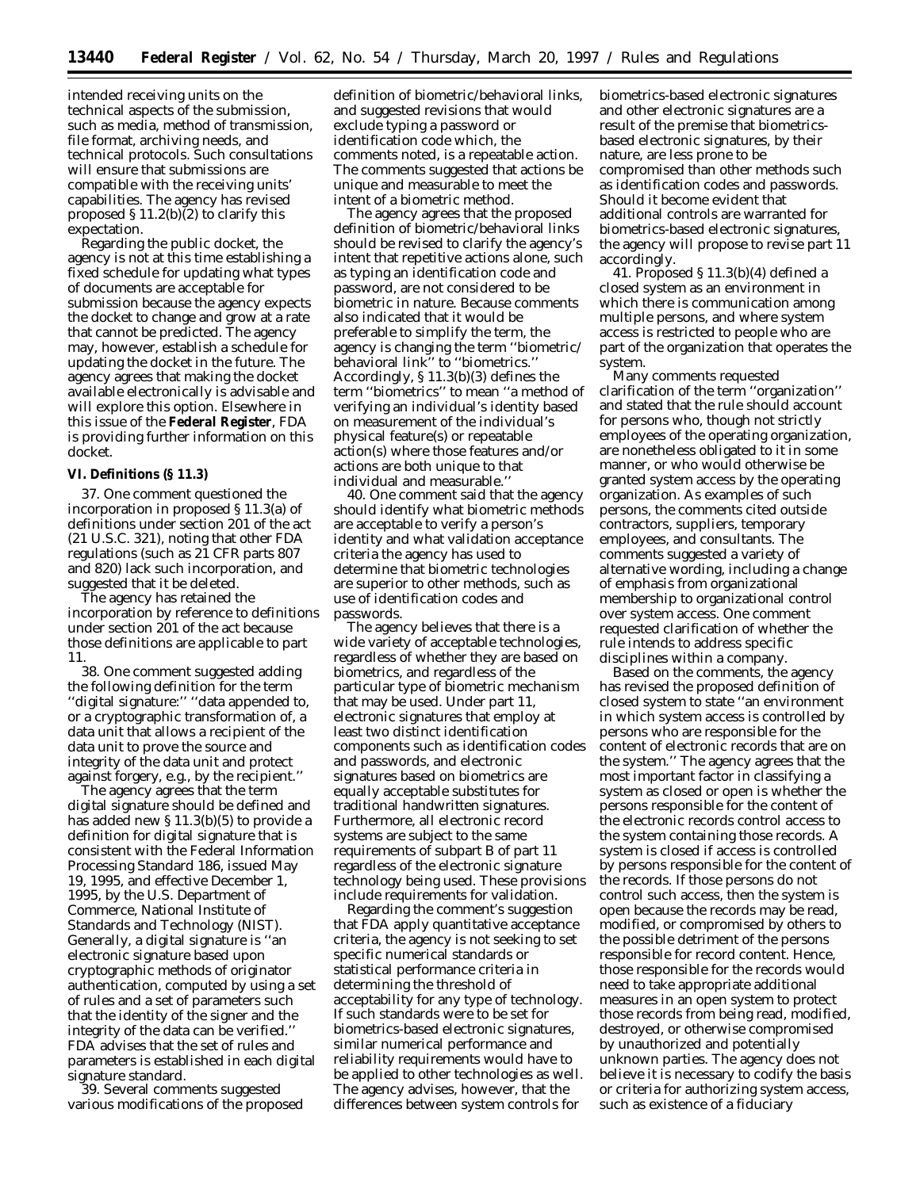intended receiving units on the technical aspects of the submission, such as media, method of transmission, file format, archiving needs, and technical protocols. Such consultations will ensure that submissions are compatible with the receiving units' capabilities. The agency has revised proposed § 11.2(b)(2) to clarify this expectation.

Regarding the public docket, the agency is not at this time establishing a fixed schedule for updating what types of documents are acceptable for submission because the agency expects the docket to change and grow at a rate that cannot be predicted. The agency may, however, establish a schedule for updating the docket in the future. The agency agrees that making the docket available electronically is advisable and will explore this option. Elsewhere in this issue of the **Federal Register**, FDA is providing further information on this docket.

## VI. Definitions (§ 11.3)

37. One comment questioned the incorporation in proposed § 11.3(a) of definitions under section 201 of the act (21 U.S.C. 321), noting that other FDA regulations (such as 21 CFR parts 807 and 820) lack such incorporation, and suggested that it be deleted.

The agency has retained the incorporation by reference to definitions under section 201 of the act because those definitions are applicable to part 11.

38. One comment suggested adding the following definition for the term ''digital signature:'' ''data appended to, or a cryptographic transformation of, a data unit that allows a recipient of the data unit to prove the source and integrity of the data unit and protect against forgery, e.g., by the recipient.''

The agency agrees that the term digital signature should be defined and has added new § 11.3(b)(5) to provide a definition for digital signature that is consistent with the Federal Information Processing Standard 186, issued May 19, 1995, and effective December 1, 1995, by the U.S. Department of Commerce, National Institute of Standards and Technology (NIST). Generally, a digital signature is ''an electronic signature based upon cryptographic methods of originator authentication, computed by using a set of rules and a set of parameters such that the identity of the signer and the integrity of the data can be verified.'' FDA advises that the set of rules and parameters is established in each digital signature standard.

39. Several comments suggested various modifications of the proposed definition of biometric/behavioral links, and suggested revisions that would exclude typing a password or identification code which, the comments noted, is a repeatable action. The comments suggested that actions be unique and measurable to meet the intent of a biometric method.

The agency agrees that the proposed definition of biometric/behavioral links should be revised to clarify the agency's intent that repetitive actions alone, such as typing an identification code and password, are not considered to be biometric in nature. Because comments also indicated that it would be preferable to simplify the term, the agency is changing the term ''biometric/behavioral link'' to ''biometrics.'' Accordingly, § 11.3(b)(3) defines the term ''biometrics'' to mean ''a method of verifying an individual's identity based on measurement of the individual's physical feature(s) or repeatable action(s) where those features and/or actions are both unique to that individual and measurable.''

40. One comment said that the agency should identify what biometric methods are acceptable to verify a person's identity and what validation acceptance criteria the agency has used to determine that biometric technologies are superior to other methods, such as use of identification codes and passwords.

The agency believes that there is a wide variety of acceptable technologies, regardless of whether they are based on biometrics, and regardless of the particular type of biometric mechanism that may be used. Under part 11, electronic signatures that employ at least two distinct identification components such as identification codes and passwords, and electronic signatures based on biometrics are equally acceptable substitutes for traditional handwritten signatures. Furthermore, all electronic record systems are subject to the same requirements of subpart B of part 11 regardless of the electronic signature technology being used. These provisions include requirements for validation.

Regarding the comment's suggestion that FDA apply quantitative acceptance criteria, the agency is not seeking to set specific numerical standards or statistical performance criteria in determining the threshold of acceptability for any type of technology. If such standards were to be set for biometrics-based electronic signatures, similar numerical performance and reliability requirements would have to be applied to other technologies as well. The agency advises, however, that the differences between system controls for biometrics-based electronic signatures and other electronic signatures are a result of the premise that biometrics-based electronic signatures, by their nature, are less prone to be compromised than other methods such as identification codes and passwords. Should it become evident that additional controls are warranted for biometrics-based electronic signatures, the agency will propose to revise part 11 accordingly.

41. Proposed § 11.3(b)(4) defined a closed system as an environment in which there is communication among multiple persons, and where system access is restricted to people who are part of the organization that operates the system.

Many comments requested clarification of the term ''organization'' and stated that the rule should account for persons who, though not strictly employees of the operating organization, are nonetheless obligated to it in some manner, or who would otherwise be granted system access by the operating organization. As examples of such persons, the comments cited outside contractors, suppliers, temporary employees, and consultants. The comments suggested a variety of alternative wording, including a change of emphasis from organizational membership to organizational control over system access. One comment requested clarification of whether the rule intends to address specific disciplines within a company.

Based on the comments, the agency has revised the proposed definition of closed system to state ''an environment in which system access is controlled by persons who are responsible for the content of electronic records that are on the system.'' The agency agrees that the most important factor in classifying a system as closed or open is whether the persons responsible for the content of the electronic records control access to the system containing those records. A system is closed if access is controlled by persons responsible for the content of the records. If those persons do not control such access, then the system is open because the records may be read, modified, or compromised by others to the possible detriment of the persons responsible for record content. Hence, those responsible for the records would need to take appropriate additional measures in an open system to protect those records from being read, modified, destroyed, or otherwise compromised by unauthorized and potentially unknown parties. The agency does not believe it is necessary to codify the basis or criteria for authorizing system access, such as existence of a fiduciary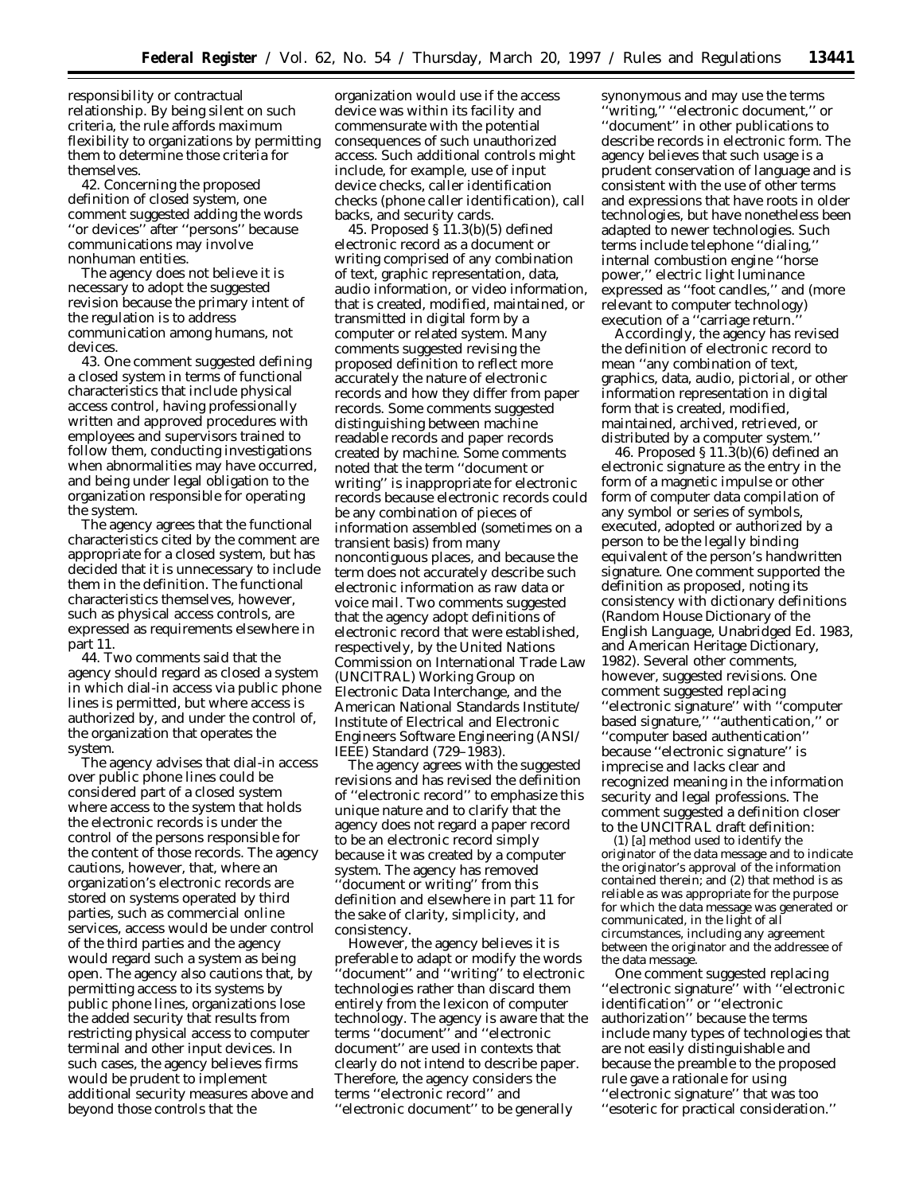responsibility or contractual relationship. By being silent on such criteria, the rule affords maximum flexibility to organizations by permitting them to determine those criteria for themselves.

42. Concerning the proposed definition of closed system, one comment suggested adding the words ''or devices'' after ''persons'' because communications may involve nonhuman entities.

The agency does not believe it is necessary to adopt the suggested revision because the primary intent of the regulation is to address communication among humans, not devices.

43. One comment suggested defining a closed system in terms of functional characteristics that include physical access control, having professionally written and approved procedures with employees and supervisors trained to follow them, conducting investigations when abnormalities may have occurred, and being under legal obligation to the organization responsible for operating the system.

The agency agrees that the functional characteristics cited by the comment are appropriate for a closed system, but has decided that it is unnecessary to include them in the definition. The functional characteristics themselves, however, such as physical access controls, are expressed as requirements elsewhere in part 11.

44. Two comments said that the agency should regard as closed a system in which dial-in access via public phone lines is permitted, but where access is authorized by, and under the control of, the organization that operates the system.

The agency advises that dial-in access over public phone lines could be considered part of a closed system where access to the system that holds the electronic records is under the control of the persons responsible for the content of those records. The agency cautions, however, that, where an organization's electronic records are stored on systems operated by third parties, such as commercial online services, access would be under control of the third parties and the agency would regard such a system as being open. The agency also cautions that, by permitting access to its systems by public phone lines, organizations lose the added security that results from restricting physical access to computer terminal and other input devices. In such cases, the agency believes firms would be prudent to implement additional security measures above and beyond those controls that the organization would use if the access device was within its facility and commensurate with the potential consequences of such unauthorized access. Such additional controls might include, for example, use of input device checks, caller identification checks (phone caller identification), call backs, and security cards.

45. Proposed § 11.3(b)(5) defined electronic record as a document or writing comprised of any combination of text, graphic representation, data, audio information, or video information, that is created, modified, maintained, or transmitted in digital form by a computer or related system. Many comments suggested revising the proposed definition to reflect more accurately the nature of electronic records and how they differ from paper records. Some comments suggested distinguishing between machine readable records and paper records created by machine. Some comments noted that the term ''document or writing'' is inappropriate for electronic records because electronic records could be any combination of pieces of information assembled (sometimes on a transient basis) from many noncontiguous places, and because the term does not accurately describe such electronic information as raw data or voice mail. Two comments suggested that the agency adopt definitions of electronic record that were established, respectively, by the United Nations Commission on International Trade Law (UNCITRAL) Working Group on Electronic Data Interchange, and the American National Standards Institute/Institute of Electrical and Electronic Engineers Software Engineering (ANSI/IEEE) Standard (729–1983).

The agency agrees with the suggested revisions and has revised the definition of ''electronic record'' to emphasize this unique nature and to clarify that the agency does not regard a paper record to be an electronic record simply because it was created by a computer system. The agency has removed ''document or writing'' from this definition and elsewhere in part 11 for the sake of clarity, simplicity, and consistency.

However, the agency believes it is preferable to adapt or modify the words ''document'' and ''writing'' to electronic technologies rather than discard them entirely from the lexicon of computer technology. The agency is aware that the terms ''document'' and ''electronic document'' are used in contexts that clearly do not intend to describe paper. Therefore, the agency considers the terms ''electronic record'' and ''electronic document'' to be generally synonymous and may use the terms ''writing,'' ''electronic document,'' or ''document'' in other publications to describe records in electronic form. The agency believes that such usage is a prudent conservation of language and is consistent with the use of other terms and expressions that have roots in older technologies, but have nonetheless been adapted to newer technologies. Such terms include telephone ''dialing,'' internal combustion engine ''horse power,'' electric light luminance expressed as ''foot candles,'' and (more relevant to computer technology) execution of a ''carriage return.''

Accordingly, the agency has revised the definition of electronic record to mean ''any combination of text, graphics, data, audio, pictorial, or other information representation in digital form that is created, modified, maintained, archived, retrieved, or distributed by a computer system.''

46. Proposed § 11.3(b)(6) defined an electronic signature as the entry in the form of a magnetic impulse or other form of computer data compilation of any symbol or series of symbols, executed, adopted or authorized by a person to be the legally binding equivalent of the person's handwritten signature. One comment supported the definition as proposed, noting its consistency with dictionary definitions (Random House Dictionary of the English Language, Unabridged Ed. 1983, and American Heritage Dictionary, 1982). Several other comments, however, suggested revisions. One comment suggested replacing ''electronic signature'' with ''computer based signature,'' ''authentication,'' or ''computer based authentication'' because ''electronic signature'' is imprecise and lacks clear and recognized meaning in the information security and legal professions. The comment suggested a definition closer to the UNCITRAL draft definition:

(1) [a] method used to identify the originator of the data message and to indicate the originator's approval of the information contained therein; and (2) that method is as reliable as was appropriate for the purpose for which the data message was generated or communicated, in the light of all circumstances, including any agreement between the originator and the addressee of the data message.

One comment suggested replacing ''electronic signature'' with ''electronic identification'' or ''electronic authorization'' because the terms include many types of technologies that are not easily distinguishable and because the preamble to the proposed rule gave a rationale for using ''electronic signature'' that was too ''esoteric for practical consideration.''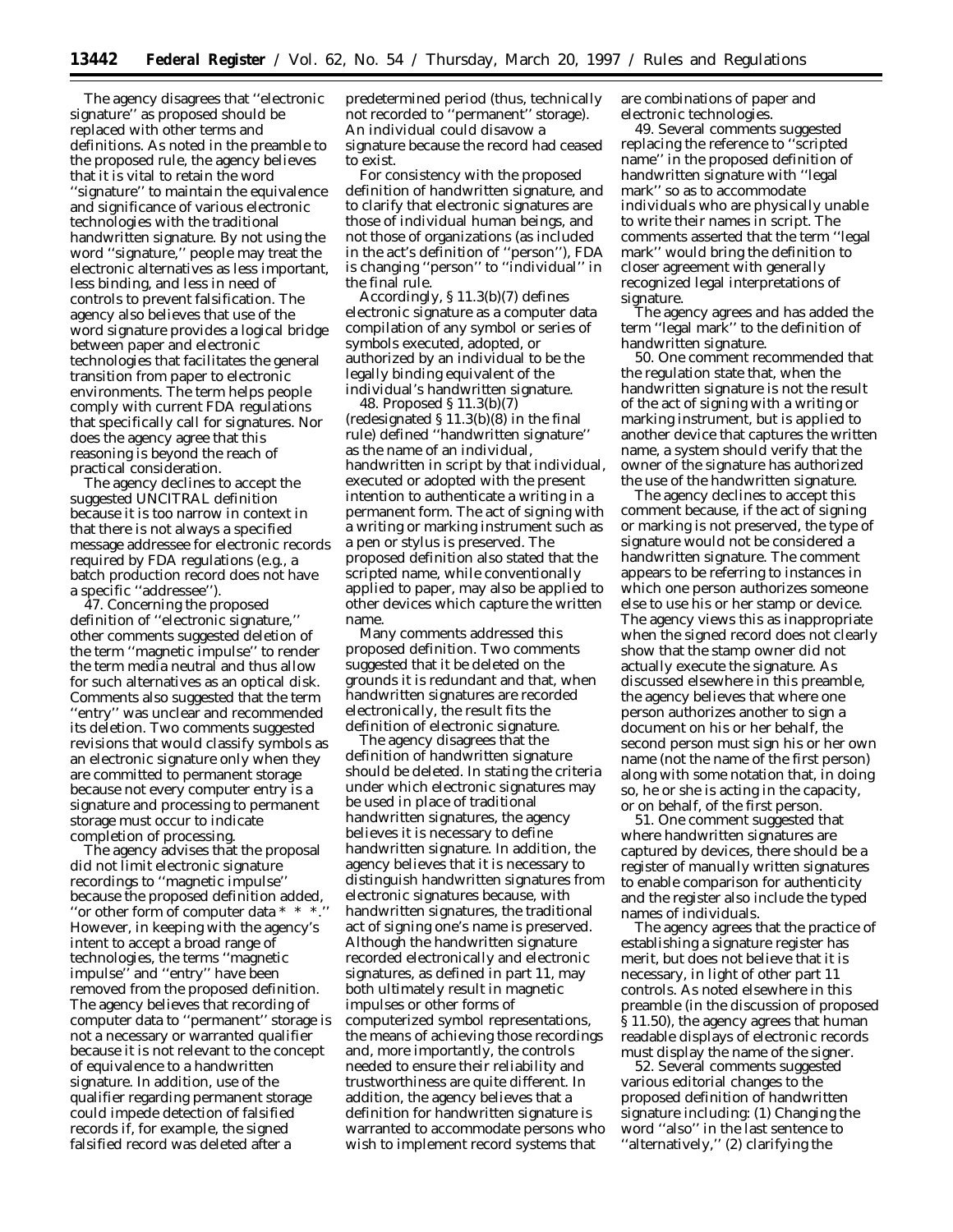The agency disagrees that ''electronic signature'' as proposed should be replaced with other terms and definitions. As noted in the preamble to the proposed rule, the agency believes that it is vital to retain the word ''signature'' to maintain the equivalence and significance of various electronic technologies with the traditional handwritten signature. By not using the word ''signature,'' people may treat the electronic alternatives as less important, less binding, and less in need of controls to prevent falsification. The agency also believes that use of the word signature provides a logical bridge between paper and electronic technologies that facilitates the general transition from paper to electronic environments. The term helps people comply with current FDA regulations that specifically call for signatures. Nor does the agency agree that this reasoning is beyond the reach of practical consideration.

The agency declines to accept the suggested UNCITRAL definition because it is too narrow in context in that there is not always a specified message addressee for electronic records required by FDA regulations (e.g., a batch production record does not have a specific ''addressee'').

47. Concerning the proposed definition of ''electronic signature,'' other comments suggested deletion of the term ''magnetic impulse'' to render the term media neutral and thus allow for such alternatives as an optical disk. Comments also suggested that the term ''entry'' was unclear and recommended its deletion. Two comments suggested revisions that would classify symbols as an electronic signature only when they are committed to permanent storage because not every computer entry is a signature and processing to permanent storage must occur to indicate completion of processing.

The agency advises that the proposal did not limit electronic signature recordings to ''magnetic impulse'' because the proposed definition added, ''or other form of computer data * * *.'' However, in keeping with the agency's intent to accept a broad range of technologies, the terms ''magnetic impulse'' and ''entry'' have been removed from the proposed definition. The agency believes that recording of computer data to ''permanent'' storage is not a necessary or warranted qualifier because it is not relevant to the concept of equivalence to a handwritten signature. In addition, use of the qualifier regarding permanent storage could impede detection of falsified records if, for example, the signed falsified record was deleted after a predetermined period (thus, technically not recorded to ''permanent'' storage). An individual could disavow a signature because the record had ceased to exist.

For consistency with the proposed definition of handwritten signature, and to clarify that electronic signatures are those of individual human beings, and not those of organizations (as included in the act's definition of ''person''), FDA is changing ''person'' to ''individual'' in the final rule.

Accordingly, § 11.3(b)(7) defines electronic signature as a computer data compilation of any symbol or series of symbols executed, adopted, or authorized by an individual to be the legally binding equivalent of the individual's handwritten signature.

48. Proposed § 11.3(b)(7) (redesignated § 11.3(b)(8) in the final rule) defined ''handwritten signature'' as the name of an individual, handwritten in script by that individual, executed or adopted with the present intention to authenticate a writing in a permanent form. The act of signing with a writing or marking instrument such as a pen or stylus is preserved. The proposed definition also stated that the scripted name, while conventionally applied to paper, may also be applied to other devices which capture the written name.

Many comments addressed this proposed definition. Two comments suggested that it be deleted on the grounds it is redundant and that, when handwritten signatures are recorded electronically, the result fits the definition of electronic signature.

The agency disagrees that the definition of handwritten signature should be deleted. In stating the criteria under which electronic signatures may be used in place of traditional handwritten signatures, the agency believes it is necessary to define handwritten signature. In addition, the agency believes that it is necessary to distinguish handwritten signatures from electronic signatures because, with handwritten signatures, the traditional act of signing one's name is preserved. Although the handwritten signature recorded electronically and electronic signatures, as defined in part 11, may both ultimately result in magnetic impulses or other forms of computerized symbol representations, the means of achieving those recordings and, more importantly, the controls needed to ensure their reliability and trustworthiness are quite different. In addition, the agency believes that a definition for handwritten signature is warranted to accommodate persons who wish to implement record systems that are combinations of paper and electronic technologies.

49. Several comments suggested replacing the reference to ''scripted name'' in the proposed definition of handwritten signature with ''legal mark'' so as to accommodate individuals who are physically unable to write their names in script. The comments asserted that the term ''legal mark'' would bring the definition to closer agreement with generally recognized legal interpretations of signature.

The agency agrees and has added the term ''legal mark'' to the definition of handwritten signature.

50. One comment recommended that the regulation state that, when the handwritten signature is not the result of the act of signing with a writing or marking instrument, but is applied to another device that captures the written name, a system should verify that the owner of the signature has authorized the use of the handwritten signature.

The agency declines to accept this comment because, if the act of signing or marking is not preserved, the type of signature would not be considered a handwritten signature. The comment appears to be referring to instances in which one person authorizes someone else to use his or her stamp or device. The agency views this as inappropriate when the signed record does not clearly show that the stamp owner did not actually execute the signature. As discussed elsewhere in this preamble, the agency believes that where one person authorizes another to sign a document on his or her behalf, the second person must sign his or her own name (not the name of the first person) along with some notation that, in doing so, he or she is acting in the capacity, or on behalf, of the first person.

51. One comment suggested that where handwritten signatures are captured by devices, there should be a register of manually written signatures to enable comparison for authenticity and the register also include the typed names of individuals.

The agency agrees that the practice of establishing a signature register has merit, but does not believe that it is necessary, in light of other part 11 controls. As noted elsewhere in this preamble (in the discussion of proposed § 11.50), the agency agrees that human readable displays of electronic records must display the name of the signer.

52. Several comments suggested various editorial changes to the proposed definition of handwritten signature including: (1) Changing the word ''also'' in the last sentence to ''alternatively,'' (2) clarifying the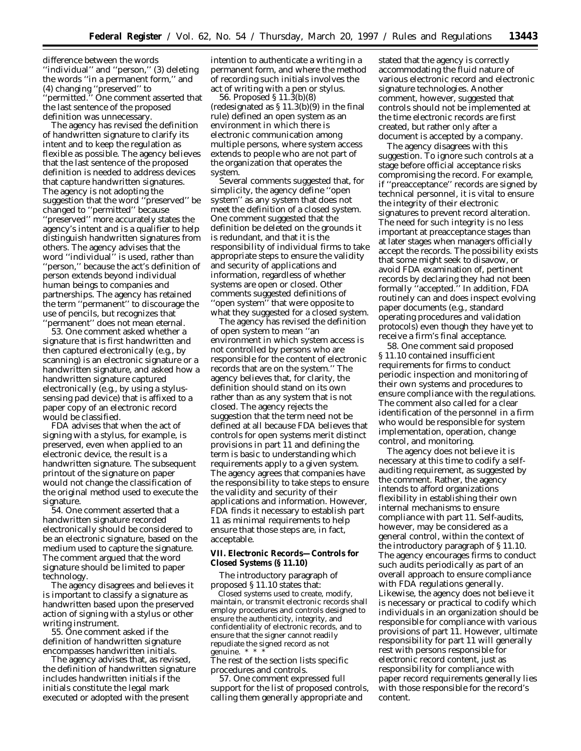difference between the words ''individual'' and ''person,'' (3) deleting the words ''in a permanent form,'' and (4) changing ''preserved'' to ''permitted.'' One comment asserted that the last sentence of the proposed definition was unnecessary.

The agency has revised the definition of handwritten signature to clarify its intent and to keep the regulation as flexible as possible. The agency believes that the last sentence of the proposed definition is needed to address devices that capture handwritten signatures. The agency is not adopting the suggestion that the word ''preserved'' be changed to ''permitted'' because ''preserved'' more accurately states the agency's intent and is a qualifier to help distinguish handwritten signatures from others. The agency advises that the word ''individual'' is used, rather than ''person,'' because the act's definition of person extends beyond individual human beings to companies and partnerships. The agency has retained the term ''permanent'' to discourage the use of pencils, but recognizes that ''permanent'' does not mean eternal.

53. One comment asked whether a signature that is first handwritten and then captured electronically (e.g., by scanning) is an electronic signature or a handwritten signature, and asked how a handwritten signature captured electronically (e.g., by using a stylus-sensing pad device) that is affixed to a paper copy of an electronic record would be classified.

FDA advises that when the act of signing with a stylus, for example, is preserved, even when applied to an electronic device, the result is a handwritten signature. The subsequent printout of the signature on paper would not change the classification of the original method used to execute the signature.

54. One comment asserted that a handwritten signature recorded electronically should be considered to be an electronic signature, based on the medium used to capture the signature. The comment argued that the word signature should be limited to paper technology.

The agency disagrees and believes it is important to classify a signature as handwritten based upon the preserved action of signing with a stylus or other writing instrument.

55. One comment asked if the definition of handwritten signature encompasses handwritten initials.

The agency advises that, as revised, the definition of handwritten signature includes handwritten initials if the initials constitute the legal mark executed or adopted with the present intention to authenticate a writing in a permanent form, and where the method of recording such initials involves the act of writing with a pen or stylus.

56. Proposed § 11.3(b)(8) (redesignated as § 11.3(b)(9) in the final rule) defined an open system as an environment in which there is electronic communication among multiple persons, where system access extends to people who are not part of the organization that operates the system.

Several comments suggested that, for simplicity, the agency define ''open system'' as any system that does not meet the definition of a closed system. One comment suggested that the definition be deleted on the grounds it is redundant, and that it is the responsibility of individual firms to take appropriate steps to ensure the validity and security of applications and information, regardless of whether systems are open or closed. Other comments suggested definitions of ''open system'' that were opposite to what they suggested for a closed system.

The agency has revised the definition of open system to mean ''an environment in which system access is not controlled by persons who are responsible for the content of electronic records that are on the system.'' The agency believes that, for clarity, the definition should stand on its own rather than as any system that is not closed. The agency rejects the suggestion that the term need not be defined at all because FDA believes that controls for open systems merit distinct provisions in part 11 and defining the term is basic to understanding which requirements apply to a given system. The agency agrees that companies have the responsibility to take steps to ensure the validity and security of their applications and information. However, FDA finds it necessary to establish part 11 as minimal requirements to help ensure that those steps are, in fact, acceptable.

## VII. Electronic Records—Controls for Closed Systems (§ 11.10)

The introductory paragraph of proposed § 11.10 states that:

Closed systems used to create, modify, maintain, or transmit electronic records shall employ procedures and controls designed to ensure the authenticity, integrity, and confidentiality of electronic records, and to ensure that the signer cannot readily repudiate the signed record as not genuine. * * *

The rest of the section lists specific procedures and controls.

57. One comment expressed full support for the list of proposed controls, calling them generally appropriate and stated that the agency is correctly accommodating the fluid nature of various electronic record and electronic signature technologies. Another comment, however, suggested that controls should not be implemented at the time electronic records are first created, but rather only after a document is accepted by a company.

The agency disagrees with this suggestion. To ignore such controls at a stage before official acceptance risks compromising the record. For example, if ''preacceptance'' records are signed by technical personnel, it is vital to ensure the integrity of their electronic signatures to prevent record alteration. The need for such integrity is no less important at preacceptance stages than at later stages when managers officially accept the records. The possibility exists that some might seek to disavow, or avoid FDA examination of, pertinent records by declaring they had not been formally ''accepted.'' In addition, FDA routinely can and does inspect evolving paper documents (e.g., standard operating procedures and validation protocols) even though they have yet to receive a firm's final acceptance.

58. One comment said proposed § 11.10 contained insufficient requirements for firms to conduct periodic inspection and monitoring of their own systems and procedures to ensure compliance with the regulations. The comment also called for a clear identification of the personnel in a firm who would be responsible for system implementation, operation, change control, and monitoring.

The agency does not believe it is necessary at this time to codify a self-auditing requirement, as suggested by the comment. Rather, the agency intends to afford organizations flexibility in establishing their own internal mechanisms to ensure compliance with part 11. Self-audits, however, may be considered as a general control, within the context of the introductory paragraph of § 11.10. The agency encourages firms to conduct such audits periodically as part of an overall approach to ensure compliance with FDA regulations generally. Likewise, the agency does not believe it is necessary or practical to codify which individuals in an organization should be responsible for compliance with various provisions of part 11. However, ultimate responsibility for part 11 will generally rest with persons responsible for electronic record content, just as responsibility for compliance with paper record requirements generally lies with those responsible for the record's content.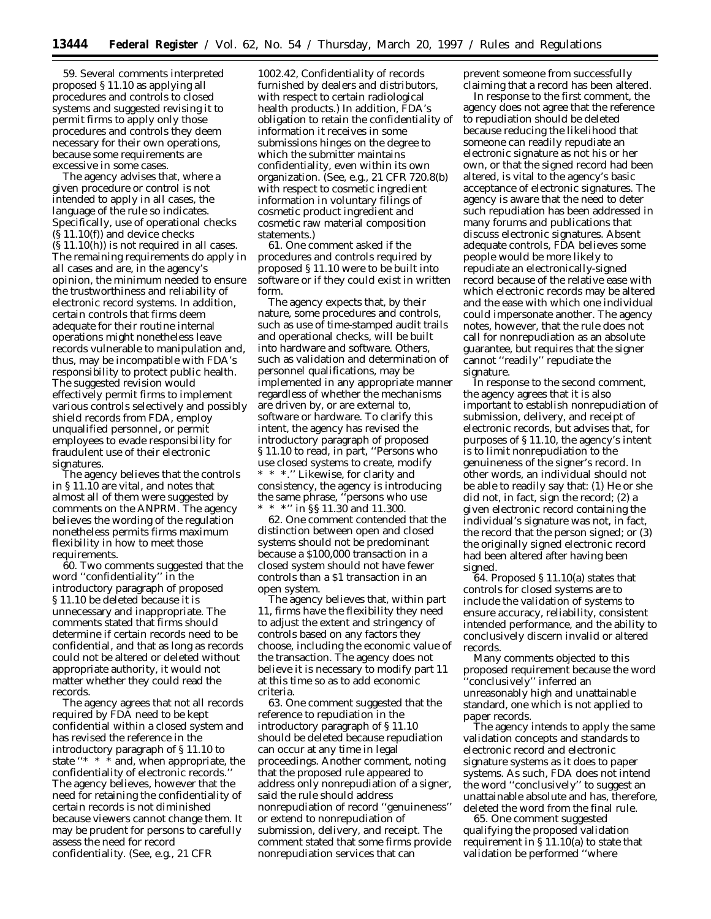59. Several comments interpreted proposed § 11.10 as applying all procedures and controls to closed systems and suggested revising it to permit firms to apply only those procedures and controls they deem necessary for their own operations, because some requirements are excessive in some cases.

The agency advises that, where a given procedure or control is not intended to apply in all cases, the language of the rule so indicates. Specifically, use of operational checks (§ 11.10(f)) and device checks (§ 11.10(h)) is not required in all cases. The remaining requirements do apply in all cases and are, in the agency's opinion, the minimum needed to ensure the trustworthiness and reliability of electronic record systems. In addition, certain controls that firms deem adequate for their routine internal operations might nonetheless leave records vulnerable to manipulation and, thus, may be incompatible with FDA's responsibility to protect public health. The suggested revision would effectively permit firms to implement various controls selectively and possibly shield records from FDA, employ unqualified personnel, or permit employees to evade responsibility for fraudulent use of their electronic signatures.

The agency believes that the controls in § 11.10 are vital, and notes that almost all of them were suggested by comments on the ANPRM. The agency believes the wording of the regulation nonetheless permits firms maximum flexibility in how to meet those requirements.

60. Two comments suggested that the word ''confidentiality'' in the introductory paragraph of proposed § 11.10 be deleted because it is unnecessary and inappropriate. The comments stated that firms should determine if certain records need to be confidential, and that as long as records could not be altered or deleted without appropriate authority, it would not matter whether they could read the records.

The agency agrees that not all records required by FDA need to be kept confidential within a closed system and has revised the reference in the introductory paragraph of § 11.10 to state ''* * * and, when appropriate, the confidentiality of electronic records.'' The agency believes, however that the need for retaining the confidentiality of certain records is not diminished because viewers cannot change them. It may be prudent for persons to carefully assess the need for record confidentiality. (See, e.g., 21 CFR 1002.42, Confidentiality of records furnished by dealers and distributors, with respect to certain radiological health products.) In addition, FDA's obligation to retain the confidentiality of information it receives in some submissions hinges on the degree to which the submitter maintains confidentiality, even within its own organization. (See, e.g., 21 CFR 720.8(b) with respect to cosmetic ingredient information in voluntary filings of cosmetic product ingredient and cosmetic raw material composition statements.)

61. One comment asked if the procedures and controls required by proposed § 11.10 were to be built into software or if they could exist in written form.

The agency expects that, by their nature, some procedures and controls, such as use of time-stamped audit trails and operational checks, will be built into hardware and software. Others, such as validation and determination of personnel qualifications, may be implemented in any appropriate manner regardless of whether the mechanisms are driven by, or are external to, software or hardware. To clarify this intent, the agency has revised the introductory paragraph of proposed § 11.10 to read, in part, ''Persons who use closed systems to create, modify * * *.'' Likewise, for clarity and consistency, the agency is introducing the same phrase, ''persons who use * * *'' in §§ 11.30 and 11.300.

62. One comment contended that the distinction between open and closed systems should not be predominant because a $100,000 transaction in a closed system should not have fewer controls than a $1 transaction in an open system.

The agency believes that, within part 11, firms have the flexibility they need to adjust the extent and stringency of controls based on any factors they choose, including the economic value of the transaction. The agency does not believe it is necessary to modify part 11 at this time so as to add economic criteria.

63. One comment suggested that the reference to repudiation in the introductory paragraph of § 11.10 should be deleted because repudiation can occur at any time in legal proceedings. Another comment, noting that the proposed rule appeared to address only nonrepudiation of a signer, said the rule should address nonrepudiation of record ''genuineness'' or extend to nonrepudiation of submission, delivery, and receipt. The comment stated that some firms provide nonrepudiation services that can prevent someone from successfully claiming that a record has been altered.

In response to the first comment, the agency does not agree that the reference to repudiation should be deleted because reducing the likelihood that someone can readily repudiate an electronic signature as not his or her own, or that the signed record had been altered, is vital to the agency's basic acceptance of electronic signatures. The agency is aware that the need to deter such repudiation has been addressed in many forums and publications that discuss electronic signatures. Absent adequate controls, FDA believes some people would be more likely to repudiate an electronically-signed record because of the relative ease with which electronic records may be altered and the ease with which one individual could impersonate another. The agency notes, however, that the rule does not call for nonrepudiation as an absolute guarantee, but requires that the signer cannot ''readily'' repudiate the signature.

In response to the second comment, the agency agrees that it is also important to establish nonrepudiation of submission, delivery, and receipt of electronic records, but advises that, for purposes of § 11.10, the agency's intent is to limit nonrepudiation to the genuineness of the signer's record. In other words, an individual should not be able to readily say that: (1) He or she did not, in fact, sign the record; (2) a given electronic record containing the individual's signature was not, in fact, the record that the person signed; or (3) the originally signed electronic record had been altered after having been signed.

64. Proposed § 11.10(a) states that controls for closed systems are to include the validation of systems to ensure accuracy, reliability, consistent intended performance, and the ability to conclusively discern invalid or altered records.

Many comments objected to this proposed requirement because the word ''conclusively'' inferred an unreasonably high and unattainable standard, one which is not applied to paper records.

The agency intends to apply the same validation concepts and standards to electronic record and electronic signature systems as it does to paper systems. As such, FDA does not intend the word ''conclusively'' to suggest an unattainable absolute and has, therefore, deleted the word from the final rule.

65. One comment suggested qualifying the proposed validation requirement in § 11.10(a) to state that validation be performed ''where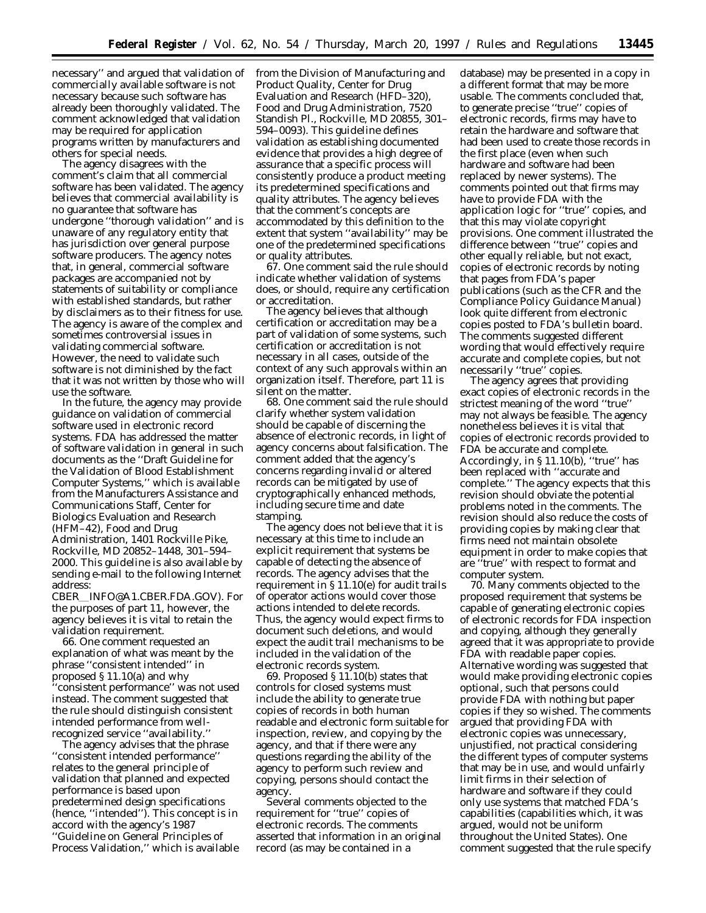necessary'' and argued that validation of commercially available software is not necessary because such software has already been thoroughly validated. The comment acknowledged that validation may be required for application programs written by manufacturers and others for special needs.

The agency disagrees with the comment's claim that all commercial software has been validated. The agency believes that commercial availability is no guarantee that software has undergone ''thorough validation'' and is unaware of any regulatory entity that has jurisdiction over general purpose software producers. The agency notes that, in general, commercial software packages are accompanied not by statements of suitability or compliance with established standards, but rather by disclaimers as to their fitness for use. The agency is aware of the complex and sometimes controversial issues in validating commercial software. However, the need to validate such software is not diminished by the fact that it was not written by those who will use the software.

In the future, the agency may provide guidance on validation of commercial software used in electronic record systems. FDA has addressed the matter of software validation in general in such documents as the ''Draft Guideline for the Validation of Blood Establishment Computer Systems,'' which is available from the Manufacturers Assistance and Communications Staff, Center for Biologics Evaluation and Research (HFM–42), Food and Drug Administration, 1401 Rockville Pike, Rockville, MD 20852–1448, 301–594–2000. This guideline is also available by sending e-mail to the following Internet address: CBER_INFO@A1.CBER.FDA.GOV). For the purposes of part 11, however, the agency believes it is vital to retain the validation requirement.

66. One comment requested an explanation of what was meant by the phrase ''consistent intended'' in proposed § 11.10(a) and why ''consistent performance'' was not used instead. The comment suggested that the rule should distinguish consistent intended performance from well-recognized service ''availability.''

The agency advises that the phrase ''consistent intended performance'' relates to the general principle of validation that planned and expected performance is based upon predetermined design specifications (hence, ''intended''). This concept is in accord with the agency's 1987 ''Guideline on General Principles of Process Validation,'' which is available from the Division of Manufacturing and Product Quality, Center for Drug Evaluation and Research (HFD–320), Food and Drug Administration, 7520 Standish Pl., Rockville, MD 20855, 301–594–0093). This guideline defines validation as establishing documented evidence that provides a high degree of assurance that a specific process will consistently produce a product meeting its predetermined specifications and quality attributes. The agency believes that the comment's concepts are accommodated by this definition to the extent that system ''availability'' may be one of the predetermined specifications or quality attributes.

67. One comment said the rule should indicate whether validation of systems does, or should, require any certification or accreditation.

The agency believes that although certification or accreditation may be a part of validation of some systems, such certification or accreditation is not necessary in all cases, outside of the context of any such approvals within an organization itself. Therefore, part 11 is silent on the matter.

68. One comment said the rule should clarify whether system validation should be capable of discerning the absence of electronic records, in light of agency concerns about falsification. The comment added that the agency's concerns regarding invalid or altered records can be mitigated by use of cryptographically enhanced methods, including secure time and date stamping.

The agency does not believe that it is necessary at this time to include an explicit requirement that systems be capable of detecting the absence of records. The agency advises that the requirement in § 11.10(e) for audit trails of operator actions would cover those actions intended to delete records. Thus, the agency would expect firms to document such deletions, and would expect the audit trail mechanisms to be included in the validation of the electronic records system.

69. Proposed § 11.10(b) states that controls for closed systems must include the ability to generate true copies of records in both human readable and electronic form suitable for inspection, review, and copying by the agency, and that if there were any questions regarding the ability of the agency to perform such review and copying, persons should contact the agency.

Several comments objected to the requirement for ''true'' copies of electronic records. The comments asserted that information in an original record (as may be contained in a database) may be presented in a copy in a different format that may be more usable. The comments concluded that, to generate precise ''true'' copies of electronic records, firms may have to retain the hardware and software that had been used to create those records in the first place (even when such hardware and software had been replaced by newer systems). The comments pointed out that firms may have to provide FDA with the application logic for ''true'' copies, and that this may violate copyright provisions. One comment illustrated the difference between ''true'' copies and other equally reliable, but not exact, copies of electronic records by noting that pages from FDA's paper publications (such as the CFR and the Compliance Policy Guidance Manual) look quite different from electronic copies posted to FDA's bulletin board. The comments suggested different wording that would effectively require accurate and complete copies, but not necessarily ''true'' copies.

The agency agrees that providing exact copies of electronic records in the strictest meaning of the word ''true'' may not always be feasible. The agency nonetheless believes it is vital that copies of electronic records provided to FDA be accurate and complete. Accordingly, in § 11.10(b), ''true'' has been replaced with ''accurate and complete.'' The agency expects that this revision should obviate the potential problems noted in the comments. The revision should also reduce the costs of providing copies by making clear that firms need not maintain obsolete equipment in order to make copies that are ''true'' with respect to format and computer system.

70. Many comments objected to the proposed requirement that systems be capable of generating electronic copies of electronic records for FDA inspection and copying, although they generally agreed that it was appropriate to provide FDA with readable paper copies. Alternative wording was suggested that would make providing electronic copies optional, such that persons could provide FDA with nothing but paper copies if they so wished. The comments argued that providing FDA with electronic copies was unnecessary, unjustified, not practical considering the different types of computer systems that may be in use, and would unfairly limit firms in their selection of hardware and software if they could only use systems that matched FDA's capabilities (capabilities which, it was argued, would not be uniform throughout the United States). One comment suggested that the rule specify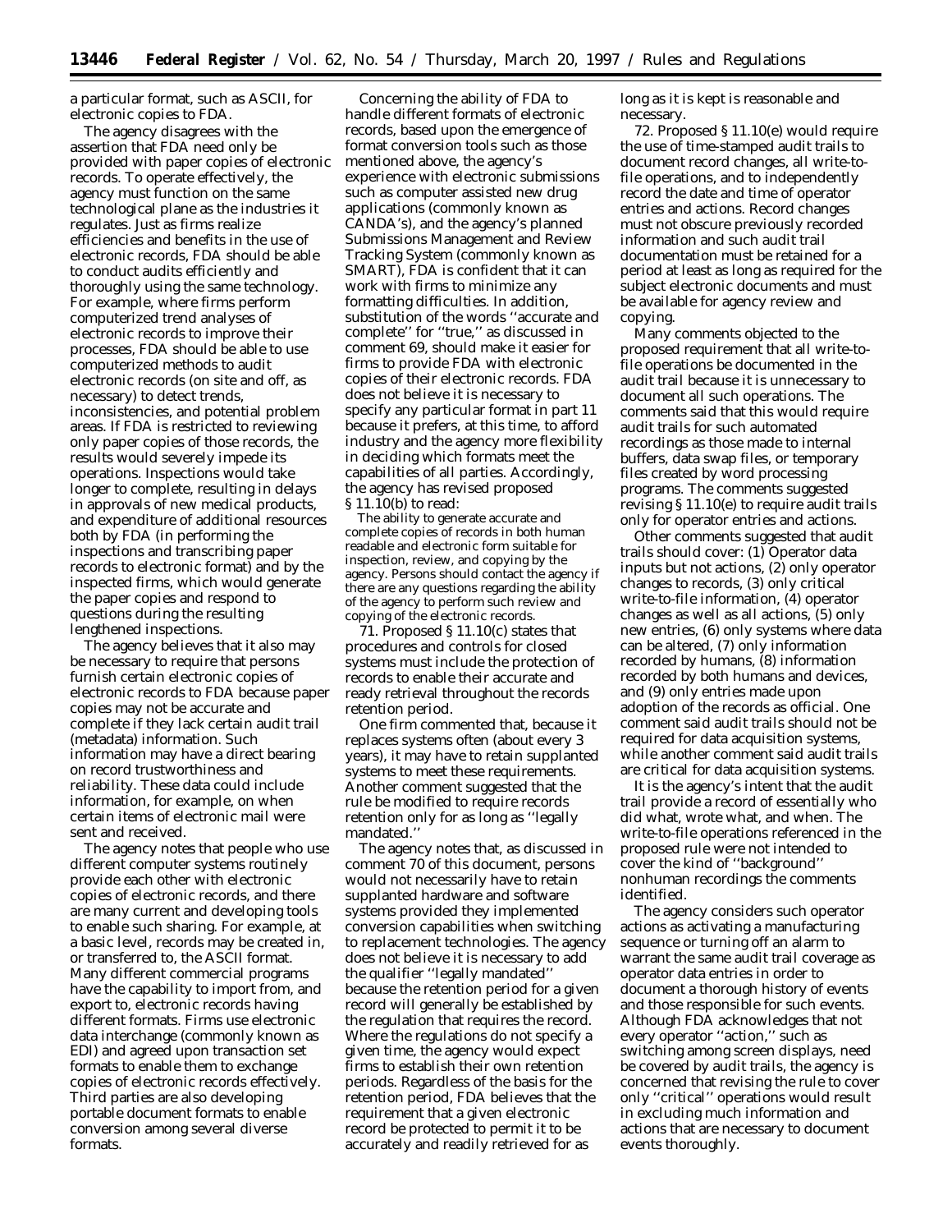a particular format, such as ASCII, for electronic copies to FDA.

The agency disagrees with the assertion that FDA need only be provided with paper copies of electronic records. To operate effectively, the agency must function on the same technological plane as the industries it regulates. Just as firms realize efficiencies and benefits in the use of electronic records, FDA should be able to conduct audits efficiently and thoroughly using the same technology. For example, where firms perform computerized trend analyses of electronic records to improve their processes, FDA should be able to use computerized methods to audit electronic records (on site and off, as necessary) to detect trends, inconsistencies, and potential problem areas. If FDA is restricted to reviewing only paper copies of those records, the results would severely impede its operations. Inspections would take longer to complete, resulting in delays in approvals of new medical products, and expenditure of additional resources both by FDA (in performing the inspections and transcribing paper records to electronic format) and by the inspected firms, which would generate the paper copies and respond to questions during the resulting lengthened inspections.

The agency believes that it also may be necessary to require that persons furnish certain electronic copies of electronic records to FDA because paper copies may not be accurate and complete if they lack certain audit trail (metadata) information. Such information may have a direct bearing on record trustworthiness and reliability. These data could include information, for example, on when certain items of electronic mail were sent and received.

The agency notes that people who use different computer systems routinely provide each other with electronic copies of electronic records, and there are many current and developing tools to enable such sharing. For example, at a basic level, records may be created in, or transferred to, the ASCII format. Many different commercial programs have the capability to import from, and export to, electronic records having different formats. Firms use electronic data interchange (commonly known as EDI) and agreed upon transaction set formats to enable them to exchange copies of electronic records effectively. Third parties are also developing portable document formats to enable conversion among several diverse formats.

Concerning the ability of FDA to handle different formats of electronic records, based upon the emergence of format conversion tools such as those mentioned above, the agency's experience with electronic submissions such as computer assisted new drug applications (commonly known as CANDA's), and the agency's planned Submissions Management and Review Tracking System (commonly known as SMART), FDA is confident that it can work with firms to minimize any formatting difficulties. In addition, substitution of the words ''accurate and complete'' for ''true,'' as discussed in comment 69, should make it easier for firms to provide FDA with electronic copies of their electronic records. FDA does not believe it is necessary to specify any particular format in part 11 because it prefers, at this time, to afford industry and the agency more flexibility in deciding which formats meet the capabilities of all parties. Accordingly, the agency has revised proposed § 11.10(b) to read:

The ability to generate accurate and complete copies of records in both human readable and electronic form suitable for inspection, review, and copying by the agency. Persons should contact the agency if there are any questions regarding the ability of the agency to perform such review and copying of the electronic records.

71. Proposed § 11.10(c) states that procedures and controls for closed systems must include the protection of records to enable their accurate and ready retrieval throughout the records retention period.

One firm commented that, because it replaces systems often (about every 3 years), it may have to retain supplanted systems to meet these requirements. Another comment suggested that the rule be modified to require records retention only for as long as ''legally mandated.''

The agency notes that, as discussed in comment 70 of this document, persons would not necessarily have to retain supplanted hardware and software systems provided they implemented conversion capabilities when switching to replacement technologies. The agency does not believe it is necessary to add the qualifier ''legally mandated'' because the retention period for a given record will generally be established by the regulation that requires the record. Where the regulations do not specify a given time, the agency would expect firms to establish their own retention periods. Regardless of the basis for the retention period, FDA believes that the requirement that a given electronic record be protected to permit it to be accurately and readily retrieved for as long as it is kept is reasonable and necessary.

72. Proposed § 11.10(e) would require the use of time-stamped audit trails to document record changes, all write-to-file operations, and to independently record the date and time of operator entries and actions. Record changes must not obscure previously recorded information and such audit trail documentation must be retained for a period at least as long as required for the subject electronic documents and must be available for agency review and copying.

Many comments objected to the proposed requirement that all write-to-file operations be documented in the audit trail because it is unnecessary to document all such operations. The comments said that this would require audit trails for such automated recordings as those made to internal buffers, data swap files, or temporary files created by word processing programs. The comments suggested revising § 11.10(e) to require audit trails only for operator entries and actions.

Other comments suggested that audit trails should cover: (1) Operator data inputs but not actions, (2) only operator changes to records, (3) only critical write-to-file information, (4) operator changes as well as all actions, (5) only new entries, (6) only systems where data can be altered, (7) only information recorded by humans, (8) information recorded by both humans and devices, and (9) only entries made upon adoption of the records as official. One comment said audit trails should not be required for data acquisition systems, while another comment said audit trails are critical for data acquisition systems.

It is the agency's intent that the audit trail provide a record of essentially who did what, wrote what, and when. The write-to-file operations referenced in the proposed rule were not intended to cover the kind of ''background'' nonhuman recordings the comments identified.

The agency considers such operator actions as activating a manufacturing sequence or turning off an alarm to warrant the same audit trail coverage as operator data entries in order to document a thorough history of events and those responsible for such events. Although FDA acknowledges that not every operator ''action,'' such as switching among screen displays, need be covered by audit trails, the agency is concerned that revising the rule to cover only ''critical'' operations would result in excluding much information and actions that are necessary to document events thoroughly.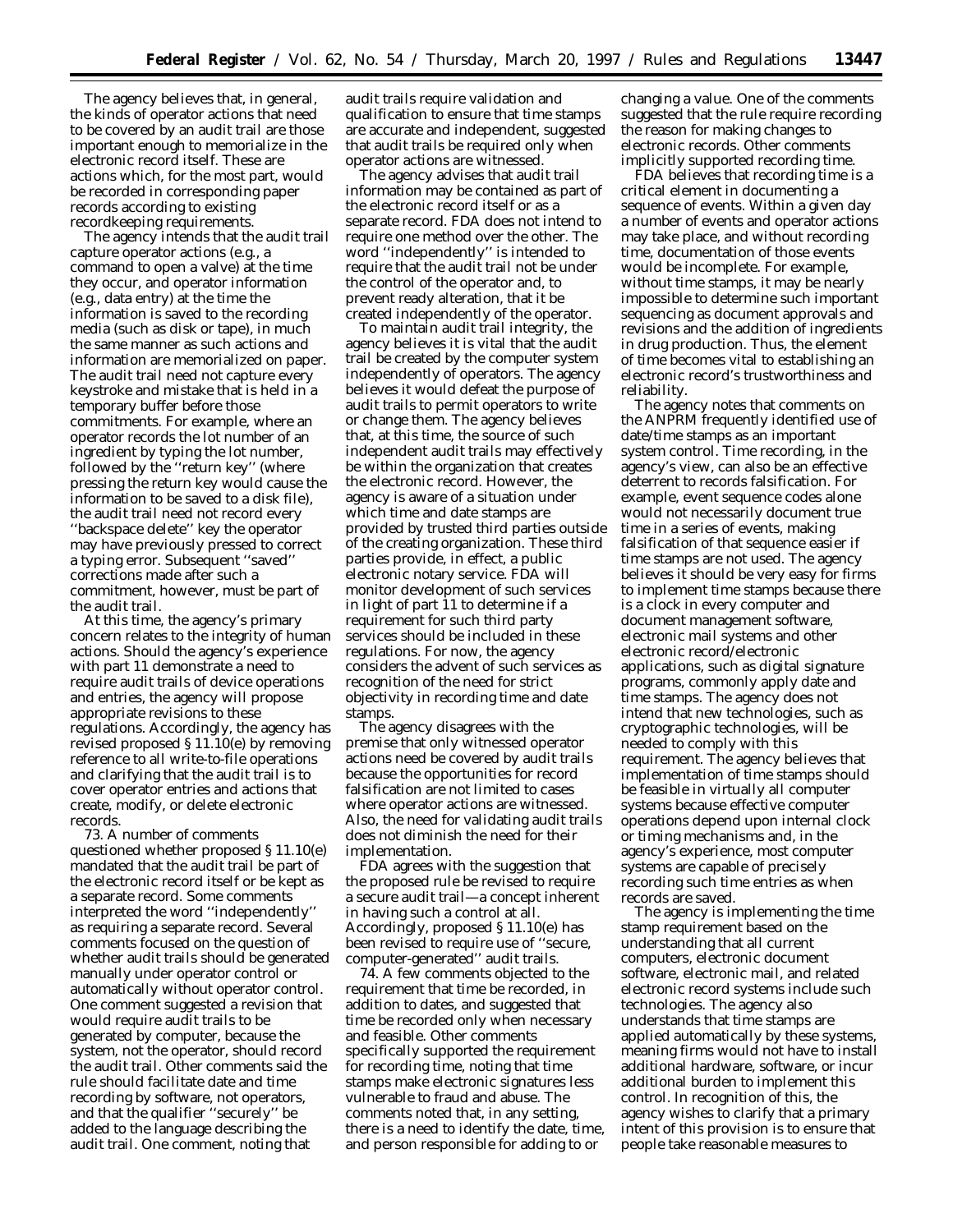The agency believes that, in general, the kinds of operator actions that need to be covered by an audit trail are those important enough to memorialize in the electronic record itself. These are actions which, for the most part, would be recorded in corresponding paper records according to existing recordkeeping requirements.

The agency intends that the audit trail capture operator actions (e.g., a command to open a valve) at the time they occur, and operator information (e.g., data entry) at the time the information is saved to the recording media (such as disk or tape), in much the same manner as such actions and information are memorialized on paper. The audit trail need not capture every keystroke and mistake that is held in a temporary buffer before those commitments. For example, where an operator records the lot number of an ingredient by typing the lot number, followed by the ''return key'' (where pressing the return key would cause the information to be saved to a disk file), the audit trail need not record every ''backspace delete'' key the operator may have previously pressed to correct a typing error. Subsequent ''saved'' corrections made after such a commitment, however, must be part of the audit trail.

At this time, the agency's primary concern relates to the integrity of human actions. Should the agency's experience with part 11 demonstrate a need to require audit trails of device operations and entries, the agency will propose appropriate revisions to these regulations. Accordingly, the agency has revised proposed § 11.10(e) by removing reference to all write-to-file operations and clarifying that the audit trail is to cover operator entries and actions that create, modify, or delete electronic records.

73. A number of comments questioned whether proposed § 11.10(e) mandated that the audit trail be part of the electronic record itself or be kept as a separate record. Some comments interpreted the word ''independently'' as requiring a separate record. Several comments focused on the question of whether audit trails should be generated manually under operator control or automatically without operator control. One comment suggested a revision that would require audit trails to be generated by computer, because the system, not the operator, should record the audit trail. Other comments said the rule should facilitate date and time recording by software, not operators, and that the qualifier ''securely'' be added to the language describing the audit trail. One comment, noting that audit trails require validation and qualification to ensure that time stamps are accurate and independent, suggested that audit trails be required only when operator actions are witnessed.

The agency advises that audit trail information may be contained as part of the electronic record itself or as a separate record. FDA does not intend to require one method over the other. The word ''independently'' is intended to require that the audit trail not be under the control of the operator and, to prevent ready alteration, that it be created independently of the operator.

To maintain audit trail integrity, the agency believes it is vital that the audit trail be created by the computer system independently of operators. The agency believes it would defeat the purpose of audit trails to permit operators to write or change them. The agency believes that, at this time, the source of such independent audit trails may effectively be within the organization that creates the electronic record. However, the agency is aware of a situation under which time and date stamps are provided by trusted third parties outside of the creating organization. These third parties provide, in effect, a public electronic notary service. FDA will monitor development of such services in light of part 11 to determine if a requirement for such third party services should be included in these regulations. For now, the agency considers the advent of such services as recognition of the need for strict objectivity in recording time and date stamps.

The agency disagrees with the premise that only witnessed operator actions need be covered by audit trails because the opportunities for record falsification are not limited to cases where operator actions are witnessed. Also, the need for validating audit trails does not diminish the need for their implementation.

FDA agrees with the suggestion that the proposed rule be revised to require a secure audit trail—a concept inherent in having such a control at all. Accordingly, proposed § 11.10(e) has been revised to require use of ''secure, computer-generated'' audit trails.

74. A few comments objected to the requirement that time be recorded, in addition to dates, and suggested that time be recorded only when necessary and feasible. Other comments specifically supported the requirement for recording time, noting that time stamps make electronic signatures less vulnerable to fraud and abuse. The comments noted that, in any setting, there is a need to identify the date, time, and person responsible for adding to or changing a value. One of the comments suggested that the rule require recording the reason for making changes to electronic records. Other comments implicitly supported recording time.

FDA believes that recording time is a critical element in documenting a sequence of events. Within a given day a number of events and operator actions may take place, and without recording time, documentation of those events would be incomplete. For example, without time stamps, it may be nearly impossible to determine such important sequencing as document approvals and revisions and the addition of ingredients in drug production. Thus, the element of time becomes vital to establishing an electronic record's trustworthiness and reliability.

The agency notes that comments on the ANPRM frequently identified use of date/time stamps as an important system control. Time recording, in the agency's view, can also be an effective deterrent to records falsification. For example, event sequence codes alone would not necessarily document true time in a series of events, making falsification of that sequence easier if time stamps are not used. The agency believes it should be very easy for firms to implement time stamps because there is a clock in every computer and document management software, electronic mail systems and other electronic record/electronic applications, such as digital signature programs, commonly apply date and time stamps. The agency does not intend that new technologies, such as cryptographic technologies, will be needed to comply with this requirement. The agency believes that implementation of time stamps should be feasible in virtually all computer systems because effective computer operations depend upon internal clock or timing mechanisms and, in the agency's experience, most computer systems are capable of precisely recording such time entries as when records are saved.

The agency is implementing the time stamp requirement based on the understanding that all current computers, electronic document software, electronic mail, and related electronic record systems include such technologies. The agency also understands that time stamps are applied automatically by these systems, meaning firms would not have to install additional hardware, software, or incur additional burden to implement this control. In recognition of this, the agency wishes to clarify that a primary intent of this provision is to ensure that people take reasonable measures to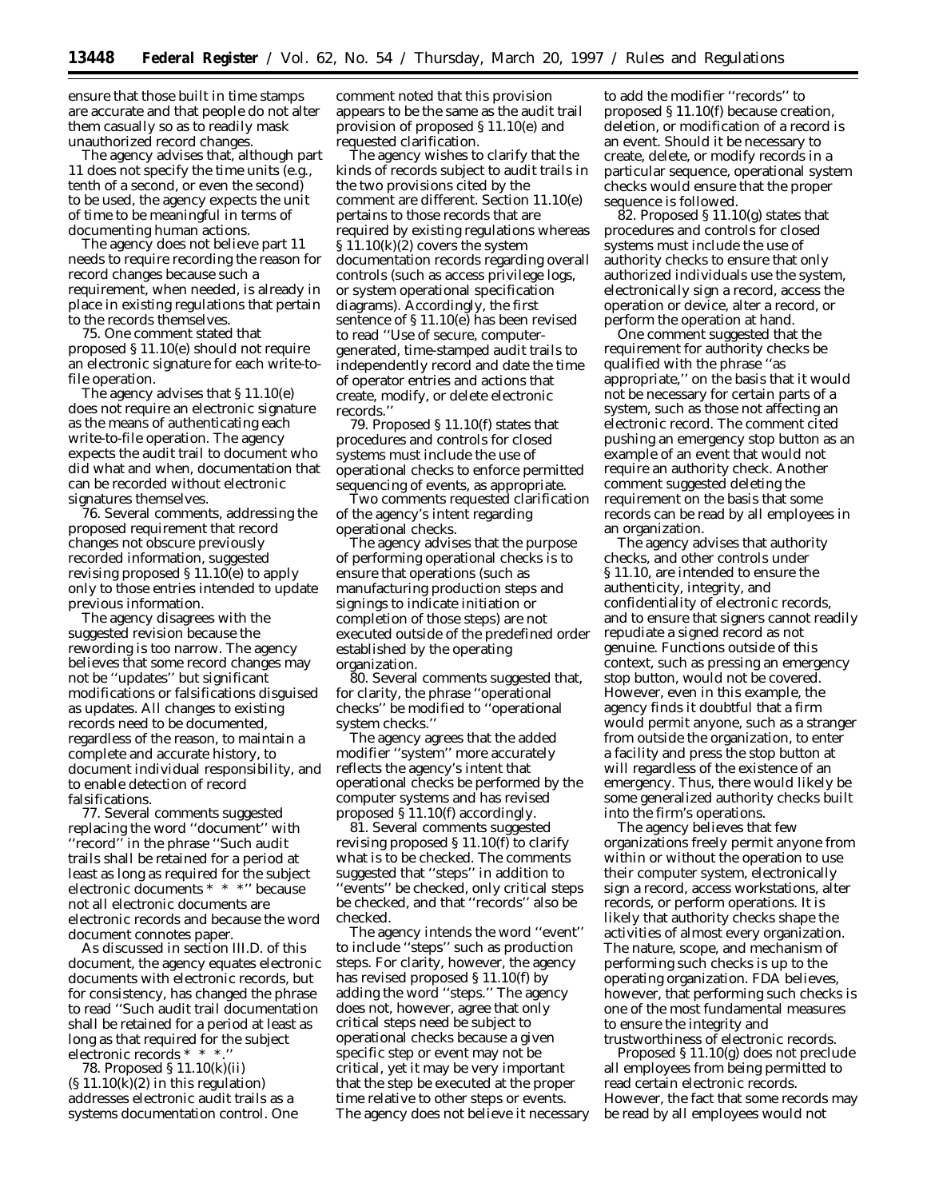ensure that those built in time stamps are accurate and that people do not alter them casually so as to readily mask unauthorized record changes.

The agency advises that, although part 11 does not specify the time units (e.g., tenth of a second, or even the second) to be used, the agency expects the unit of time to be meaningful in terms of documenting human actions.

The agency does not believe part 11 needs to require recording the reason for record changes because such a requirement, when needed, is already in place in existing regulations that pertain to the records themselves.

75. One comment stated that proposed § 11.10(e) should not require an electronic signature for each write-to-file operation.

The agency advises that § 11.10(e) does not require an electronic signature as the means of authenticating each write-to-file operation. The agency expects the audit trail to document who did what and when, documentation that can be recorded without electronic signatures themselves.

76. Several comments, addressing the proposed requirement that record changes not obscure previously recorded information, suggested revising proposed § 11.10(e) to apply only to those entries intended to update previous information.

The agency disagrees with the suggested revision because the rewording is too narrow. The agency believes that some record changes may not be ''updates'' but significant modifications or falsifications disguised as updates. All changes to existing records need to be documented, regardless of the reason, to maintain a complete and accurate history, to document individual responsibility, and to enable detection of record falsifications.

77. Several comments suggested replacing the word ''document'' with ''record'' in the phrase ''Such audit trails shall be retained for a period at least as long as required for the subject electronic documents * * *'' because not all electronic documents are electronic records and because the word document connotes paper.

As discussed in section III.D. of this document, the agency equates electronic documents with electronic records, but for consistency, has changed the phrase to read ''Such audit trail documentation shall be retained for a period at least as long as that required for the subject electronic records * * *.''

78. Proposed § 11.10(k)(ii) (§ 11.10(k)(2) in this regulation) addresses electronic audit trails as a systems documentation control. One comment noted that this provision appears to be the same as the audit trail provision of proposed § 11.10(e) and requested clarification.

The agency wishes to clarify that the kinds of records subject to audit trails in the two provisions cited by the comment are different. Section 11.10(e) pertains to those records that are required by existing regulations whereas § 11.10(k)(2) covers the system documentation records regarding overall controls (such as access privilege logs, or system operational specification diagrams). Accordingly, the first sentence of § 11.10(e) has been revised to read ''Use of secure, computer-generated, time-stamped audit trails to independently record and date the time of operator entries and actions that create, modify, or delete electronic records.''

79. Proposed § 11.10(f) states that procedures and controls for closed systems must include the use of operational checks to enforce permitted sequencing of events, as appropriate.

Two comments requested clarification of the agency's intent regarding operational checks.

The agency advises that the purpose of performing operational checks is to ensure that operations (such as manufacturing production steps and signings to indicate initiation or completion of those steps) are not executed outside of the predefined order established by the operating organization.

80. Several comments suggested that, for clarity, the phrase ''operational checks'' be modified to ''operational system checks.''

The agency agrees that the added modifier ''system'' more accurately reflects the agency's intent that operational checks be performed by the computer systems and has revised proposed § 11.10(f) accordingly.

81. Several comments suggested revising proposed § 11.10(f) to clarify what is to be checked. The comments suggested that ''steps'' in addition to ''events'' be checked, only critical steps be checked, and that ''records'' also be checked.

The agency intends the word ''event'' to include ''steps'' such as production steps. For clarity, however, the agency has revised proposed § 11.10(f) by adding the word ''steps.'' The agency does not, however, agree that only critical steps need be subject to operational checks because a given specific step or event may not be critical, yet it may be very important that the step be executed at the proper time relative to other steps or events. The agency does not believe it necessary to add the modifier ''records'' to proposed § 11.10(f) because creation, deletion, or modification of a record is an event. Should it be necessary to create, delete, or modify records in a particular sequence, operational system checks would ensure that the proper sequence is followed.

82. Proposed § 11.10(g) states that procedures and controls for closed systems must include the use of authority checks to ensure that only authorized individuals use the system, electronically sign a record, access the operation or device, alter a record, or perform the operation at hand.

One comment suggested that the requirement for authority checks be qualified with the phrase ''as appropriate,'' on the basis that it would not be necessary for certain parts of a system, such as those not affecting an electronic record. The comment cited pushing an emergency stop button as an example of an event that would not require an authority check. Another comment suggested deleting the requirement on the basis that some records can be read by all employees in an organization.

The agency advises that authority checks, and other controls under § 11.10, are intended to ensure the authenticity, integrity, and confidentiality of electronic records, and to ensure that signers cannot readily repudiate a signed record as not genuine. Functions outside of this context, such as pressing an emergency stop button, would not be covered. However, even in this example, the agency finds it doubtful that a firm would permit anyone, such as a stranger from outside the organization, to enter a facility and press the stop button at will regardless of the existence of an emergency. Thus, there would likely be some generalized authority checks built into the firm's operations.

The agency believes that few organizations freely permit anyone from within or without the operation to use their computer system, electronically sign a record, access workstations, alter records, or perform operations. It is likely that authority checks shape the activities of almost every organization. The nature, scope, and mechanism of performing such checks is up to the operating organization. FDA believes, however, that performing such checks is one of the most fundamental measures to ensure the integrity and trustworthiness of electronic records.

Proposed § 11.10(g) does not preclude all employees from being permitted to read certain electronic records. However, the fact that some records may be read by all employees would not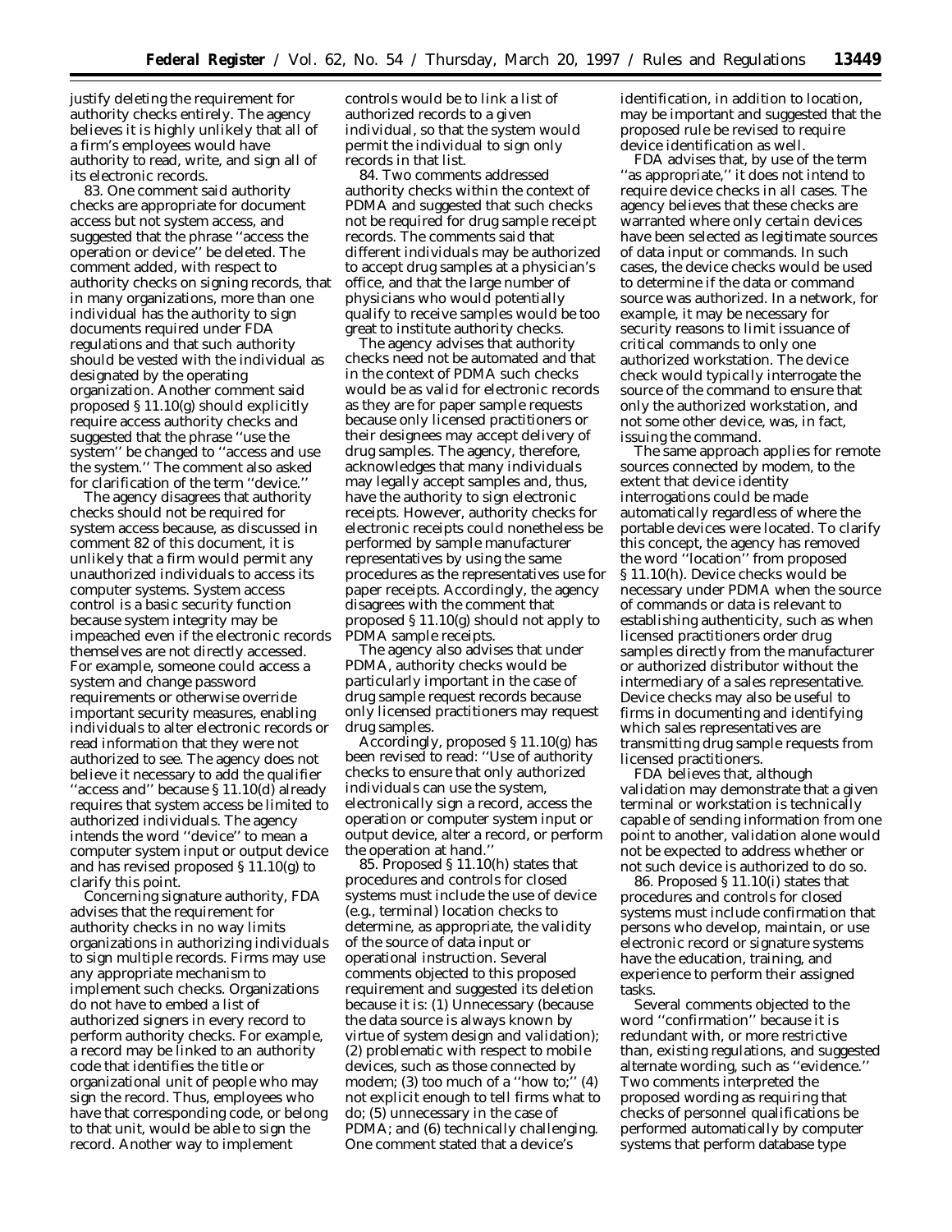justify deleting the requirement for authority checks entirely. The agency believes it is highly unlikely that all of a firm's employees would have authority to read, write, and sign all of its electronic records.

83. One comment said authority checks are appropriate for document access but not system access, and suggested that the phrase ''access the operation or device'' be deleted. The comment added, with respect to authority checks on signing records, that in many organizations, more than one individual has the authority to sign documents required under FDA regulations and that such authority should be vested with the individual as designated by the operating organization. Another comment said proposed § 11.10(g) should explicitly require access authority checks and suggested that the phrase ''use the system'' be changed to ''access and use the system.'' The comment also asked for clarification of the term ''device.''

The agency disagrees that authority checks should not be required for system access because, as discussed in comment 82 of this document, it is unlikely that a firm would permit any unauthorized individuals to access its computer systems. System access control is a basic security function because system integrity may be impeached even if the electronic records themselves are not directly accessed. For example, someone could access a system and change password requirements or otherwise override important security measures, enabling individuals to alter electronic records or read information that they were not authorized to see. The agency does not believe it necessary to add the qualifier ''access and'' because § 11.10(d) already requires that system access be limited to authorized individuals. The agency intends the word ''device'' to mean a computer system input or output device and has revised proposed § 11.10(g) to clarify this point.

Concerning signature authority, FDA advises that the requirement for authority checks in no way limits organizations in authorizing individuals to sign multiple records. Firms may use any appropriate mechanism to implement such checks. Organizations do not have to embed a list of authorized signers in every record to perform authority checks. For example, a record may be linked to an authority code that identifies the title or organizational unit of people who may sign the record. Thus, employees who have that corresponding code, or belong to that unit, would be able to sign the record. Another way to implement controls would be to link a list of authorized records to a given individual, so that the system would permit the individual to sign only records in that list.

84. Two comments addressed authority checks within the context of PDMA and suggested that such checks not be required for drug sample receipt records. The comments said that different individuals may be authorized to accept drug samples at a physician's office, and that the large number of physicians who would potentially qualify to receive samples would be too great to institute authority checks.

The agency advises that authority checks need not be automated and that in the context of PDMA such checks would be as valid for electronic records as they are for paper sample requests because only licensed practitioners or their designees may accept delivery of drug samples. The agency, therefore, acknowledges that many individuals may legally accept samples and, thus, have the authority to sign electronic receipts. However, authority checks for electronic receipts could nonetheless be performed by sample manufacturer representatives by using the same procedures as the representatives use for paper receipts. Accordingly, the agency disagrees with the comment that proposed § 11.10(g) should not apply to PDMA sample receipts.

The agency also advises that under PDMA, authority checks would be particularly important in the case of drug sample request records because only licensed practitioners may request drug samples.

Accordingly, proposed § 11.10(g) has been revised to read: ''Use of authority checks to ensure that only authorized individuals can use the system, electronically sign a record, access the operation or computer system input or output device, alter a record, or perform the operation at hand.''

85. Proposed § 11.10(h) states that procedures and controls for closed systems must include the use of device (e.g., terminal) location checks to determine, as appropriate, the validity of the source of data input or operational instruction. Several comments objected to this proposed requirement and suggested its deletion because it is: (1) Unnecessary (because the data source is always known by virtue of system design and validation); (2) problematic with respect to mobile devices, such as those connected by modem; (3) too much of a ''how to;'' (4) not explicit enough to tell firms what to do; (5) unnecessary in the case of PDMA; and (6) technically challenging. One comment stated that a device's identification, in addition to location, may be important and suggested that the proposed rule be revised to require device identification as well.

FDA advises that, by use of the term ''as appropriate,'' it does not intend to require device checks in all cases. The agency believes that these checks are warranted where only certain devices have been selected as legitimate sources of data input or commands. In such cases, the device checks would be used to determine if the data or command source was authorized. In a network, for example, it may be necessary for security reasons to limit issuance of critical commands to only one authorized workstation. The device check would typically interrogate the source of the command to ensure that only the authorized workstation, and not some other device, was, in fact, issuing the command.

The same approach applies for remote sources connected by modem, to the extent that device identity interrogations could be made automatically regardless of where the portable devices were located. To clarify this concept, the agency has removed the word ''location'' from proposed § 11.10(h). Device checks would be necessary under PDMA when the source of commands or data is relevant to establishing authenticity, such as when licensed practitioners order drug samples directly from the manufacturer or authorized distributor without the intermediary of a sales representative. Device checks may also be useful to firms in documenting and identifying which sales representatives are transmitting drug sample requests from licensed practitioners.

FDA believes that, although validation may demonstrate that a given terminal or workstation is technically capable of sending information from one point to another, validation alone would not be expected to address whether or not such device is authorized to do so.

86. Proposed § 11.10(i) states that procedures and controls for closed systems must include confirmation that persons who develop, maintain, or use electronic record or signature systems have the education, training, and experience to perform their assigned tasks.

Several comments objected to the word ''confirmation'' because it is redundant with, or more restrictive than, existing regulations, and suggested alternate wording, such as ''evidence.'' Two comments interpreted the proposed wording as requiring that checks of personnel qualifications be performed automatically by computer systems that perform database type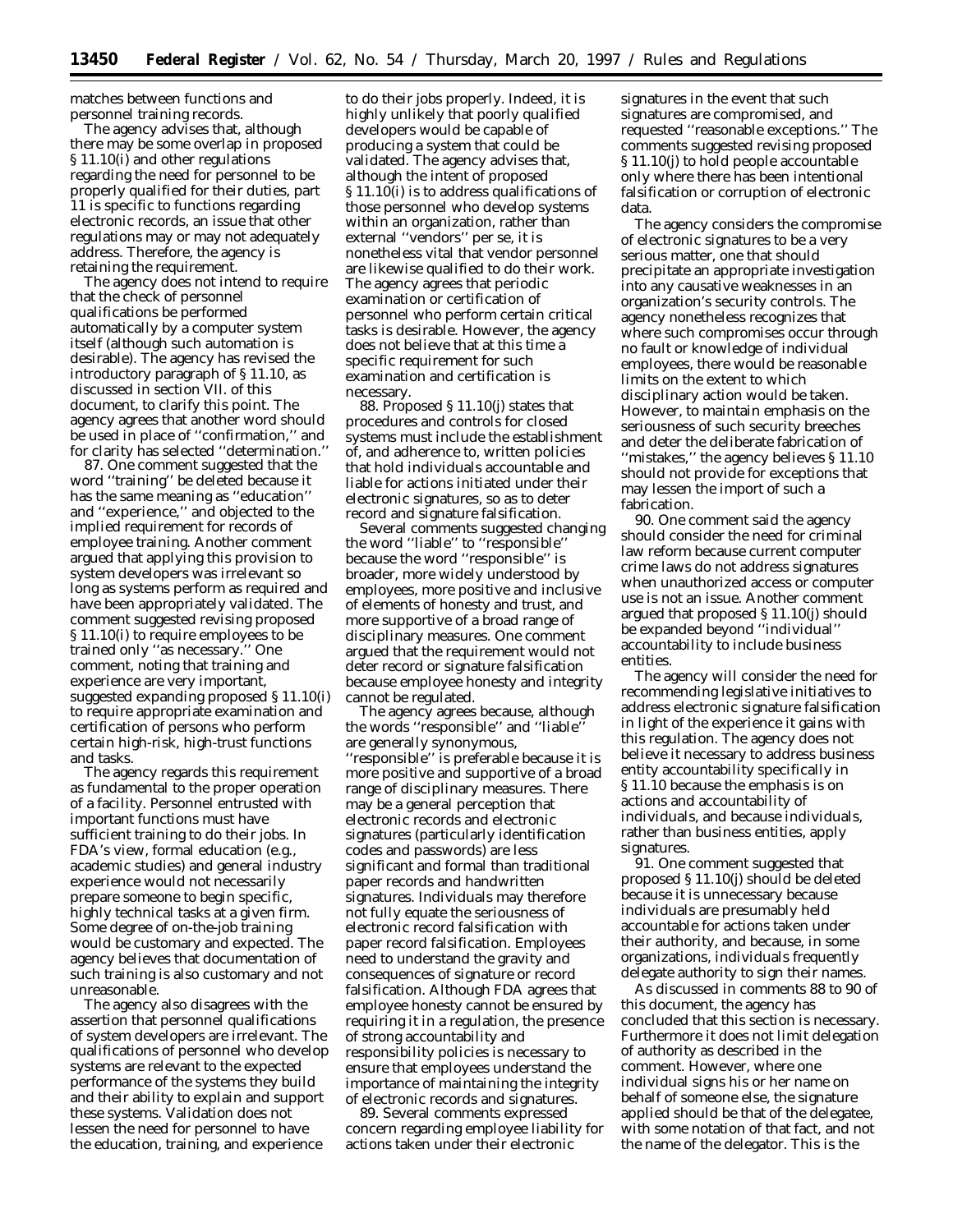matches between functions and personnel training records.

The agency advises that, although there may be some overlap in proposed § 11.10(i) and other regulations regarding the need for personnel to be properly qualified for their duties, part 11 is specific to functions regarding electronic records, an issue that other regulations may or may not adequately address. Therefore, the agency is retaining the requirement.

The agency does not intend to require that the check of personnel qualifications be performed automatically by a computer system itself (although such automation is desirable). The agency has revised the introductory paragraph of § 11.10, as discussed in section VII. of this document, to clarify this point. The agency agrees that another word should be used in place of ''confirmation,'' and for clarity has selected ''determination.''

87. One comment suggested that the word ''training'' be deleted because it has the same meaning as ''education'' and ''experience,'' and objected to the implied requirement for records of employee training. Another comment argued that applying this provision to system developers was irrelevant so long as systems perform as required and have been appropriately validated. The comment suggested revising proposed § 11.10(i) to require employees to be trained only ''as necessary.'' One comment, noting that training and experience are very important, suggested expanding proposed § 11.10(i) to require appropriate examination and certification of persons who perform certain high-risk, high-trust functions and tasks.

The agency regards this requirement as fundamental to the proper operation of a facility. Personnel entrusted with important functions must have sufficient training to do their jobs. In FDA's view, formal education (e.g., academic studies) and general industry experience would not necessarily prepare someone to begin specific, highly technical tasks at a given firm. Some degree of on-the-job training would be customary and expected. The agency believes that documentation of such training is also customary and not unreasonable.

The agency also disagrees with the assertion that personnel qualifications of system developers are irrelevant. The qualifications of personnel who develop systems are relevant to the expected performance of the systems they build and their ability to explain and support these systems. Validation does not lessen the need for personnel to have the education, training, and experience to do their jobs properly. Indeed, it is highly unlikely that poorly qualified developers would be capable of producing a system that could be validated. The agency advises that, although the intent of proposed § 11.10(i) is to address qualifications of those personnel who develop systems within an organization, rather than external ''vendors'' per se, it is nonetheless vital that vendor personnel are likewise qualified to do their work. The agency agrees that periodic examination or certification of personnel who perform certain critical tasks is desirable. However, the agency does not believe that at this time a specific requirement for such examination and certification is necessary.

88. Proposed § 11.10(j) states that procedures and controls for closed systems must include the establishment of, and adherence to, written policies that hold individuals accountable and liable for actions initiated under their electronic signatures, so as to deter record and signature falsification.

Several comments suggested changing the word ''liable'' to ''responsible'' because the word ''responsible'' is broader, more widely understood by employees, more positive and inclusive of elements of honesty and trust, and more supportive of a broad range of disciplinary measures. One comment argued that the requirement would not deter record or signature falsification because employee honesty and integrity cannot be regulated.

The agency agrees because, although the words ''responsible'' and ''liable'' are generally synonymous, ''responsible'' is preferable because it is more positive and supportive of a broad range of disciplinary measures. There may be a general perception that electronic records and electronic signatures (particularly identification codes and passwords) are less significant and formal than traditional paper records and handwritten signatures. Individuals may therefore not fully equate the seriousness of electronic record falsification with paper record falsification. Employees need to understand the gravity and consequences of signature or record falsification. Although FDA agrees that employee honesty cannot be ensured by requiring it in a regulation, the presence of strong accountability and responsibility policies is necessary to ensure that employees understand the importance of maintaining the integrity of electronic records and signatures.

89. Several comments expressed concern regarding employee liability for actions taken under their electronic signatures in the event that such signatures are compromised, and requested ''reasonable exceptions.'' The comments suggested revising proposed § 11.10(j) to hold people accountable only where there has been intentional falsification or corruption of electronic data.

The agency considers the compromise of electronic signatures to be a very serious matter, one that should precipitate an appropriate investigation into any causative weaknesses in an organization's security controls. The agency nonetheless recognizes that where such compromises occur through no fault or knowledge of individual employees, there would be reasonable limits on the extent to which disciplinary action would be taken. However, to maintain emphasis on the seriousness of such security breeches and deter the deliberate fabrication of ''mistakes,'' the agency believes § 11.10 should not provide for exceptions that may lessen the import of such a fabrication.

90. One comment said the agency should consider the need for criminal law reform because current computer crime laws do not address signatures when unauthorized access or computer use is not an issue. Another comment argued that proposed § 11.10(j) should be expanded beyond ''individual'' accountability to include business entities.

The agency will consider the need for recommending legislative initiatives to address electronic signature falsification in light of the experience it gains with this regulation. The agency does not believe it necessary to address business entity accountability specifically in § 11.10 because the emphasis is on actions and accountability of individuals, and because individuals, rather than business entities, apply signatures.

91. One comment suggested that proposed § 11.10(j) should be deleted because it is unnecessary because individuals are presumably held accountable for actions taken under their authority, and because, in some organizations, individuals frequently delegate authority to sign their names.

As discussed in comments 88 to 90 of this document, the agency has concluded that this section is necessary. Furthermore it does not limit delegation of authority as described in the comment. However, where one individual signs his or her name on behalf of someone else, the signature applied should be that of the delegatee, with some notation of that fact, and not the name of the delegator. This is the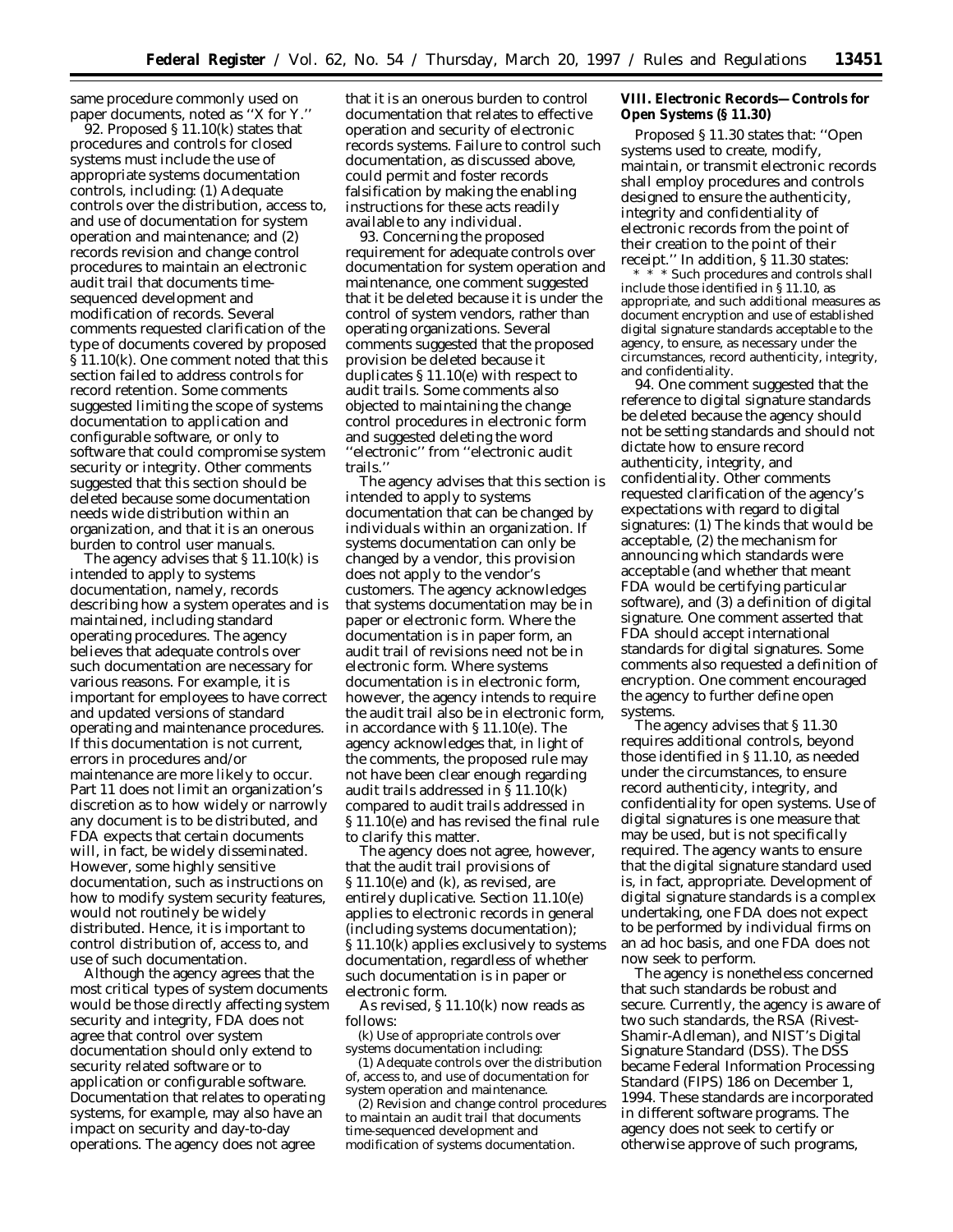same procedure commonly used on paper documents, noted as ''X for Y.''

92. Proposed § 11.10(k) states that procedures and controls for closed systems must include the use of appropriate systems documentation controls, including: (1) Adequate controls over the distribution, access to, and use of documentation for system operation and maintenance; and (2) records revision and change control procedures to maintain an electronic audit trail that documents time-sequenced development and modification of records. Several comments requested clarification of the type of documents covered by proposed § 11.10(k). One comment noted that this section failed to address controls for record retention. Some comments suggested limiting the scope of systems documentation to application and configurable software, or only to software that could compromise system security or integrity. Other comments suggested that this section should be deleted because some documentation needs wide distribution within an organization, and that it is an onerous burden to control user manuals.

The agency advises that § 11.10(k) is intended to apply to systems documentation, namely, records describing how a system operates and is maintained, including standard operating procedures. The agency believes that adequate controls over such documentation are necessary for various reasons. For example, it is important for employees to have correct and updated versions of standard operating and maintenance procedures. If this documentation is not current, errors in procedures and/or maintenance are more likely to occur. Part 11 does not limit an organization's discretion as to how widely or narrowly any document is to be distributed, and FDA expects that certain documents will, in fact, be widely disseminated. However, some highly sensitive documentation, such as instructions on how to modify system security features, would not routinely be widely distributed. Hence, it is important to control distribution of, access to, and use of such documentation.

Although the agency agrees that the most critical types of system documents would be those directly affecting system security and integrity, FDA does not agree that control over system documentation should only extend to security related software or to application or configurable software. Documentation that relates to operating systems, for example, may also have an impact on security and day-to-day operations. The agency does not agree that it is an onerous burden to control documentation that relates to effective operation and security of electronic records systems. Failure to control such documentation, as discussed above, could permit and foster records falsification by making the enabling instructions for these acts readily available to any individual.

93. Concerning the proposed requirement for adequate controls over documentation for system operation and maintenance, one comment suggested that it be deleted because it is under the control of system vendors, rather than operating organizations. Several comments suggested that the proposed provision be deleted because it duplicates § 11.10(e) with respect to audit trails. Some comments also objected to maintaining the change control procedures in electronic form and suggested deleting the word ''electronic'' from ''electronic audit trails.''

The agency advises that this section is intended to apply to systems documentation that can be changed by individuals within an organization. If systems documentation can only be changed by a vendor, this provision does not apply to the vendor's customers. The agency acknowledges that systems documentation may be in paper or electronic form. Where the documentation is in paper form, an audit trail of revisions need not be in electronic form. Where systems documentation is in electronic form, however, the agency intends to require the audit trail also be in electronic form, in accordance with § 11.10(e). The agency acknowledges that, in light of the comments, the proposed rule may not have been clear enough regarding audit trails addressed in § 11.10(k) compared to audit trails addressed in § 11.10(e) and has revised the final rule to clarify this matter.

The agency does not agree, however, that the audit trail provisions of § 11.10(e) and (k), as revised, are entirely duplicative. Section 11.10(e) applies to electronic records in general (including systems documentation); § 11.10(k) applies exclusively to systems documentation, regardless of whether such documentation is in paper or electronic form.

As revised, § 11.10(k) now reads as follows:

(k) Use of appropriate controls over systems documentation including:

(1) Adequate controls over the distribution of, access to, and use of documentation for system operation and maintenance.

(2) Revision and change control procedures to maintain an audit trail that documents time-sequenced development and modification of systems documentation.

## VIII. Electronic Records—Controls for Open Systems (§ 11.30)

Proposed § 11.30 states that: ''Open systems used to create, modify, maintain, or transmit electronic records shall employ procedures and controls designed to ensure the authenticity, integrity and confidentiality of electronic records from the point of their creation to the point of their receipt.'' In addition, § 11.30 states:

* * * Such procedures and controls shall include those identified in § 11.10, as appropriate, and such additional measures as document encryption and use of established digital signature standards acceptable to the agency, to ensure, as necessary under the circumstances, record authenticity, integrity, and confidentiality.

94. One comment suggested that the reference to digital signature standards be deleted because the agency should not be setting standards and should not dictate how to ensure record authenticity, integrity, and confidentiality. Other comments requested clarification of the agency's expectations with regard to digital signatures: (1) The kinds that would be acceptable, (2) the mechanism for announcing which standards were acceptable (and whether that meant FDA would be certifying particular software), and (3) a definition of digital signature. One comment asserted that FDA should accept international standards for digital signatures. Some comments also requested a definition of encryption. One comment encouraged the agency to further define open systems.

The agency advises that § 11.30 requires additional controls, beyond those identified in § 11.10, as needed under the circumstances, to ensure record authenticity, integrity, and confidentiality for open systems. Use of digital signatures is one measure that may be used, but is not specifically required. The agency wants to ensure that the digital signature standard used is, in fact, appropriate. Development of digital signature standards is a complex undertaking, one FDA does not expect to be performed by individual firms on an ad hoc basis, and one FDA does not now seek to perform.

The agency is nonetheless concerned that such standards be robust and secure. Currently, the agency is aware of two such standards, the RSA (Rivest-Shamir-Adleman), and NIST's Digital Signature Standard (DSS). The DSS became Federal Information Processing Standard (FIPS) 186 on December 1, 1994. These standards are incorporated in different software programs. The agency does not seek to certify or otherwise approve of such programs,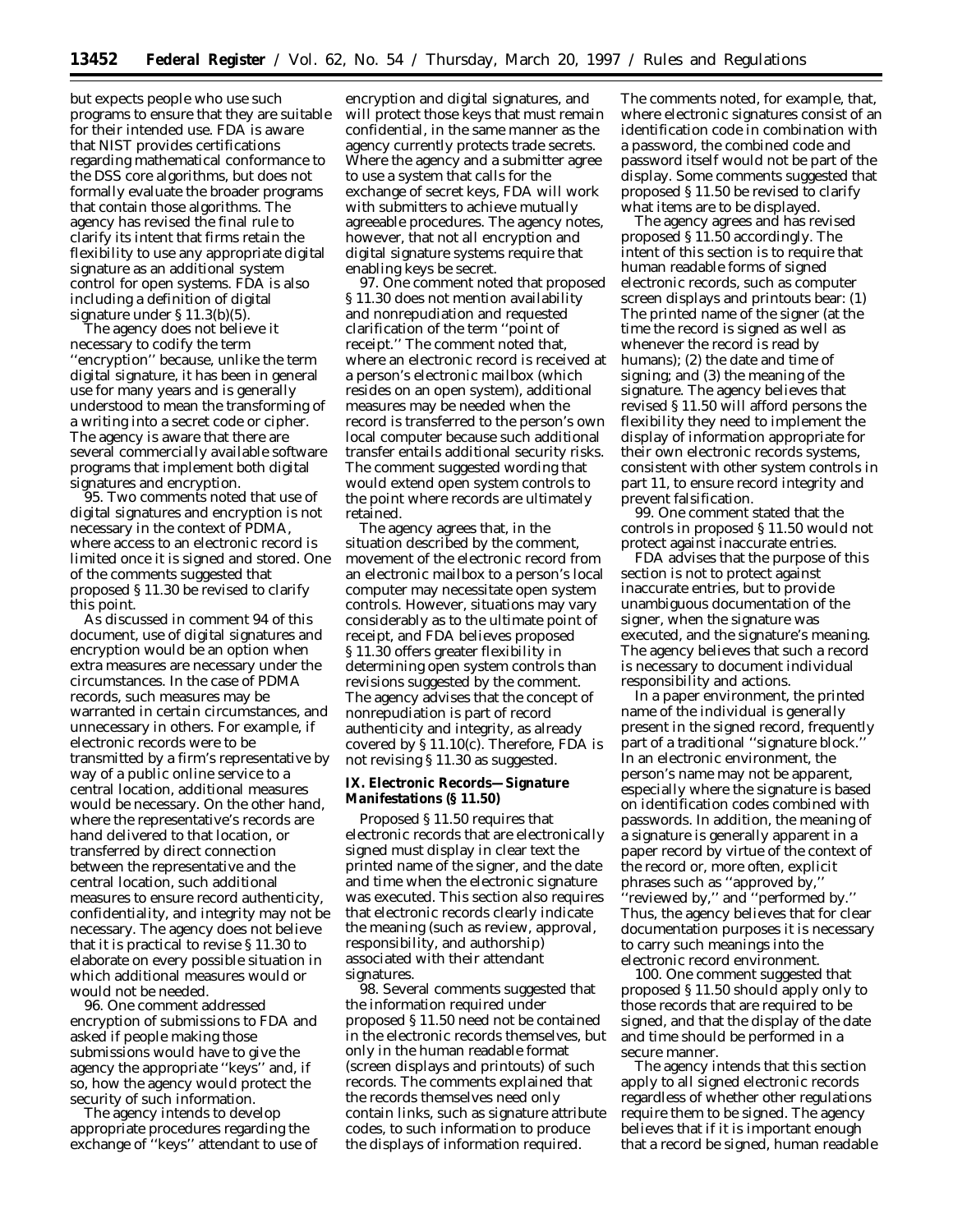but expects people who use such programs to ensure that they are suitable for their intended use. FDA is aware that NIST provides certifications regarding mathematical conformance to the DSS core algorithms, but does not formally evaluate the broader programs that contain those algorithms. The agency has revised the final rule to clarify its intent that firms retain the flexibility to use any appropriate digital signature as an additional system control for open systems. FDA is also including a definition of digital signature under § 11.3(b)(5).

The agency does not believe it necessary to codify the term ''encryption'' because, unlike the term digital signature, it has been in general use for many years and is generally understood to mean the transforming of a writing into a secret code or cipher. The agency is aware that there are several commercially available software programs that implement both digital signatures and encryption.

95. Two comments noted that use of digital signatures and encryption is not necessary in the context of PDMA, where access to an electronic record is limited once it is signed and stored. One of the comments suggested that proposed § 11.30 be revised to clarify this point.

As discussed in comment 94 of this document, use of digital signatures and encryption would be an option when extra measures are necessary under the circumstances. In the case of PDMA records, such measures may be warranted in certain circumstances, and unnecessary in others. For example, if electronic records were to be transmitted by a firm's representative by way of a public online service to a central location, additional measures would be necessary. On the other hand, where the representative's records are hand delivered to that location, or transferred by direct connection between the representative and the central location, such additional measures to ensure record authenticity, confidentiality, and integrity may not be necessary. The agency does not believe that it is practical to revise § 11.30 to elaborate on every possible situation in which additional measures would or would not be needed.

96. One comment addressed encryption of submissions to FDA and asked if people making those submissions would have to give the agency the appropriate ''keys'' and, if so, how the agency would protect the security of such information.

The agency intends to develop appropriate procedures regarding the exchange of ''keys'' attendant to use of encryption and digital signatures, and will protect those keys that must remain confidential, in the same manner as the agency currently protects trade secrets. Where the agency and a submitter agree to use a system that calls for the exchange of secret keys, FDA will work with submitters to achieve mutually agreeable procedures. The agency notes, however, that not all encryption and digital signature systems require that enabling keys be secret.

97. One comment noted that proposed § 11.30 does not mention availability and nonrepudiation and requested clarification of the term ''point of receipt.'' The comment noted that, where an electronic record is received at a person's electronic mailbox (which resides on an open system), additional measures may be needed when the record is transferred to the person's own local computer because such additional transfer entails additional security risks. The comment suggested wording that would extend open system controls to the point where records are ultimately retained.

The agency agrees that, in the situation described by the comment, movement of the electronic record from an electronic mailbox to a person's local computer may necessitate open system controls. However, situations may vary considerably as to the ultimate point of receipt, and FDA believes proposed § 11.30 offers greater flexibility in determining open system controls than revisions suggested by the comment. The agency advises that the concept of nonrepudiation is part of record authenticity and integrity, as already covered by § 11.10(c). Therefore, FDA is not revising § 11.30 as suggested.

## IX. Electronic Records—Signature Manifestations (§ 11.50)

Proposed § 11.50 requires that electronic records that are electronically signed must display in clear text the printed name of the signer, and the date and time when the electronic signature was executed. This section also requires that electronic records clearly indicate the meaning (such as review, approval, responsibility, and authorship) associated with their attendant signatures.

98. Several comments suggested that the information required under proposed § 11.50 need not be contained in the electronic records themselves, but only in the human readable format (screen displays and printouts) of such records. The comments explained that the records themselves need only contain links, such as signature attribute codes, to such information to produce the displays of information required. The comments noted, for example, that, where electronic signatures consist of an identification code in combination with a password, the combined code and password itself would not be part of the display. Some comments suggested that proposed § 11.50 be revised to clarify what items are to be displayed.

The agency agrees and has revised proposed § 11.50 accordingly. The intent of this section is to require that human readable forms of signed electronic records, such as computer screen displays and printouts bear: (1) The printed name of the signer (at the time the record is signed as well as whenever the record is read by humans); (2) the date and time of signing; and (3) the meaning of the signature. The agency believes that revised § 11.50 will afford persons the flexibility they need to implement the display of information appropriate for their own electronic records systems, consistent with other system controls in part 11, to ensure record integrity and prevent falsification.

99. One comment stated that the controls in proposed § 11.50 would not protect against inaccurate entries.

FDA advises that the purpose of this section is not to protect against inaccurate entries, but to provide unambiguous documentation of the signer, when the signature was executed, and the signature's meaning. The agency believes that such a record is necessary to document individual responsibility and actions.

In a paper environment, the printed name of the individual is generally present in the signed record, frequently part of a traditional ''signature block.'' In an electronic environment, the person's name may not be apparent, especially where the signature is based on identification codes combined with passwords. In addition, the meaning of a signature is generally apparent in a paper record by virtue of the context of the record or, more often, explicit phrases such as ''approved by,'' ''reviewed by,'' and ''performed by.'' Thus, the agency believes that for clear documentation purposes it is necessary to carry such meanings into the electronic record environment.

100. One comment suggested that proposed § 11.50 should apply only to those records that are required to be signed, and that the display of the date and time should be performed in a secure manner.

The agency intends that this section apply to all signed electronic records regardless of whether other regulations require them to be signed. The agency believes that if it is important enough that a record be signed, human readable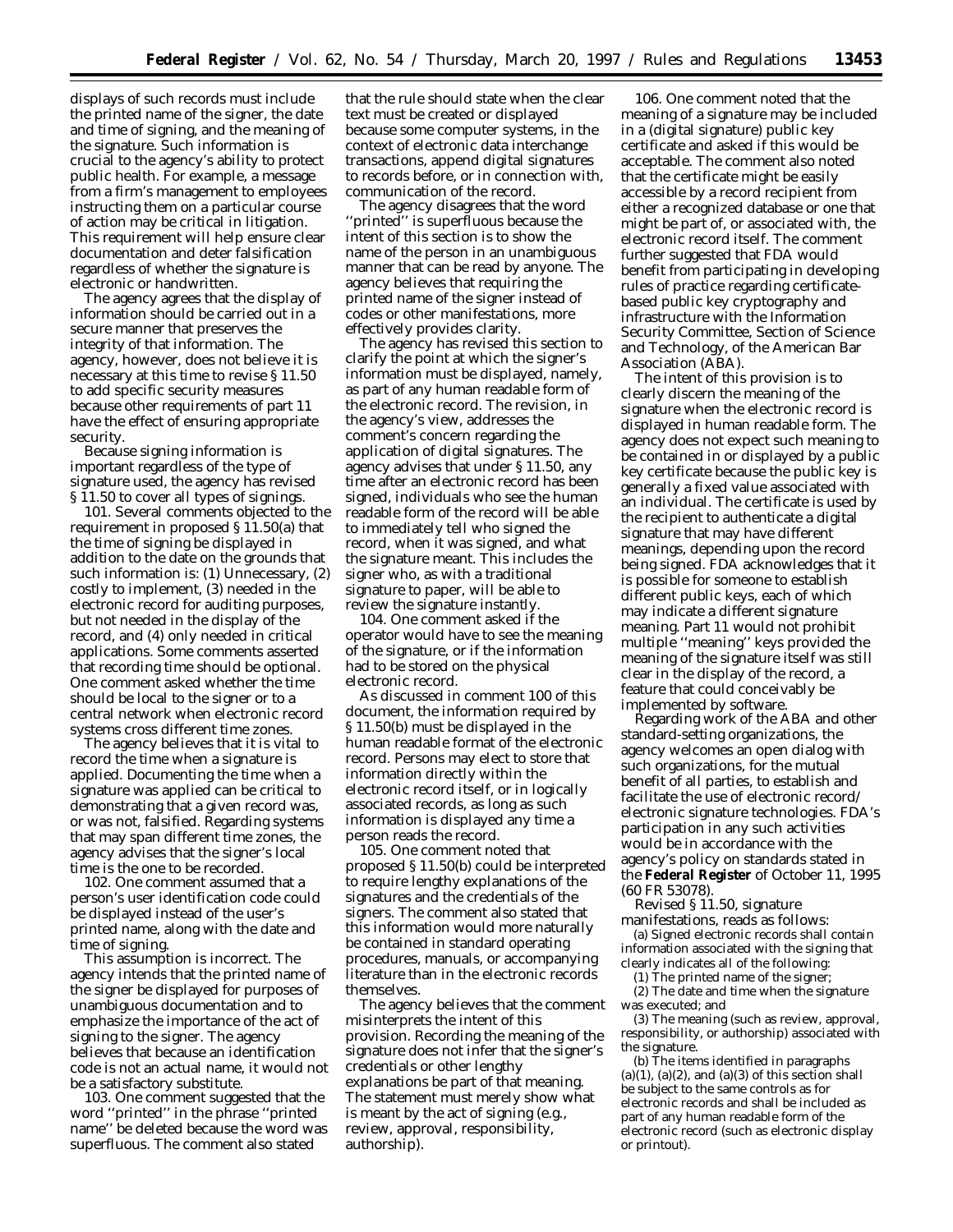displays of such records must include the printed name of the signer, the date and time of signing, and the meaning of the signature. Such information is crucial to the agency's ability to protect public health. For example, a message from a firm's management to employees instructing them on a particular course of action may be critical in litigation. This requirement will help ensure clear documentation and deter falsification regardless of whether the signature is electronic or handwritten.

The agency agrees that the display of information should be carried out in a secure manner that preserves the integrity of that information. The agency, however, does not believe it is necessary at this time to revise § 11.50 to add specific security measures because other requirements of part 11 have the effect of ensuring appropriate security.

Because signing information is important regardless of the type of signature used, the agency has revised § 11.50 to cover all types of signings.

101. Several comments objected to the requirement in proposed § 11.50(a) that the time of signing be displayed in addition to the date on the grounds that such information is: (1) Unnecessary, (2) costly to implement, (3) needed in the electronic record for auditing purposes, but not needed in the display of the record, and (4) only needed in critical applications. Some comments asserted that recording time should be optional. One comment asked whether the time should be local to the signer or to a central network when electronic record systems cross different time zones.

The agency believes that it is vital to record the time when a signature is applied. Documenting the time when a signature was applied can be critical to demonstrating that a given record was, or was not, falsified. Regarding systems that may span different time zones, the agency advises that the signer's local time is the one to be recorded.

102. One comment assumed that a person's user identification code could be displayed instead of the user's printed name, along with the date and time of signing.

This assumption is incorrect. The agency intends that the printed name of the signer be displayed for purposes of unambiguous documentation and to emphasize the importance of the act of signing to the signer. The agency believes that because an identification code is not an actual name, it would not be a satisfactory substitute.

103. One comment suggested that the word ''printed'' in the phrase ''printed name'' be deleted because the word was superfluous. The comment also stated that the rule should state when the clear text must be created or displayed because some computer systems, in the context of electronic data interchange transactions, append digital signatures to records before, or in connection with, communication of the record.

The agency disagrees that the word ''printed'' is superfluous because the intent of this section is to show the name of the person in an unambiguous manner that can be read by anyone. The agency believes that requiring the printed name of the signer instead of codes or other manifestations, more effectively provides clarity.

The agency has revised this section to clarify the point at which the signer's information must be displayed, namely, as part of any human readable form of the electronic record. The revision, in the agency's view, addresses the comment's concern regarding the application of digital signatures. The agency advises that under § 11.50, any time after an electronic record has been signed, individuals who see the human readable form of the record will be able to immediately tell who signed the record, when it was signed, and what the signature meant. This includes the signer who, as with a traditional signature to paper, will be able to review the signature instantly.

104. One comment asked if the operator would have to see the meaning of the signature, or if the information had to be stored on the physical electronic record.

As discussed in comment 100 of this document, the information required by § 11.50(b) must be displayed in the human readable format of the electronic record. Persons may elect to store that information directly within the electronic record itself, or in logically associated records, as long as such information is displayed any time a person reads the record.

105. One comment noted that proposed § 11.50(b) could be interpreted to require lengthy explanations of the signatures and the credentials of the signers. The comment also stated that this information would more naturally be contained in standard operating procedures, manuals, or accompanying literature than in the electronic records themselves.

The agency believes that the comment misinterprets the intent of this provision. Recording the meaning of the signature does not infer that the signer's credentials or other lengthy explanations be part of that meaning. The statement must merely show what is meant by the act of signing (e.g., review, approval, responsibility, authorship).

106. One comment noted that the meaning of a signature may be included in a (digital signature) public key certificate and asked if this would be acceptable. The comment also noted that the certificate might be easily accessible by a record recipient from either a recognized database or one that might be part of, or associated with, the electronic record itself. The comment further suggested that FDA would benefit from participating in developing rules of practice regarding certificate-based public key cryptography and infrastructure with the Information Security Committee, Section of Science and Technology, of the American Bar Association (ABA).

The intent of this provision is to clearly discern the meaning of the signature when the electronic record is displayed in human readable form. The agency does not expect such meaning to be contained in or displayed by a public key certificate because the public key is generally a fixed value associated with an individual. The certificate is used by the recipient to authenticate a digital signature that may have different meanings, depending upon the record being signed. FDA acknowledges that it is possible for someone to establish different public keys, each of which may indicate a different signature meaning. Part 11 would not prohibit multiple ''meaning'' keys provided the meaning of the signature itself was still clear in the display of the record, a feature that could conceivably be implemented by software.

Regarding work of the ABA and other standard-setting organizations, the agency welcomes an open dialog with such organizations, for the mutual benefit of all parties, to establish and facilitate the use of electronic record/electronic signature technologies. FDA's participation in any such activities would be in accordance with the agency's policy on standards stated in the **Federal Register** of October 11, 1995 (60 FR 53078).

Revised § 11.50, signature manifestations, reads as follows:

(a) Signed electronic records shall contain information associated with the signing that clearly indicates all of the following:

(1) The printed name of the signer;

(2) The date and time when the signature was executed; and

(3) The meaning (such as review, approval, responsibility, or authorship) associated with the signature.

(b) The items identified in paragraphs (a)(1), (a)(2), and (a)(3) of this section shall be subject to the same controls as for electronic records and shall be included as part of any human readable form of the electronic record (such as electronic display or printout).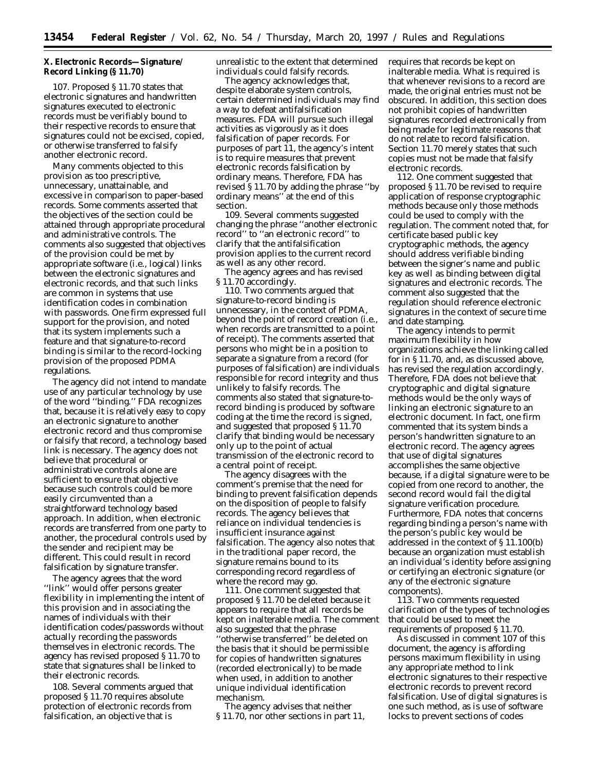## X. Electronic Records—Signature/Record Linking (§ 11.70)

107. Proposed § 11.70 states that electronic signatures and handwritten signatures executed to electronic records must be verifiably bound to their respective records to ensure that signatures could not be excised, copied, or otherwise transferred to falsify another electronic record.

Many comments objected to this provision as too prescriptive, unnecessary, unattainable, and excessive in comparison to paper-based records. Some comments asserted that the objectives of the section could be attained through appropriate procedural and administrative controls. The comments also suggested that objectives of the provision could be met by appropriate software (i.e., logical) links between the electronic signatures and electronic records, and that such links are common in systems that use identification codes in combination with passwords. One firm expressed full support for the provision, and noted that its system implements such a feature and that signature-to-record binding is similar to the record-locking provision of the proposed PDMA regulations.

The agency did not intend to mandate use of any particular technology by use of the word ''binding.'' FDA recognizes that, because it is relatively easy to copy an electronic signature to another electronic record and thus compromise or falsify that record, a technology based link is necessary. The agency does not believe that procedural or administrative controls alone are sufficient to ensure that objective because such controls could be more easily circumvented than a straightforward technology based approach. In addition, when electronic records are transferred from one party to another, the procedural controls used by the sender and recipient may be different. This could result in record falsification by signature transfer.

The agency agrees that the word ''link'' would offer persons greater flexibility in implementing the intent of this provision and in associating the names of individuals with their identification codes/passwords without actually recording the passwords themselves in electronic records. The agency has revised proposed § 11.70 to state that signatures shall be linked to their electronic records.

108. Several comments argued that proposed § 11.70 requires absolute protection of electronic records from falsification, an objective that is unrealistic to the extent that determined individuals could falsify records.

The agency acknowledges that, despite elaborate system controls, certain determined individuals may find a way to defeat antifalsification measures. FDA will pursue such illegal activities as vigorously as it does falsification of paper records. For purposes of part 11, the agency's intent is to require measures that prevent electronic records falsification by ordinary means. Therefore, FDA has revised § 11.70 by adding the phrase ''by ordinary means'' at the end of this section.

109. Several comments suggested changing the phrase ''another electronic record'' to ''an electronic record'' to clarify that the antifalsification provision applies to the current record as well as any other record.

The agency agrees and has revised § 11.70 accordingly.

110. Two comments argued that signature-to-record binding is unnecessary, in the context of PDMA, beyond the point of record creation (i.e., when records are transmitted to a point of receipt). The comments asserted that persons who might be in a position to separate a signature from a record (for purposes of falsification) are individuals responsible for record integrity and thus unlikely to falsify records. The comments also stated that signature-to-record binding is produced by software coding at the time the record is signed, and suggested that proposed § 11.70 clarify that binding would be necessary only up to the point of actual transmission of the electronic record to a central point of receipt.

The agency disagrees with the comment's premise that the need for binding to prevent falsification depends on the disposition of people to falsify records. The agency believes that reliance on individual tendencies is insufficient insurance against falsification. The agency also notes that in the traditional paper record, the signature remains bound to its corresponding record regardless of where the record may go.

111. One comment suggested that proposed § 11.70 be deleted because it appears to require that all records be kept on inalterable media. The comment also suggested that the phrase ''otherwise transferred'' be deleted on the basis that it should be permissible for copies of handwritten signatures (recorded electronically) to be made when used, in addition to another unique individual identification mechanism.

The agency advises that neither § 11.70, nor other sections in part 11, requires that records be kept on inalterable media. What is required is that whenever revisions to a record are made, the original entries must not be obscured. In addition, this section does not prohibit copies of handwritten signatures recorded electronically from being made for legitimate reasons that do not relate to record falsification. Section 11.70 merely states that such copies must not be made that falsify electronic records.

112. One comment suggested that proposed § 11.70 be revised to require application of response cryptographic methods because only those methods could be used to comply with the regulation. The comment noted that, for certificate based public key cryptographic methods, the agency should address verifiable binding between the signer's name and public key as well as binding between digital signatures and electronic records. The comment also suggested that the regulation should reference electronic signatures in the context of secure time and date stamping.

The agency intends to permit maximum flexibility in how organizations achieve the linking called for in § 11.70, and, as discussed above, has revised the regulation accordingly. Therefore, FDA does not believe that cryptographic and digital signature methods would be the only ways of linking an electronic signature to an electronic document. In fact, one firm commented that its system binds a person's handwritten signature to an electronic record. The agency agrees that use of digital signatures accomplishes the same objective because, if a digital signature were to be copied from one record to another, the second record would fail the digital signature verification procedure. Furthermore, FDA notes that concerns regarding binding a person's name with the person's public key would be addressed in the context of § 11.100(b) because an organization must establish an individual's identity before assigning or certifying an electronic signature (or any of the electronic signature components).

113. Two comments requested clarification of the types of technologies that could be used to meet the requirements of proposed § 11.70.

As discussed in comment 107 of this document, the agency is affording persons maximum flexibility in using any appropriate method to link electronic signatures to their respective electronic records to prevent record falsification. Use of digital signatures is one such method, as is use of software locks to prevent sections of codes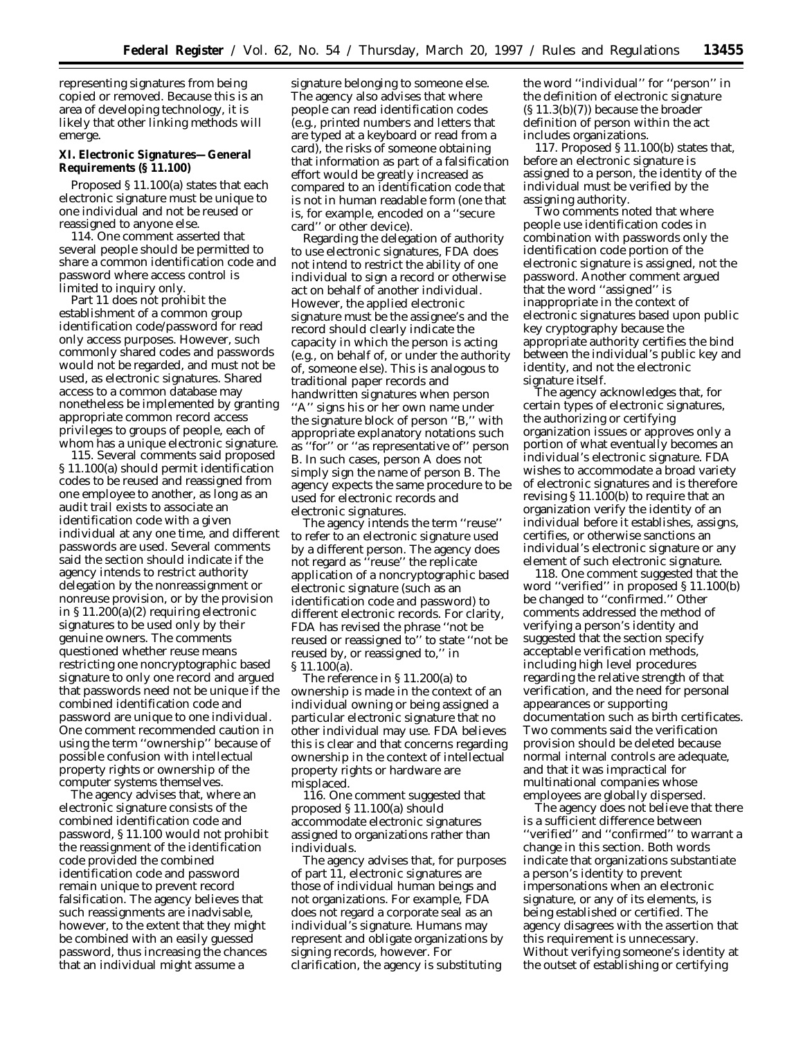representing signatures from being copied or removed. Because this is an area of developing technology, it is likely that other linking methods will emerge.

### XI. Electronic Signatures—General Requirements (§ 11.100)

Proposed § 11.100(a) states that each electronic signature must be unique to one individual and not be reused or reassigned to anyone else.

114. One comment asserted that several people should be permitted to share a common identification code and password where access control is limited to inquiry only.

Part 11 does not prohibit the establishment of a common group identification code/password for read only access purposes. However, such commonly shared codes and passwords would not be regarded, and must not be used, as electronic signatures. Shared access to a common database may nonetheless be implemented by granting appropriate common record access privileges to groups of people, each of whom has a unique electronic signature.

115. Several comments said proposed § 11.100(a) should permit identification codes to be reused and reassigned from one employee to another, as long as an audit trail exists to associate an identification code with a given individual at any one time, and different passwords are used. Several comments said the section should indicate if the agency intends to restrict authority delegation by the nonreassignment or nonreuse provision, or by the provision in § 11.200(a)(2) requiring electronic signatures to be used only by their genuine owners. The comments questioned whether reuse means restricting one noncryptographic based signature to only one record and argued that passwords need not be unique if the combined identification code and password are unique to one individual. One comment recommended caution in using the term ''ownership'' because of possible confusion with intellectual property rights or ownership of the computer systems themselves.

The agency advises that, where an electronic signature consists of the combined identification code and password, § 11.100 would not prohibit the reassignment of the identification code provided the combined identification code and password remain unique to prevent record falsification. The agency believes that such reassignments are inadvisable, however, to the extent that they might be combined with an easily guessed password, thus increasing the chances that an individual might assume a signature belonging to someone else. The agency also advises that where people can read identification codes (e.g., printed numbers and letters that are typed at a keyboard or read from a card), the risks of someone obtaining that information as part of a falsification effort would be greatly increased as compared to an identification code that is not in human readable form (one that is, for example, encoded on a ''secure card'' or other device).

Regarding the delegation of authority to use electronic signatures, FDA does not intend to restrict the ability of one individual to sign a record or otherwise act on behalf of another individual. However, the applied electronic signature must be the assignee's and the record should clearly indicate the capacity in which the person is acting (e.g., on behalf of, or under the authority of, someone else). This is analogous to traditional paper records and handwritten signatures when person ''A'' signs his or her own name under the signature block of person ''B,'' with appropriate explanatory notations such as ''for'' or ''as representative of'' person B. In such cases, person A does not simply sign the name of person B. The agency expects the same procedure to be used for electronic records and electronic signatures.

The agency intends the term ''reuse'' to refer to an electronic signature used by a different person. The agency does not regard as ''reuse'' the replicate application of a noncryptographic based electronic signature (such as an identification code and password) to different electronic records. For clarity, FDA has revised the phrase ''not be reused or reassigned to'' to state ''not be reused by, or reassigned to,'' in § 11.100(a).

The reference in § 11.200(a) to ownership is made in the context of an individual owning or being assigned a particular electronic signature that no other individual may use. FDA believes this is clear and that concerns regarding ownership in the context of intellectual property rights or hardware are misplaced.

116. One comment suggested that proposed § 11.100(a) should accommodate electronic signatures assigned to organizations rather than individuals.

The agency advises that, for purposes of part 11, electronic signatures are those of individual human beings and not organizations. For example, FDA does not regard a corporate seal as an individual's signature. Humans may represent and obligate organizations by signing records, however. For clarification, the agency is substituting the word ''individual'' for ''person'' in the definition of electronic signature (§ 11.3(b)(7)) because the broader definition of person within the act includes organizations.

117. Proposed § 11.100(b) states that, before an electronic signature is assigned to a person, the identity of the individual must be verified by the assigning authority.

Two comments noted that where people use identification codes in combination with passwords only the identification code portion of the electronic signature is assigned, not the password. Another comment argued that the word ''assigned'' is inappropriate in the context of electronic signatures based upon public key cryptography because the appropriate authority certifies the bind between the individual's public key and identity, and not the electronic signature itself.

The agency acknowledges that, for certain types of electronic signatures, the authorizing or certifying organization issues or approves only a portion of what eventually becomes an individual's electronic signature. FDA wishes to accommodate a broad variety of electronic signatures and is therefore revising § 11.100(b) to require that an organization verify the identity of an individual before it establishes, assigns, certifies, or otherwise sanctions an individual's electronic signature or any element of such electronic signature.

118. One comment suggested that the word ''verified'' in proposed § 11.100(b) be changed to ''confirmed.'' Other comments addressed the method of verifying a person's identity and suggested that the section specify acceptable verification methods, including high level procedures regarding the relative strength of that verification, and the need for personal appearances or supporting documentation such as birth certificates. Two comments said the verification provision should be deleted because normal internal controls are adequate, and that it was impractical for multinational companies whose employees are globally dispersed.

The agency does not believe that there is a sufficient difference between ''verified'' and ''confirmed'' to warrant a change in this section. Both words indicate that organizations substantiate a person's identity to prevent impersonations when an electronic signature, or any of its elements, is being established or certified. The agency disagrees with the assertion that this requirement is unnecessary. Without verifying someone's identity at the outset of establishing or certifying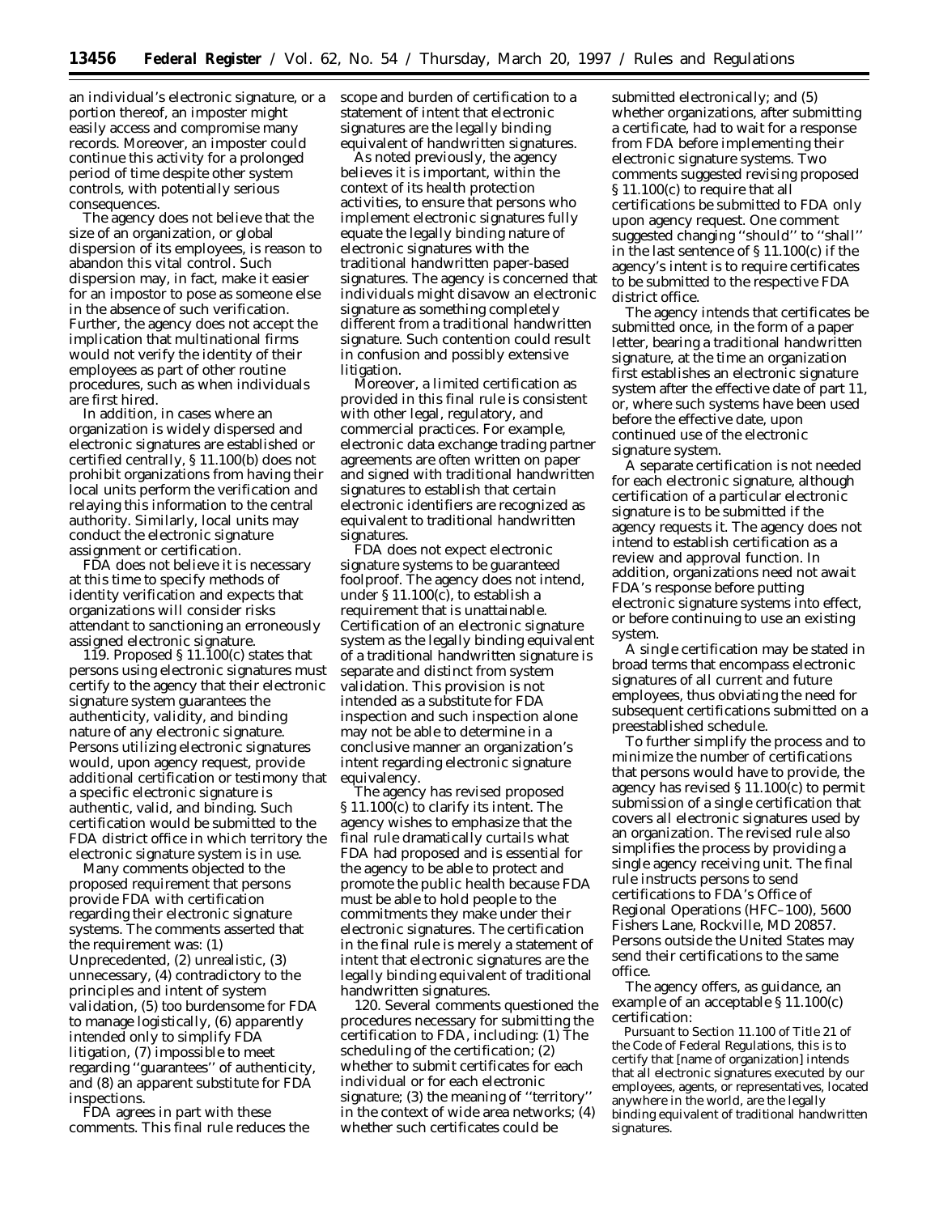an individual's electronic signature, or a portion thereof, an imposter might easily access and compromise many records. Moreover, an imposter could continue this activity for a prolonged period of time despite other system controls, with potentially serious consequences.

The agency does not believe that the size of an organization, or global dispersion of its employees, is reason to abandon this vital control. Such dispersion may, in fact, make it easier for an impostor to pose as someone else in the absence of such verification. Further, the agency does not accept the implication that multinational firms would not verify the identity of their employees as part of other routine procedures, such as when individuals are first hired.

In addition, in cases where an organization is widely dispersed and electronic signatures are established or certified centrally, § 11.100(b) does not prohibit organizations from having their local units perform the verification and relaying this information to the central authority. Similarly, local units may conduct the electronic signature assignment or certification.

FDA does not believe it is necessary at this time to specify methods of identity verification and expects that organizations will consider risks attendant to sanctioning an erroneously assigned electronic signature.

119. Proposed § 11.100(c) states that persons using electronic signatures must certify to the agency that their electronic signature system guarantees the authenticity, validity, and binding nature of any electronic signature. Persons utilizing electronic signatures would, upon agency request, provide additional certification or testimony that a specific electronic signature is authentic, valid, and binding. Such certification would be submitted to the FDA district office in which territory the electronic signature system is in use.

Many comments objected to the proposed requirement that persons provide FDA with certification regarding their electronic signature systems. The comments asserted that the requirement was: (1) Unprecedented, (2) unrealistic, (3) unnecessary, (4) contradictory to the principles and intent of system validation, (5) too burdensome for FDA to manage logistically, (6) apparently intended only to simplify FDA litigation, (7) impossible to meet regarding ''guarantees'' of authenticity, and (8) an apparent substitute for FDA inspections.

FDA agrees in part with these comments. This final rule reduces the scope and burden of certification to a statement of intent that electronic signatures are the legally binding equivalent of handwritten signatures.

As noted previously, the agency believes it is important, within the context of its health protection activities, to ensure that persons who implement electronic signatures fully equate the legally binding nature of electronic signatures with the traditional handwritten paper-based signatures. The agency is concerned that individuals might disavow an electronic signature as something completely different from a traditional handwritten signature. Such contention could result in confusion and possibly extensive litigation.

Moreover, a limited certification as provided in this final rule is consistent with other legal, regulatory, and commercial practices. For example, electronic data exchange trading partner agreements are often written on paper and signed with traditional handwritten signatures to establish that certain electronic identifiers are recognized as equivalent to traditional handwritten signatures.

FDA does not expect electronic signature systems to be guaranteed foolproof. The agency does not intend, under § 11.100(c), to establish a requirement that is unattainable. Certification of an electronic signature system as the legally binding equivalent of a traditional handwritten signature is separate and distinct from system validation. This provision is not intended as a substitute for FDA inspection and such inspection alone may not be able to determine in a conclusive manner an organization's intent regarding electronic signature equivalency.

The agency has revised proposed § 11.100(c) to clarify its intent. The agency wishes to emphasize that the final rule dramatically curtails what FDA had proposed and is essential for the agency to be able to protect and promote the public health because FDA must be able to hold people to the commitments they make under their electronic signatures. The certification in the final rule is merely a statement of intent that electronic signatures are the legally binding equivalent of traditional handwritten signatures.

120. Several comments questioned the procedures necessary for submitting the certification to FDA, including: (1) The scheduling of the certification; (2) whether to submit certificates for each individual or for each electronic signature; (3) the meaning of ''territory'' in the context of wide area networks; (4) whether such certificates could be submitted electronically; and (5) whether organizations, after submitting a certificate, had to wait for a response from FDA before implementing their electronic signature systems. Two comments suggested revising proposed § 11.100(c) to require that all certifications be submitted to FDA only upon agency request. One comment suggested changing ''should'' to ''shall'' in the last sentence of § 11.100(c) if the agency's intent is to require certificates to be submitted to the respective FDA district office.

The agency intends that certificates be submitted once, in the form of a paper letter, bearing a traditional handwritten signature, at the time an organization first establishes an electronic signature system after the effective date of part 11, or, where such systems have been used before the effective date, upon continued use of the electronic signature system.

A separate certification is not needed for each electronic signature, although certification of a particular electronic signature is to be submitted if the agency requests it. The agency does not intend to establish certification as a review and approval function. In addition, organizations need not await FDA's response before putting electronic signature systems into effect, or before continuing to use an existing system.

A single certification may be stated in broad terms that encompass electronic signatures of all current and future employees, thus obviating the need for subsequent certifications submitted on a preestablished schedule.

To further simplify the process and to minimize the number of certifications that persons would have to provide, the agency has revised § 11.100(c) to permit submission of a single certification that covers all electronic signatures used by an organization. The revised rule also simplifies the process by providing a single agency receiving unit. The final rule instructs persons to send certifications to FDA's Office of Regional Operations (HFC–100), 5600 Fishers Lane, Rockville, MD 20857. Persons outside the United States may send their certifications to the same office.

The agency offers, as guidance, an example of an acceptable § 11.100(c) certification:

Pursuant to Section 11.100 of Title 21 of the Code of Federal Regulations, this is to certify that [name of organization] intends that all electronic signatures executed by our employees, agents, or representatives, located anywhere in the world, are the legally binding equivalent of traditional handwritten signatures.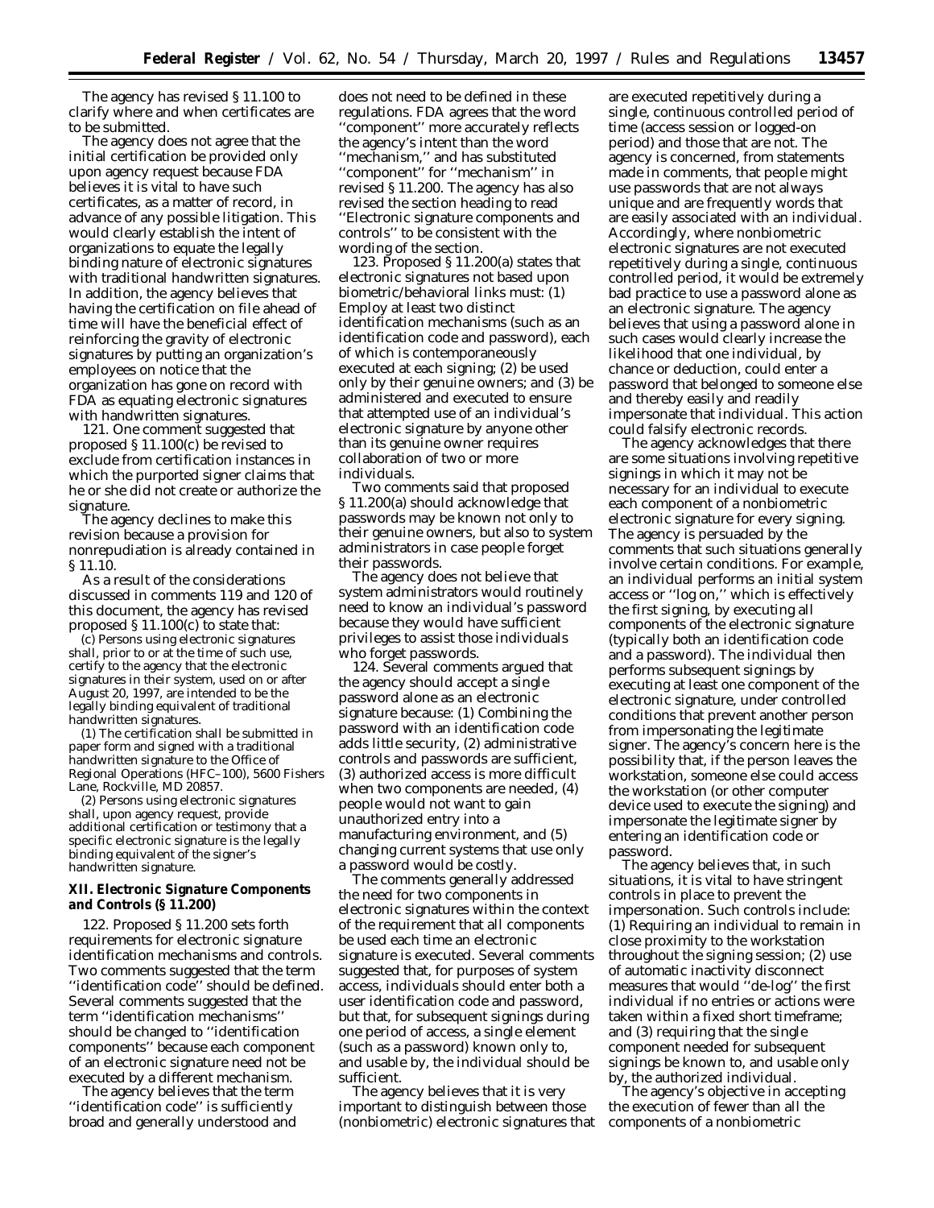The agency has revised § 11.100 to clarify where and when certificates are to be submitted.

The agency does not agree that the initial certification be provided only upon agency request because FDA believes it is vital to have such certificates, as a matter of record, in advance of any possible litigation. This would clearly establish the intent of organizations to equate the legally binding nature of electronic signatures with traditional handwritten signatures. In addition, the agency believes that having the certification on file ahead of time will have the beneficial effect of reinforcing the gravity of electronic signatures by putting an organization's employees on notice that the organization has gone on record with FDA as equating electronic signatures with handwritten signatures.

121. One comment suggested that proposed § 11.100(c) be revised to exclude from certification instances in which the purported signer claims that he or she did not create or authorize the signature.

The agency declines to make this revision because a provision for nonrepudiation is already contained in § 11.10.

As a result of the considerations discussed in comments 119 and 120 of this document, the agency has revised proposed § 11.100(c) to state that:

(c) Persons using electronic signatures shall, prior to or at the time of such use, certify to the agency that the electronic signatures in their system, used on or after August 20, 1997, are intended to be the legally binding equivalent of traditional handwritten signatures.

(1) The certification shall be submitted in paper form and signed with a traditional handwritten signature to the Office of Regional Operations (HFC–100), 5600 Fishers Lane, Rockville, MD 20857.

(2) Persons using electronic signatures shall, upon agency request, provide additional certification or testimony that a specific electronic signature is the legally binding equivalent of the signer's handwritten signature.

## XII. Electronic Signature Components and Controls (§ 11.200)

122. Proposed § 11.200 sets forth requirements for electronic signature identification mechanisms and controls. Two comments suggested that the term ''identification code'' should be defined. Several comments suggested that the term ''identification mechanisms'' should be changed to ''identification components'' because each component of an electronic signature need not be executed by a different mechanism.

The agency believes that the term ''identification code'' is sufficiently broad and generally understood and does not need to be defined in these regulations. FDA agrees that the word ''component'' more accurately reflects the agency's intent than the word ''mechanism,'' and has substituted ''component'' for ''mechanism'' in revised § 11.200. The agency has also revised the section heading to read ''Electronic signature components and controls'' to be consistent with the wording of the section.

123. Proposed § 11.200(a) states that electronic signatures not based upon biometric/behavioral links must: (1) Employ at least two distinct identification mechanisms (such as an identification code and password), each of which is contemporaneously executed at each signing; (2) be used only by their genuine owners; and (3) be administered and executed to ensure that attempted use of an individual's electronic signature by anyone other than its genuine owner requires collaboration of two or more individuals.

Two comments said that proposed § 11.200(a) should acknowledge that passwords may be known not only to their genuine owners, but also to system administrators in case people forget their passwords.

The agency does not believe that system administrators would routinely need to know an individual's password because they would have sufficient privileges to assist those individuals who forget passwords.

124. Several comments argued that the agency should accept a single password alone as an electronic signature because: (1) Combining the password with an identification code adds little security, (2) administrative controls and passwords are sufficient, (3) authorized access is more difficult when two components are needed, (4) people would not want to gain unauthorized entry into a manufacturing environment, and (5) changing current systems that use only a password would be costly.

The comments generally addressed the need for two components in electronic signatures within the context of the requirement that all components be used each time an electronic signature is executed. Several comments suggested that, for purposes of system access, individuals should enter both a user identification code and password, but that, for subsequent signings during one period of access, a single element (such as a password) known only to, and usable by, the individual should be sufficient.

The agency believes that it is very important to distinguish between those (nonbiometric) electronic signatures that are executed repetitively during a single, continuous controlled period of time (access session or logged-on period) and those that are not. The agency is concerned, from statements made in comments, that people might use passwords that are not always unique and are frequently words that are easily associated with an individual. Accordingly, where nonbiometric electronic signatures are not executed repetitively during a single, continuous controlled period, it would be extremely bad practice to use a password alone as an electronic signature. The agency believes that using a password alone in such cases would clearly increase the likelihood that one individual, by chance or deduction, could enter a password that belonged to someone else and thereby easily and readily impersonate that individual. This action could falsify electronic records.

The agency acknowledges that there are some situations involving repetitive signings in which it may not be necessary for an individual to execute each component of a nonbiometric electronic signature for every signing. The agency is persuaded by the comments that such situations generally involve certain conditions. For example, an individual performs an initial system access or ''log on,'' which is effectively the first signing, by executing all components of the electronic signature (typically both an identification code and a password). The individual then performs subsequent signings by executing at least one component of the electronic signature, under controlled conditions that prevent another person from impersonating the legitimate signer. The agency's concern here is the possibility that, if the person leaves the workstation, someone else could access the workstation (or other computer device used to execute the signing) and impersonate the legitimate signer by entering an identification code or password.

The agency believes that, in such situations, it is vital to have stringent controls in place to prevent the impersonation. Such controls include: (1) Requiring an individual to remain in close proximity to the workstation throughout the signing session; (2) use of automatic inactivity disconnect measures that would ''de-log'' the first individual if no entries or actions were taken within a fixed short timeframe; and (3) requiring that the single component needed for subsequent signings be known to, and usable only by, the authorized individual.

The agency's objective in accepting the execution of fewer than all the components of a nonbiometric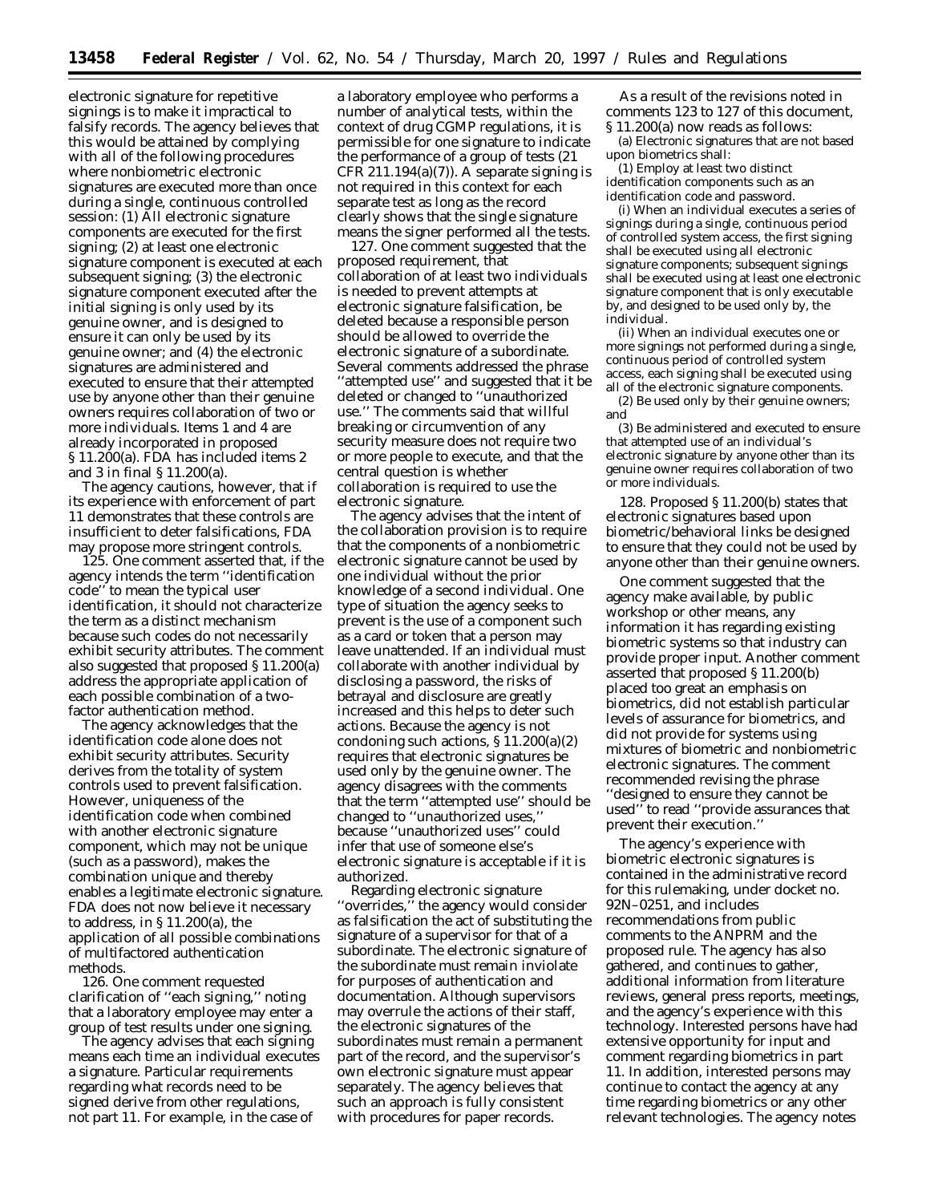electronic signature for repetitive signings is to make it impractical to falsify records. The agency believes that this would be attained by complying with all of the following procedures where nonbiometric electronic signatures are executed more than once during a single, continuous controlled session: (1) All electronic signature components are executed for the first signing; (2) at least one electronic signature component is executed at each subsequent signing; (3) the electronic signature component executed after the initial signing is only used by its genuine owner, and is designed to ensure it can only be used by its genuine owner; and (4) the electronic signatures are administered and executed to ensure that their attempted use by anyone other than their genuine owners requires collaboration of two or more individuals. Items 1 and 4 are already incorporated in proposed § 11.200(a). FDA has included items 2 and 3 in final § 11.200(a).

The agency cautions, however, that if its experience with enforcement of part 11 demonstrates that these controls are insufficient to deter falsifications, FDA may propose more stringent controls.

125. One comment asserted that, if the agency intends the term ''identification code'' to mean the typical user identification, it should not characterize the term as a distinct mechanism because such codes do not necessarily exhibit security attributes. The comment also suggested that proposed § 11.200(a) address the appropriate application of each possible combination of a two-factor authentication method.

The agency acknowledges that the identification code alone does not exhibit security attributes. Security derives from the totality of system controls used to prevent falsification. However, uniqueness of the identification code when combined with another electronic signature component, which may not be unique (such as a password), makes the combination unique and thereby enables a legitimate electronic signature. FDA does not now believe it necessary to address, in § 11.200(a), the application of all possible combinations of multifactored authentication methods.

126. One comment requested clarification of ''each signing,'' noting that a laboratory employee may enter a group of test results under one signing.

The agency advises that each signing means each time an individual executes a signature. Particular requirements regarding what records need to be signed derive from other regulations, not part 11. For example, in the case of a laboratory employee who performs a number of analytical tests, within the context of drug CGMP regulations, it is permissible for one signature to indicate the performance of a group of tests (21 CFR 211.194(a)(7)). A separate signing is not required in this context for each separate test as long as the record clearly shows that the single signature means the signer performed all the tests.

127. One comment suggested that the proposed requirement, that collaboration of at least two individuals is needed to prevent attempts at electronic signature falsification, be deleted because a responsible person should be allowed to override the electronic signature of a subordinate. Several comments addressed the phrase ''attempted use'' and suggested that it be deleted or changed to ''unauthorized use.'' The comments said that willful breaking or circumvention of any security measure does not require two or more people to execute, and that the central question is whether collaboration is required to use the electronic signature.

The agency advises that the intent of the collaboration provision is to require that the components of a nonbiometric electronic signature cannot be used by one individual without the prior knowledge of a second individual. One type of situation the agency seeks to prevent is the use of a component such as a card or token that a person may leave unattended. If an individual must collaborate with another individual by disclosing a password, the risks of betrayal and disclosure are greatly increased and this helps to deter such actions. Because the agency is not condoning such actions, § 11.200(a)(2) requires that electronic signatures be used only by the genuine owner. The agency disagrees with the comments that the term ''attempted use'' should be changed to ''unauthorized uses,'' because ''unauthorized uses'' could infer that use of someone else's electronic signature is acceptable if it is authorized.

Regarding electronic signature ''overrides,'' the agency would consider as falsification the act of substituting the signature of a supervisor for that of a subordinate. The electronic signature of the subordinate must remain inviolate for purposes of authentication and documentation. Although supervisors may overrule the actions of their staff, the electronic signatures of the subordinates must remain a permanent part of the record, and the supervisor's own electronic signature must appear separately. The agency believes that such an approach is fully consistent with procedures for paper records.

As a result of the revisions noted in comments 123 to 127 of this document, § 11.200(a) now reads as follows:

(a) Electronic signatures that are not based upon biometrics shall:

(1) Employ at least two distinct identification components such as an identification code and password.

(i) When an individual executes a series of signings during a single, continuous period of controlled system access, the first signing shall be executed using all electronic signature components; subsequent signings shall be executed using at least one electronic signature component that is only executable by, and designed to be used only by, the individual.

(ii) When an individual executes one or more signings not performed during a single, continuous period of controlled system access, each signing shall be executed using all of the electronic signature components.

(2) Be used only by their genuine owners; and

(3) Be administered and executed to ensure that attempted use of an individual's electronic signature by anyone other than its genuine owner requires collaboration of two or more individuals.

128. Proposed § 11.200(b) states that electronic signatures based upon biometric/behavioral links be designed to ensure that they could not be used by anyone other than their genuine owners.

One comment suggested that the agency make available, by public workshop or other means, any information it has regarding existing biometric systems so that industry can provide proper input. Another comment asserted that proposed § 11.200(b) placed too great an emphasis on biometrics, did not establish particular levels of assurance for biometrics, and did not provide for systems using mixtures of biometric and nonbiometric electronic signatures. The comment recommended revising the phrase ''designed to ensure they cannot be used'' to read ''provide assurances that prevent their execution.''

The agency's experience with biometric electronic signatures is contained in the administrative record for this rulemaking, under docket no. 92N–0251, and includes recommendations from public comments to the ANPRM and the proposed rule. The agency has also gathered, and continues to gather, additional information from literature reviews, general press reports, meetings, and the agency's experience with this technology. Interested persons have had extensive opportunity for input and comment regarding biometrics in part 11. In addition, interested persons may continue to contact the agency at any time regarding biometrics or any other relevant technologies. The agency notes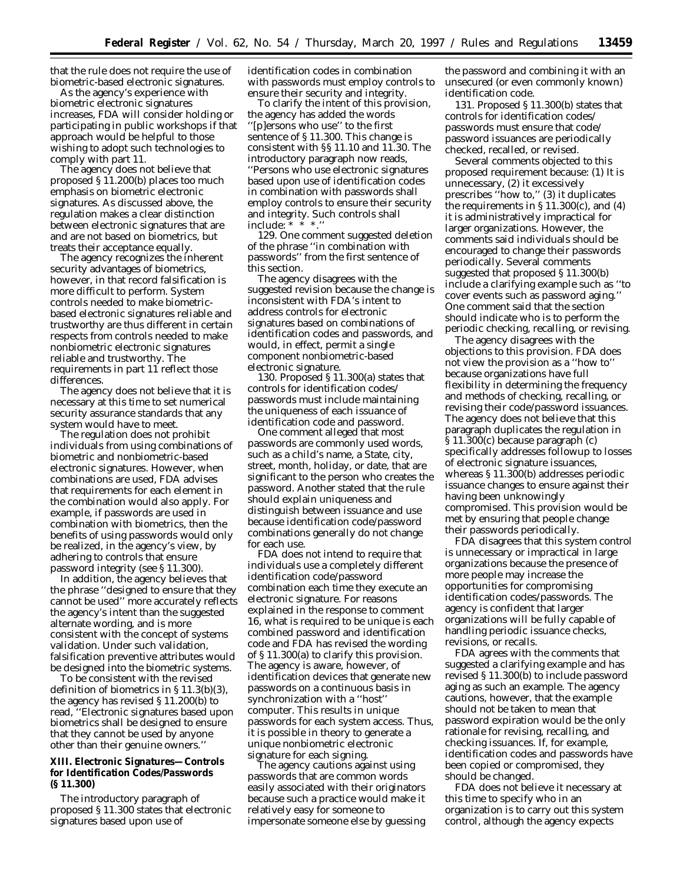that the rule does not require the use of biometric-based electronic signatures.

As the agency's experience with biometric electronic signatures increases, FDA will consider holding or participating in public workshops if that approach would be helpful to those wishing to adopt such technologies to comply with part 11.

The agency does not believe that proposed § 11.200(b) places too much emphasis on biometric electronic signatures. As discussed above, the regulation makes a clear distinction between electronic signatures that are and are not based on biometrics, but treats their acceptance equally.

The agency recognizes the inherent security advantages of biometrics, however, in that record falsification is more difficult to perform. System controls needed to make biometric-based electronic signatures reliable and trustworthy are thus different in certain respects from controls needed to make nonbiometric electronic signatures reliable and trustworthy. The requirements in part 11 reflect those differences.

The agency does not believe that it is necessary at this time to set numerical security assurance standards that any system would have to meet.

The regulation does not prohibit individuals from using combinations of biometric and nonbiometric-based electronic signatures. However, when combinations are used, FDA advises that requirements for each element in the combination would also apply. For example, if passwords are used in combination with biometrics, then the benefits of using passwords would only be realized, in the agency's view, by adhering to controls that ensure password integrity (see § 11.300).

In addition, the agency believes that the phrase ''designed to ensure that they cannot be used'' more accurately reflects the agency's intent than the suggested alternate wording, and is more consistent with the concept of systems validation. Under such validation, falsification preventive attributes would be designed into the biometric systems.

To be consistent with the revised definition of biometrics in § 11.3(b)(3), the agency has revised § 11.200(b) to read, ''Electronic signatures based upon biometrics shall be designed to ensure that they cannot be used by anyone other than their genuine owners.''

## XIII. Electronic Signatures—Controls for Identification Codes/Passwords (§ 11.300)

The introductory paragraph of proposed § 11.300 states that electronic signatures based upon use of identification codes in combination with passwords must employ controls to ensure their security and integrity.

To clarify the intent of this provision, the agency has added the words ''[p]ersons who use'' to the first sentence of § 11.300. This change is consistent with §§ 11.10 and 11.30. The introductory paragraph now reads, ''Persons who use electronic signatures based upon use of identification codes in combination with passwords shall employ controls to ensure their security and integrity. Such controls shall include: * * *.''

129. One comment suggested deletion of the phrase ''in combination with passwords'' from the first sentence of this section.

The agency disagrees with the suggested revision because the change is inconsistent with FDA's intent to address controls for electronic signatures based on combinations of identification codes and passwords, and would, in effect, permit a single component nonbiometric-based electronic signature.

130. Proposed § 11.300(a) states that controls for identification codes/passwords must include maintaining the uniqueness of each issuance of identification code and password.

One comment alleged that most passwords are commonly used words, such as a child's name, a State, city, street, month, holiday, or date, that are significant to the person who creates the password. Another stated that the rule should explain uniqueness and distinguish between issuance and use because identification code/password combinations generally do not change for each use.

FDA does not intend to require that individuals use a completely different identification code/password combination each time they execute an electronic signature. For reasons explained in the response to comment 16, what is required to be unique is each combined password and identification code and FDA has revised the wording of § 11.300(a) to clarify this provision. The agency is aware, however, of identification devices that generate new passwords on a continuous basis in synchronization with a ''host'' computer. This results in unique passwords for each system access. Thus, it is possible in theory to generate a unique nonbiometric electronic signature for each signing.

The agency cautions against using passwords that are common words easily associated with their originators because such a practice would make it relatively easy for someone to impersonate someone else by guessing the password and combining it with an unsecured (or even commonly known) identification code.

131. Proposed § 11.300(b) states that controls for identification codes/passwords must ensure that code/password issuances are periodically checked, recalled, or revised.

Several comments objected to this proposed requirement because: (1) It is unnecessary, (2) it excessively prescribes ''how to,'' (3) it duplicates the requirements in § 11.300(c), and (4) it is administratively impractical for larger organizations. However, the comments said individuals should be encouraged to change their passwords periodically. Several comments suggested that proposed § 11.300(b) include a clarifying example such as ''to cover events such as password aging.'' One comment said that the section should indicate who is to perform the periodic checking, recalling, or revising.

The agency disagrees with the objections to this provision. FDA does not view the provision as a ''how to'' because organizations have full flexibility in determining the frequency and methods of checking, recalling, or revising their code/password issuances. The agency does not believe that this paragraph duplicates the regulation in § 11.300(c) because paragraph (c) specifically addresses followup to losses of electronic signature issuances, whereas § 11.300(b) addresses periodic issuance changes to ensure against their having been unknowingly compromised. This provision would be met by ensuring that people change their passwords periodically.

FDA disagrees that this system control is unnecessary or impractical in large organizations because the presence of more people may increase the opportunities for compromising identification codes/passwords. The agency is confident that larger organizations will be fully capable of handling periodic issuance checks, revisions, or recalls.

FDA agrees with the comments that suggested a clarifying example and has revised § 11.300(b) to include password aging as such an example. The agency cautions, however, that the example should not be taken to mean that password expiration would be the only rationale for revising, recalling, and checking issuances. If, for example, identification codes and passwords have been copied or compromised, they should be changed.

FDA does not believe it necessary at this time to specify who in an organization is to carry out this system control, although the agency expects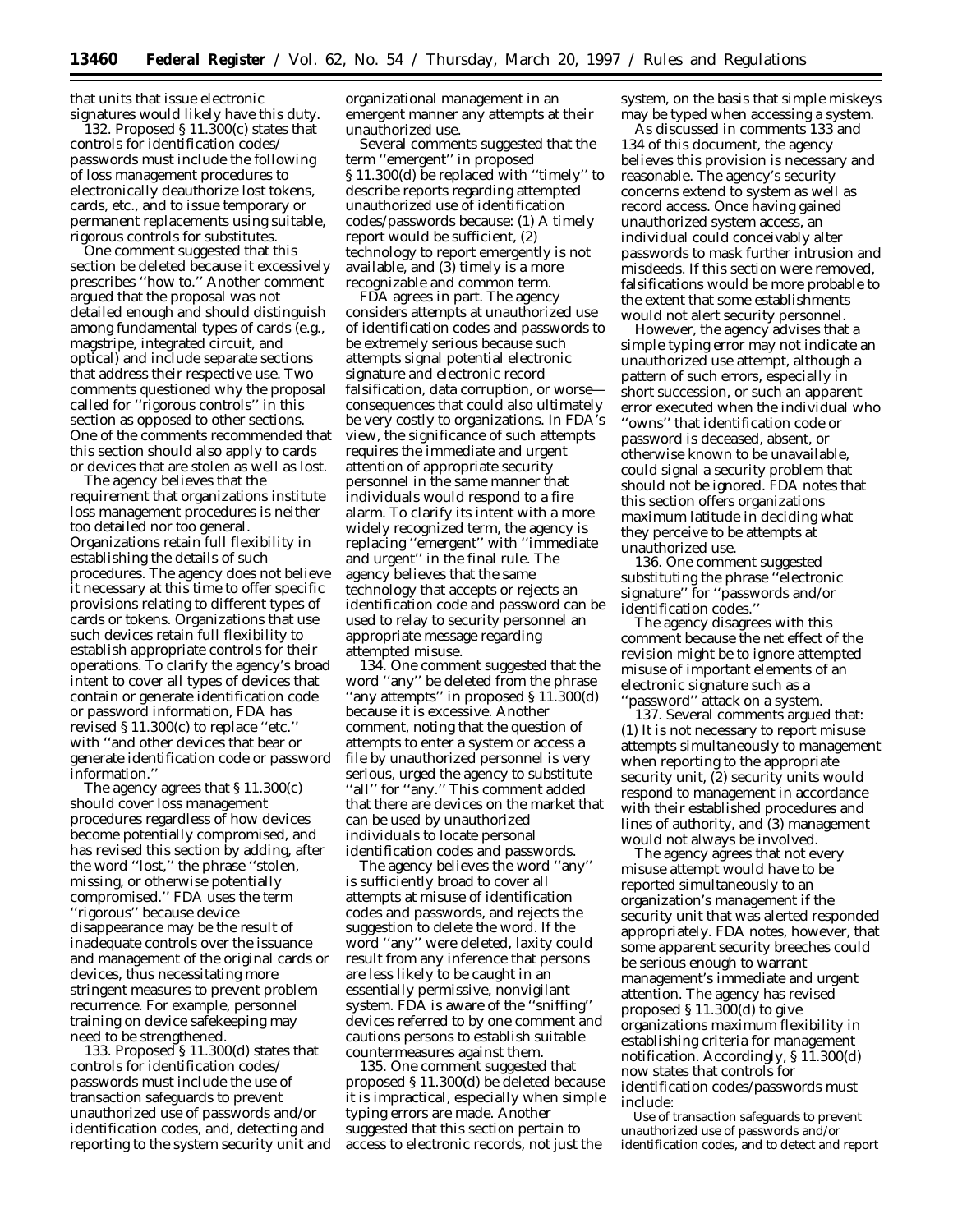that units that issue electronic signatures would likely have this duty.

132. Proposed § 11.300(c) states that controls for identification codes/passwords must include the following of loss management procedures to electronically deauthorize lost tokens, cards, etc., and to issue temporary or permanent replacements using suitable, rigorous controls for substitutes.

One comment suggested that this section be deleted because it excessively prescribes ''how to.'' Another comment argued that the proposal was not detailed enough and should distinguish among fundamental types of cards (e.g., magstripe, integrated circuit, and optical) and include separate sections that address their respective use. Two comments questioned why the proposal called for ''rigorous controls'' in this section as opposed to other sections. One of the comments recommended that this section should also apply to cards or devices that are stolen as well as lost.

The agency believes that the requirement that organizations institute loss management procedures is neither too detailed nor too general. Organizations retain full flexibility in establishing the details of such procedures. The agency does not believe it necessary at this time to offer specific provisions relating to different types of cards or tokens. Organizations that use such devices retain full flexibility to establish appropriate controls for their operations. To clarify the agency's broad intent to cover all types of devices that contain or generate identification code or password information, FDA has revised § 11.300(c) to replace ''etc.'' with ''and other devices that bear or generate identification code or password information.''

The agency agrees that § 11.300(c) should cover loss management procedures regardless of how devices become potentially compromised, and has revised this section by adding, after the word ''lost,'' the phrase ''stolen, missing, or otherwise potentially compromised.'' FDA uses the term ''rigorous'' because device disappearance may be the result of inadequate controls over the issuance and management of the original cards or devices, thus necessitating more stringent measures to prevent problem recurrence. For example, personnel training on device safekeeping may need to be strengthened.

133. Proposed § 11.300(d) states that controls for identification codes/passwords must include the use of transaction safeguards to prevent unauthorized use of passwords and/or identification codes, and, detecting and reporting to the system security unit and organizational management in an emergent manner any attempts at their unauthorized use.

Several comments suggested that the term ''emergent'' in proposed § 11.300(d) be replaced with ''timely'' to describe reports regarding attempted unauthorized use of identification codes/passwords because: (1) A timely report would be sufficient, (2) technology to report emergently is not available, and (3) timely is a more recognizable and common term.

FDA agrees in part. The agency considers attempts at unauthorized use of identification codes and passwords to be extremely serious because such attempts signal potential electronic signature and electronic record falsification, data corruption, or worse—consequences that could also ultimately be very costly to organizations. In FDA's view, the significance of such attempts requires the immediate and urgent attention of appropriate security personnel in the same manner that individuals would respond to a fire alarm. To clarify its intent with a more widely recognized term, the agency is replacing ''emergent'' with ''immediate and urgent'' in the final rule. The agency believes that the same technology that accepts or rejects an identification code and password can be used to relay to security personnel an appropriate message regarding attempted misuse.

134. One comment suggested that the word ''any'' be deleted from the phrase ''any attempts'' in proposed § 11.300(d) because it is excessive. Another comment, noting that the question of attempts to enter a system or access a file by unauthorized personnel is very serious, urged the agency to substitute ''all'' for ''any.'' This comment added that there are devices on the market that can be used by unauthorized individuals to locate personal identification codes and passwords.

The agency believes the word ''any'' is sufficiently broad to cover all attempts at misuse of identification codes and passwords, and rejects the suggestion to delete the word. If the word ''any'' were deleted, laxity could result from any inference that persons are less likely to be caught in an essentially permissive, nonvigilant system. FDA is aware of the ''sniffing'' devices referred to by one comment and cautions persons to establish suitable countermeasures against them.

135. One comment suggested that proposed § 11.300(d) be deleted because it is impractical, especially when simple typing errors are made. Another suggested that this section pertain to access to electronic records, not just the system, on the basis that simple miskeys may be typed when accessing a system.

As discussed in comments 133 and 134 of this document, the agency believes this provision is necessary and reasonable. The agency's security concerns extend to system as well as record access. Once having gained unauthorized system access, an individual could conceivably alter passwords to mask further intrusion and misdeeds. If this section were removed, falsifications would be more probable to the extent that some establishments would not alert security personnel.

However, the agency advises that a simple typing error may not indicate an unauthorized use attempt, although a pattern of such errors, especially in short succession, or such an apparent error executed when the individual who ''owns'' that identification code or password is deceased, absent, or otherwise known to be unavailable, could signal a security problem that should not be ignored. FDA notes that this section offers organizations maximum latitude in deciding what they perceive to be attempts at unauthorized use.

136. One comment suggested substituting the phrase ''electronic signature'' for ''passwords and/or identification codes.''

The agency disagrees with this comment because the net effect of the revision might be to ignore attempted misuse of important elements of an electronic signature such as a ''password'' attack on a system.

137. Several comments argued that: (1) It is not necessary to report misuse attempts simultaneously to management when reporting to the appropriate security unit, (2) security units would respond to management in accordance with their established procedures and lines of authority, and (3) management would not always be involved.

The agency agrees that not every misuse attempt would have to be reported simultaneously to an organization's management if the security unit that was alerted responded appropriately. FDA notes, however, that some apparent security breeches could be serious enough to warrant management's immediate and urgent attention. The agency has revised proposed § 11.300(d) to give organizations maximum flexibility in establishing criteria for management notification. Accordingly, § 11.300(d) now states that controls for identification codes/passwords must include:

Use of transaction safeguards to prevent unauthorized use of passwords and/or identification codes, and to detect and report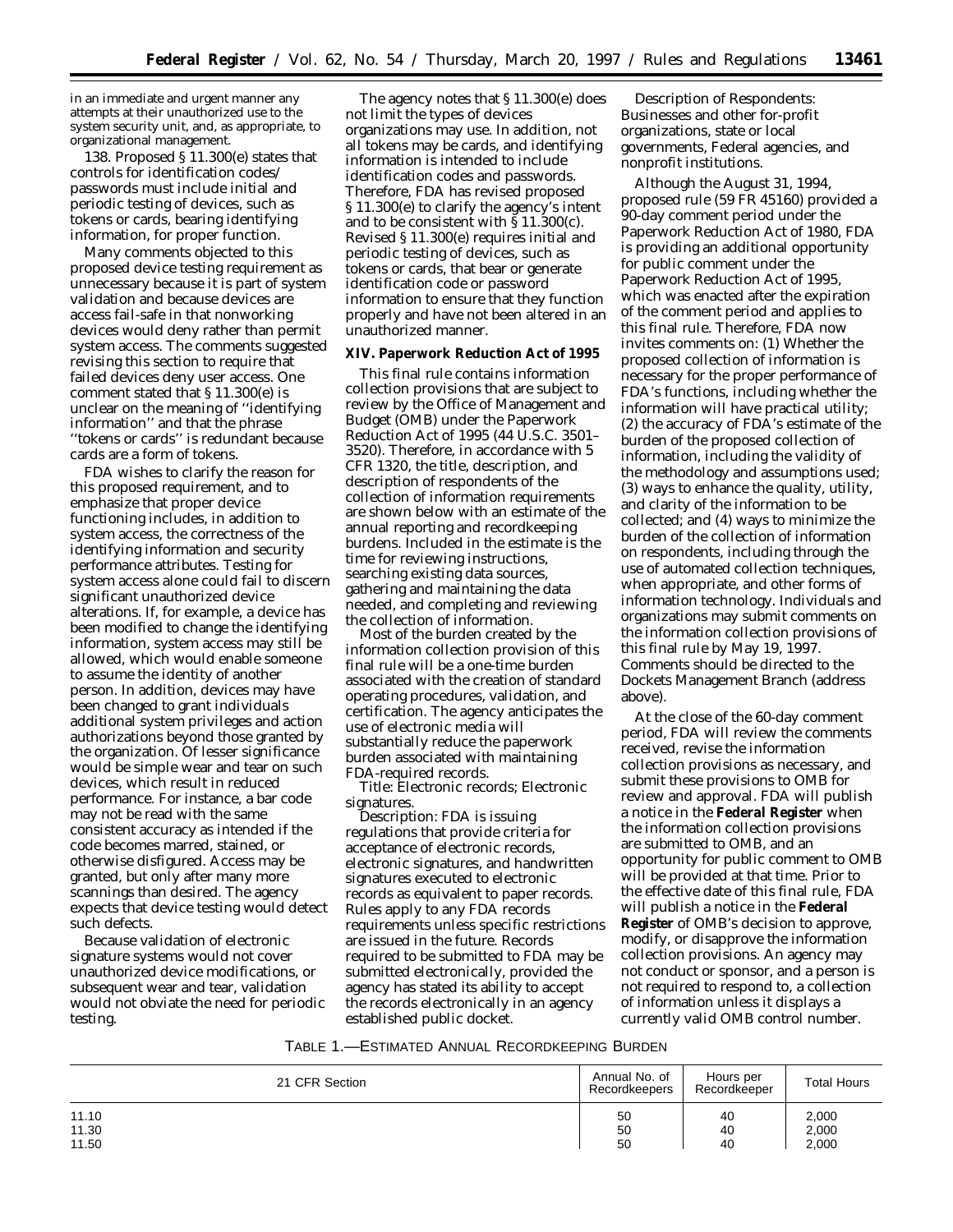in an immediate and urgent manner any attempts at their unauthorized use to the system security unit, and, as appropriate, to organizational management.

138. Proposed § 11.300(e) states that controls for identification codes/ passwords must include initial and periodic testing of devices, such as tokens or cards, bearing identifying information, for proper function.

Many comments objected to this proposed device testing requirement as unnecessary because it is part of system validation and because devices are access fail-safe in that nonworking devices would deny rather than permit system access. The comments suggested revising this section to require that failed devices deny user access. One comment stated that § 11.300(e) is unclear on the meaning of ''identifying information'' and that the phrase ''tokens or cards'' is redundant because cards are a form of tokens.

FDA wishes to clarify the reason for this proposed requirement, and to emphasize that proper device functioning includes, in addition to system access, the correctness of the identifying information and security performance attributes. Testing for system access alone could fail to discern significant unauthorized device alterations. If, for example, a device has been modified to change the identifying information, system access may still be allowed, which would enable someone to assume the identity of another person. In addition, devices may have been changed to grant individuals additional system privileges and action authorizations beyond those granted by the organization. Of lesser significance would be simple wear and tear on such devices, which result in reduced performance. For instance, a bar code may not be read with the same consistent accuracy as intended if the code becomes marred, stained, or otherwise disfigured. Access may be granted, but only after many more scannings than desired. The agency expects that device testing would detect such defects.

Because validation of electronic signature systems would not cover unauthorized device modifications, or subsequent wear and tear, validation would not obviate the need for periodic testing.

The agency notes that § 11.300(e) does not limit the types of devices organizations may use. In addition, not all tokens may be cards, and identifying information is intended to include identification codes and passwords. Therefore, FDA has revised proposed § 11.300(e) to clarify the agency's intent and to be consistent with § 11.300(c). Revised § 11.300(e) requires initial and periodic testing of devices, such as tokens or cards, that bear or generate identification code or password information to ensure that they function properly and have not been altered in an unauthorized manner.

## XIV. Paperwork Reduction Act of 1995

This final rule contains information collection provisions that are subject to review by the Office of Management and Budget (OMB) under the Paperwork Reduction Act of 1995 (44 U.S.C. 3501–3520). Therefore, in accordance with 5 CFR 1320, the title, description, and description of respondents of the collection of information requirements are shown below with an estimate of the annual reporting and recordkeeping burdens. Included in the estimate is the time for reviewing instructions, searching existing data sources, gathering and maintaining the data needed, and completing and reviewing the collection of information.

Most of the burden created by the information collection provision of this final rule will be a one-time burden associated with the creation of standard operating procedures, validation, and certification. The agency anticipates the use of electronic media will substantially reduce the paperwork burden associated with maintaining FDA-required records.

*Title*: Electronic records; Electronic signatures.

*Description*: FDA is issuing regulations that provide criteria for acceptance of electronic records, electronic signatures, and handwritten signatures executed to electronic records as equivalent to paper records. Rules apply to any FDA records requirements unless specific restrictions are issued in the future. Records required to be submitted to FDA may be submitted electronically, provided the agency has stated its ability to accept the records electronically in an agency established public docket.

*Description of Respondents*: Businesses and other for-profit organizations, state or local governments, Federal agencies, and nonprofit institutions.

Although the August 31, 1994, proposed rule (59 FR 45160) provided a 90-day comment period under the Paperwork Reduction Act of 1980, FDA is providing an additional opportunity for public comment under the Paperwork Reduction Act of 1995, which was enacted after the expiration of the comment period and applies to this final rule. Therefore, FDA now invites comments on: (1) Whether the proposed collection of information is necessary for the proper performance of FDA's functions, including whether the information will have practical utility; (2) the accuracy of FDA's estimate of the burden of the proposed collection of information, including the validity of the methodology and assumptions used; (3) ways to enhance the quality, utility, and clarity of the information to be collected; and (4) ways to minimize the burden of the collection of information on respondents, including through the use of automated collection techniques, when appropriate, and other forms of information technology. Individuals and organizations may submit comments on the information collection provisions of this final rule by May 19, 1997. Comments should be directed to the Dockets Management Branch (address above).

At the close of the 60-day comment period, FDA will review the comments received, revise the information collection provisions as necessary, and submit these provisions to OMB for review and approval. FDA will publish a notice in the **Federal Register** when the information collection provisions are submitted to OMB, and an opportunity for public comment to OMB will be provided at that time. Prior to the effective date of this final rule, FDA will publish a notice in the **Federal Register** of OMB's decision to approve, modify, or disapprove the information collection provisions. An agency may not conduct or sponsor, and a person is not required to respond to, a collection of information unless it displays a currently valid OMB control number.

TABLE 1.—ESTIMATED ANNUAL RECORDKEEPING BURDEN

| 21 CFR Section | Annual No. of Recordkeepers | Hours per Recordkeeper | Total Hours |
|---|---|---|---|
| 11.10 | 50 | 40 | 2,000 |
| 11.30 | 50 | 40 | 2,000 |
| 11.50 | 50 | 40 | 2,000 |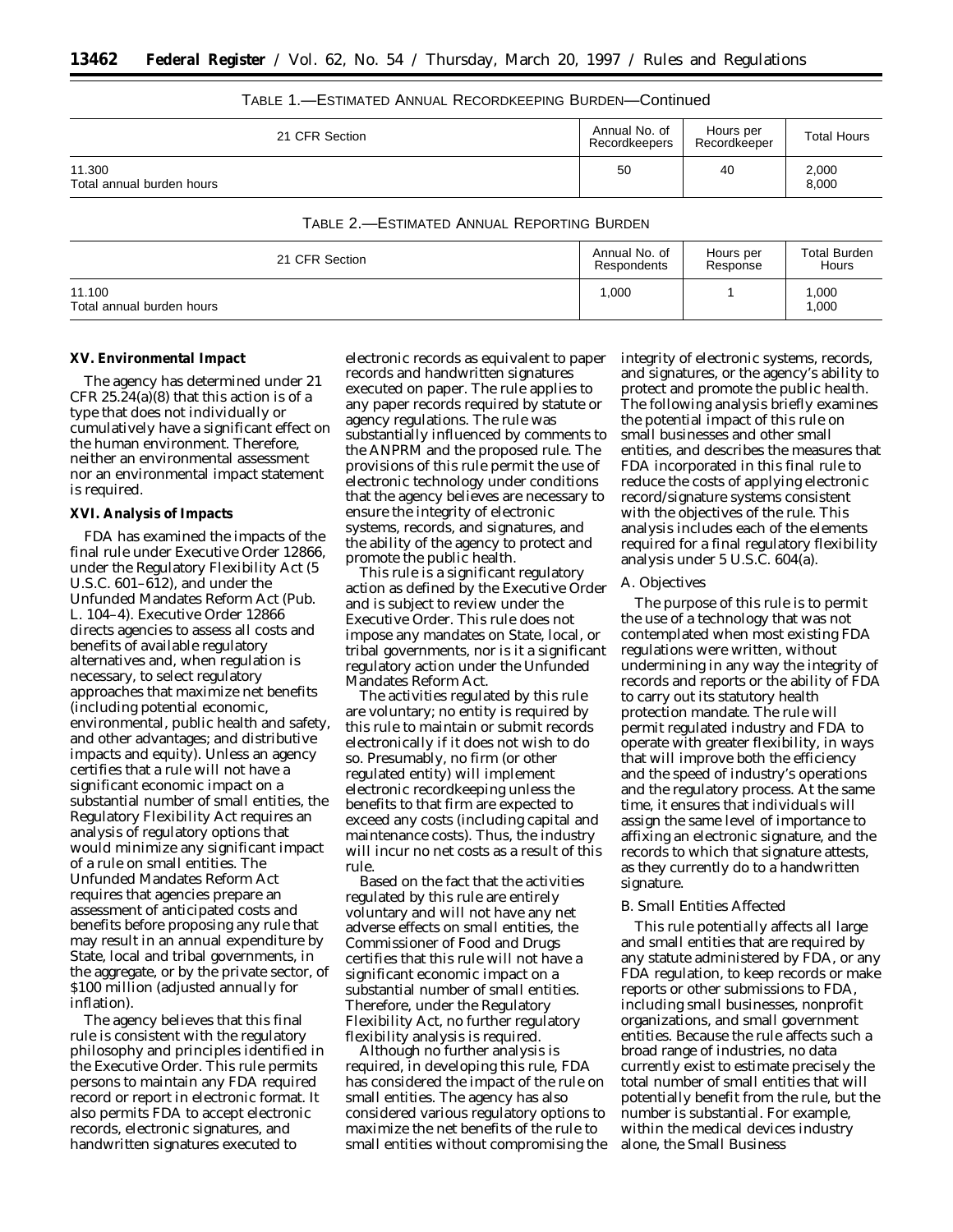TABLE 1.—ESTIMATED ANNUAL RECORDKEEPING BURDEN—Continued

| 21 CFR Section | Annual No. of Recordkeepers | Hours per Recordkeeper | Total Hours |
|---|---|---|---|
| 11.300 | 50 | 40 | 2,000 |
| Total annual burden hours | | | 8,000 |

TABLE 2.—ESTIMATED ANNUAL REPORTING BURDEN

| 21 CFR Section | Annual No. of Respondents | Hours per Response | Total Burden Hours |
|---|---|---|---|
| 11.100 | 1,000 | 1 | 1,000 |
| Total annual burden hours | | | 1,000 |

## XV. Environmental Impact

The agency has determined under 21 CFR 25.24(a)(8) that this action is of a type that does not individually or cumulatively have a significant effect on the human environment. Therefore, neither an environmental assessment nor an environmental impact statement is required.

## XVI. Analysis of Impacts

FDA has examined the impacts of the final rule under Executive Order 12866, under the Regulatory Flexibility Act (5 U.S.C. 601–612), and under the Unfunded Mandates Reform Act (Pub. L. 104–4). Executive Order 12866 directs agencies to assess all costs and benefits of available regulatory alternatives and, when regulation is necessary, to select regulatory approaches that maximize net benefits (including potential economic, environmental, public health and safety, and other advantages; and distributive impacts and equity). Unless an agency certifies that a rule will not have a significant economic impact on a substantial number of small entities, the Regulatory Flexibility Act requires an analysis of regulatory options that would minimize any significant impact of a rule on small entities. The Unfunded Mandates Reform Act requires that agencies prepare an assessment of anticipated costs and benefits before proposing any rule that may result in an annual expenditure by State, local and tribal governments, in the aggregate, or by the private sector, of $100 million (adjusted annually for inflation).

The agency believes that this final rule is consistent with the regulatory philosophy and principles identified in the Executive Order. This rule permits persons to maintain any FDA required record or report in electronic format. It also permits FDA to accept electronic records, electronic signatures, and handwritten signatures executed to electronic records as equivalent to paper records and handwritten signatures executed on paper. The rule applies to any paper records required by statute or agency regulations. The rule was substantially influenced by comments to the ANPRM and the proposed rule. The provisions of this rule permit the use of electronic technology under conditions that the agency believes are necessary to ensure the integrity of electronic systems, records, and signatures, and the ability of the agency to protect and promote the public health.

This rule is a significant regulatory action as defined by the Executive Order and is subject to review under the Executive Order. This rule does not impose any mandates on State, local, or tribal governments, nor is it a significant regulatory action under the Unfunded Mandates Reform Act.

The activities regulated by this rule are voluntary; no entity is required by this rule to maintain or submit records electronically if it does not wish to do so. Presumably, no firm (or other regulated entity) will implement electronic recordkeeping unless the benefits to that firm are expected to exceed any costs (including capital and maintenance costs). Thus, the industry will incur no net costs as a result of this rule.

Based on the fact that the activities regulated by this rule are entirely voluntary and will not have any net adverse effects on small entities, the Commissioner of Food and Drugs certifies that this rule will not have a significant economic impact on a substantial number of small entities. Therefore, under the Regulatory Flexibility Act, no further regulatory flexibility analysis is required.

Although no further analysis is required, in developing this rule, FDA has considered the impact of the rule on small entities. The agency has also considered various regulatory options to maximize the net benefits of the rule to small entities without compromising the integrity of electronic systems, records, and signatures, or the agency's ability to protect and promote the public health. The following analysis briefly examines the potential impact of this rule on small businesses and other small entities, and describes the measures that FDA incorporated in this final rule to reduce the costs of applying electronic record/signature systems consistent with the objectives of the rule. This analysis includes each of the elements required for a final regulatory flexibility analysis under 5 U.S.C. 604(a).

### A. Objectives

The purpose of this rule is to permit the use of a technology that was not contemplated when most existing FDA regulations were written, without undermining in any way the integrity of records and reports or the ability of FDA to carry out its statutory health protection mandate. The rule will permit regulated industry and FDA to operate with greater flexibility, in ways that will improve both the efficiency and the speed of industry's operations and the regulatory process. At the same time, it ensures that individuals will assign the same level of importance to affixing an electronic signature, and the records to which that signature attests, as they currently do to a handwritten signature.

### B. Small Entities Affected

This rule potentially affects all large and small entities that are required by any statute administered by FDA, or any FDA regulation, to keep records or make reports or other submissions to FDA, including small businesses, nonprofit organizations, and small government entities. Because the rule affects such a broad range of industries, no data currently exist to estimate precisely the total number of small entities that will potentially benefit from the rule, but the number is substantial. For example, within the medical devices industry alone, the Small Business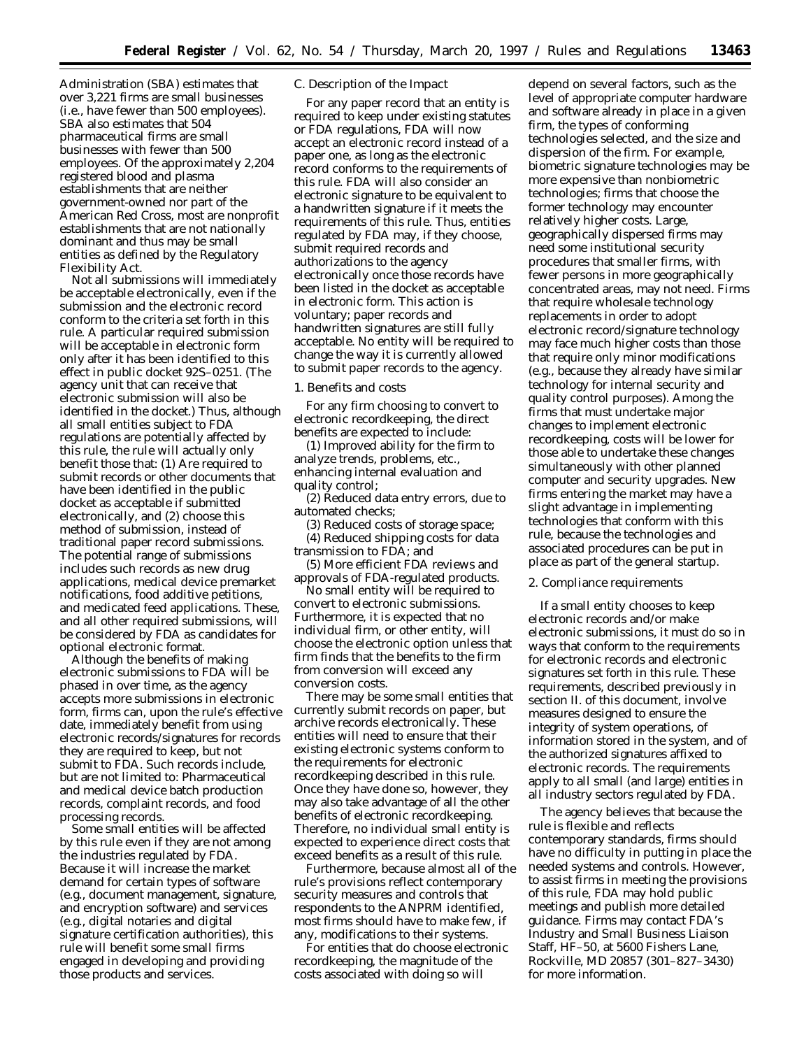Administration (SBA) estimates that over 3,221 firms are small businesses (i.e., have fewer than 500 employees). SBA also estimates that 504 pharmaceutical firms are small businesses with fewer than 500 employees. Of the approximately 2,204 registered blood and plasma establishments that are neither government-owned nor part of the American Red Cross, most are nonprofit establishments that are not nationally dominant and thus may be small entities as defined by the Regulatory Flexibility Act.

Not all submissions will immediately be acceptable electronically, even if the submission and the electronic record conform to the criteria set forth in this rule. A particular required submission will be acceptable in electronic form only after it has been identified to this effect in public docket 92S–0251. (The agency unit that can receive that electronic submission will also be identified in the docket.) Thus, although all small entities subject to FDA regulations are potentially affected by this rule, the rule will actually only benefit those that: (1) Are required to submit records or other documents that have been identified in the public docket as acceptable if submitted electronically, and (2) choose this method of submission, instead of traditional paper record submissions. The potential range of submissions includes such records as new drug applications, medical device premarket notifications, food additive petitions, and medicated feed applications. These, and all other required submissions, will be considered by FDA as candidates for optional electronic format.

Although the benefits of making electronic submissions to FDA will be phased in over time, as the agency accepts more submissions in electronic form, firms can, upon the rule's effective date, immediately benefit from using electronic records/signatures for records they are required to keep, but not submit to FDA. Such records include, but are not limited to: Pharmaceutical and medical device batch production records, complaint records, and food processing records.

Some small entities will be affected by this rule even if they are not among the industries regulated by FDA. Because it will increase the market demand for certain types of software (e.g., document management, signature, and encryption software) and services (e.g., digital notaries and digital signature certification authorities), this rule will benefit some small firms engaged in developing and providing those products and services.

C. Description of the Impact

For any paper record that an entity is required to keep under existing statutes or FDA regulations, FDA will now accept an electronic record instead of a paper one, as long as the electronic record conforms to the requirements of this rule. FDA will also consider an electronic signature to be equivalent to a handwritten signature if it meets the requirements of this rule. Thus, entities regulated by FDA may, if they choose, submit required records and authorizations to the agency electronically once those records have been listed in the docket as acceptable in electronic form. This action is voluntary; paper records and handwritten signatures are still fully acceptable. No entity will be required to change the way it is currently allowed to submit paper records to the agency.

1. Benefits and costs

For any firm choosing to convert to electronic recordkeeping, the direct benefits are expected to include:

(1) Improved ability for the firm to analyze trends, problems, etc., enhancing internal evaluation and quality control;

(2) Reduced data entry errors, due to automated checks;

(3) Reduced costs of storage space;

(4) Reduced shipping costs for data transmission to FDA; and

(5) More efficient FDA reviews and approvals of FDA-regulated products.

No small entity will be required to convert to electronic submissions. Furthermore, it is expected that no individual firm, or other entity, will choose the electronic option unless that firm finds that the benefits to the firm from conversion will exceed any conversion costs.

There may be some small entities that currently submit records on paper, but archive records electronically. These entities will need to ensure that their existing electronic systems conform to the requirements for electronic recordkeeping described in this rule. Once they have done so, however, they may also take advantage of all the other benefits of electronic recordkeeping. Therefore, no individual small entity is expected to experience direct costs that exceed benefits as a result of this rule.

Furthermore, because almost all of the rule's provisions reflect contemporary security measures and controls that respondents to the ANPRM identified, most firms should have to make few, if any, modifications to their systems.

For entities that do choose electronic recordkeeping, the magnitude of the costs associated with doing so will depend on several factors, such as the level of appropriate computer hardware and software already in place in a given firm, the types of conforming technologies selected, and the size and dispersion of the firm. For example, biometric signature technologies may be more expensive than nonbiometric technologies; firms that choose the former technology may encounter relatively higher costs. Large, geographically dispersed firms may need some institutional security procedures that smaller firms, with fewer persons in more geographically concentrated areas, may not need. Firms that require wholesale technology replacements in order to adopt electronic record/signature technology may face much higher costs than those that require only minor modifications (e.g., because they already have similar technology for internal security and quality control purposes). Among the firms that must undertake major changes to implement electronic recordkeeping, costs will be lower for those able to undertake these changes simultaneously with other planned computer and security upgrades. New firms entering the market may have a slight advantage in implementing technologies that conform with this rule, because the technologies and associated procedures can be put in place as part of the general startup.

2. Compliance requirements

If a small entity chooses to keep electronic records and/or make electronic submissions, it must do so in ways that conform to the requirements for electronic records and electronic signatures set forth in this rule. These requirements, described previously in section II. of this document, involve measures designed to ensure the integrity of system operations, of information stored in the system, and of the authorized signatures affixed to electronic records. The requirements apply to all small (and large) entities in all industry sectors regulated by FDA.

The agency believes that because the rule is flexible and reflects contemporary standards, firms should have no difficulty in putting in place the needed systems and controls. However, to assist firms in meeting the provisions of this rule, FDA may hold public meetings and publish more detailed guidance. Firms may contact FDA's Industry and Small Business Liaison Staff, HF–50, at 5600 Fishers Lane, Rockville, MD 20857 (301–827–3430) for more information.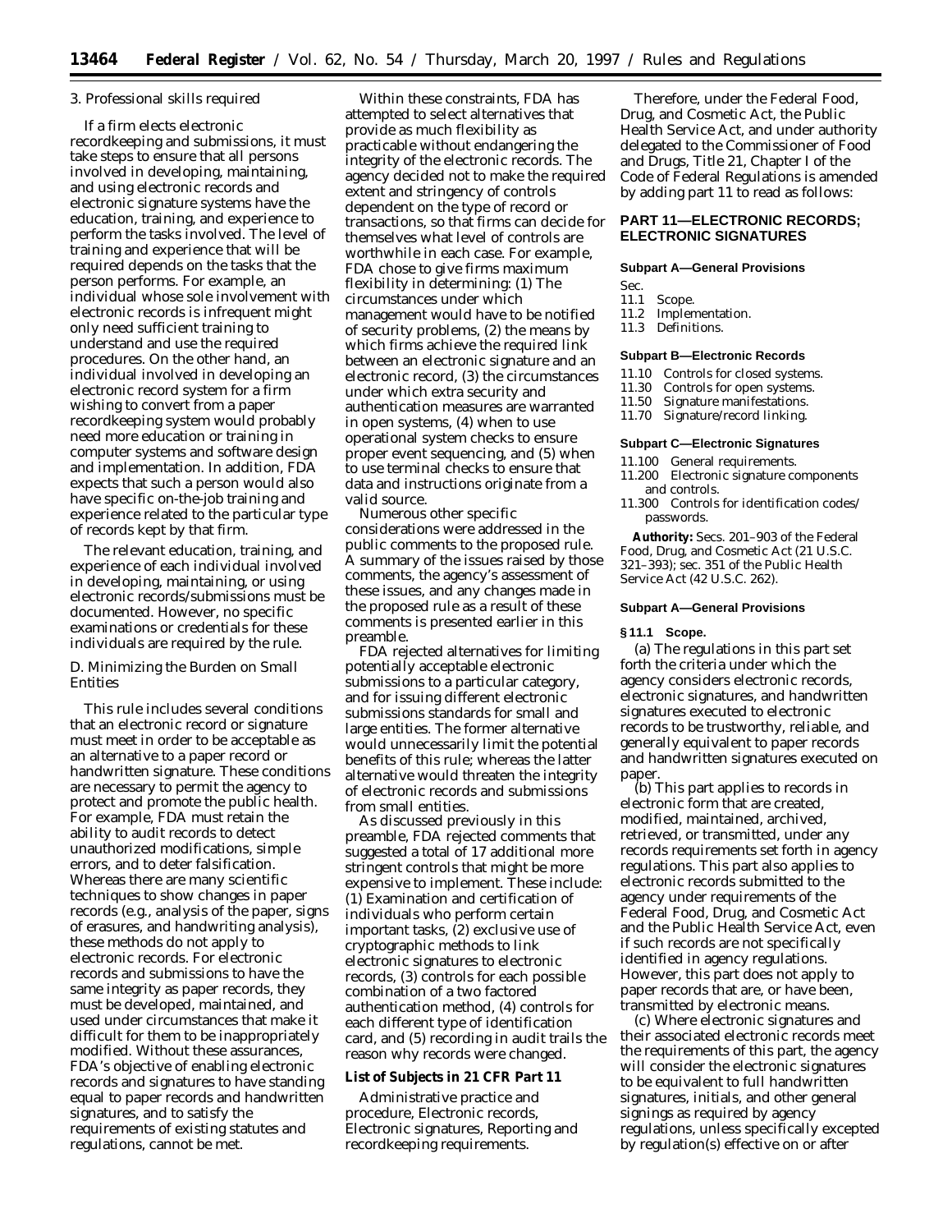3. Professional skills required

If a firm elects electronic recordkeeping and submissions, it must take steps to ensure that all persons involved in developing, maintaining, and using electronic records and electronic signature systems have the education, training, and experience to perform the tasks involved. The level of training and experience that will be required depends on the tasks that the person performs. For example, an individual whose sole involvement with electronic records is infrequent might only need sufficient training to understand and use the required procedures. On the other hand, an individual involved in developing an electronic record system for a firm wishing to convert from a paper recordkeeping system would probably need more education or training in computer systems and software design and implementation. In addition, FDA expects that such a person would also have specific on-the-job training and experience related to the particular type of records kept by that firm.

The relevant education, training, and experience of each individual involved in developing, maintaining, or using electronic records/submissions must be documented. However, no specific examinations or credentials for these individuals are required by the rule.

D. Minimizing the Burden on Small Entities

This rule includes several conditions that an electronic record or signature must meet in order to be acceptable as an alternative to a paper record or handwritten signature. These conditions are necessary to permit the agency to protect and promote the public health. For example, FDA must retain the ability to audit records to detect unauthorized modifications, simple errors, and to deter falsification. Whereas there are many scientific techniques to show changes in paper records (e.g., analysis of the paper, signs of erasures, and handwriting analysis), these methods do not apply to electronic records. For electronic records and submissions to have the same integrity as paper records, they must be developed, maintained, and used under circumstances that make it difficult for them to be inappropriately modified. Without these assurances, FDA's objective of enabling electronic records and signatures to have standing equal to paper records and handwritten signatures, and to satisfy the requirements of existing statutes and regulations, cannot be met.

Within these constraints, FDA has attempted to select alternatives that provide as much flexibility as practicable without endangering the integrity of the electronic records. The agency decided not to make the required extent and stringency of controls dependent on the type of record or transactions, so that firms can decide for themselves what level of controls are worthwhile in each case. For example, FDA chose to give firms maximum flexibility in determining: (1) The circumstances under which management would have to be notified of security problems, (2) the means by which firms achieve the required link between an electronic signature and an electronic record, (3) the circumstances under which extra security and authentication measures are warranted in open systems, (4) when to use operational system checks to ensure proper event sequencing, and (5) when to use terminal checks to ensure that data and instructions originate from a valid source.

Numerous other specific considerations were addressed in the public comments to the proposed rule. A summary of the issues raised by those comments, the agency's assessment of these issues, and any changes made in the proposed rule as a result of these comments is presented earlier in this preamble.

FDA rejected alternatives for limiting potentially acceptable electronic submissions to a particular category, and for issuing different electronic submissions standards for small and large entities. The former alternative would unnecessarily limit the potential benefits of this rule; whereas the latter alternative would threaten the integrity of electronic records and submissions from small entities.

As discussed previously in this preamble, FDA rejected comments that suggested a total of 17 additional more stringent controls that might be more expensive to implement. These include: (1) Examination and certification of individuals who perform certain important tasks, (2) exclusive use of cryptographic methods to link electronic signatures to electronic records, (3) controls for each possible combination of a two factored authentication method, (4) controls for each different type of identification card, and (5) recording in audit trails the reason why records were changed.

**List of Subjects in 21 CFR Part 11**

Administrative practice and procedure, Electronic records, Electronic signatures, Reporting and recordkeeping requirements.

Therefore, under the Federal Food, Drug, and Cosmetic Act, the Public Health Service Act, and under authority delegated to the Commissioner of Food and Drugs, Title 21, Chapter I of the Code of Federal Regulations is amended by adding part 11 to read as follows:

## PART 11—ELECTRONIC RECORDS; ELECTRONIC SIGNATURES

**Subpart A—General Provisions**

Sec.
11.1 Scope.
11.2 Implementation.
11.3 Definitions.

**Subpart B—Electronic Records**

11.10 Controls for closed systems.
11.30 Controls for open systems.
11.50 Signature manifestations.
11.70 Signature/record linking.

**Subpart C—Electronic Signatures**

11.100 General requirements.
11.200 Electronic signature components and controls.
11.300 Controls for identification codes/passwords.

**Authority:** Secs. 201–903 of the Federal Food, Drug, and Cosmetic Act (21 U.S.C. 321–393); sec. 351 of the Public Health Service Act (42 U.S.C. 262).

**Subpart A—General Provisions**

**§ 11.1 Scope.**

(a) The regulations in this part set forth the criteria under which the agency considers electronic records, electronic signatures, and handwritten signatures executed to electronic records to be trustworthy, reliable, and generally equivalent to paper records and handwritten signatures executed on paper.

(b) This part applies to records in electronic form that are created, modified, maintained, archived, retrieved, or transmitted, under any records requirements set forth in agency regulations. This part also applies to electronic records submitted to the agency under requirements of the Federal Food, Drug, and Cosmetic Act and the Public Health Service Act, even if such records are not specifically identified in agency regulations. However, this part does not apply to paper records that are, or have been, transmitted by electronic means.

(c) Where electronic signatures and their associated electronic records meet the requirements of this part, the agency will consider the electronic signatures to be equivalent to full handwritten signatures, initials, and other general signings as required by agency regulations, unless specifically excepted by regulation(s) effective on or after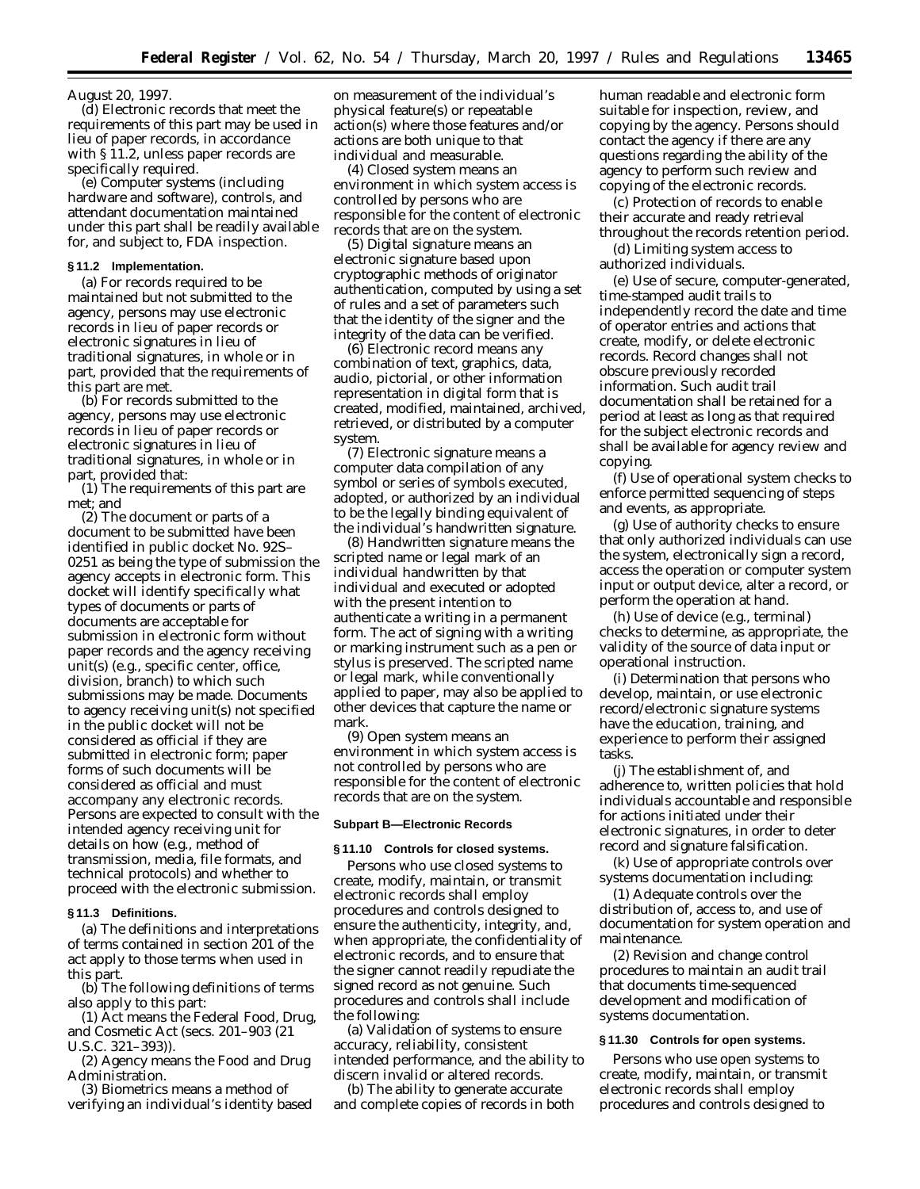August 20, 1997.

(d) Electronic records that meet the requirements of this part may be used in lieu of paper records, in accordance with § 11.2, unless paper records are specifically required.

(e) Computer systems (including hardware and software), controls, and attendant documentation maintained under this part shall be readily available for, and subject to, FDA inspection.

### § 11.2 Implementation.

(a) For records required to be maintained but not submitted to the agency, persons may use electronic records in lieu of paper records or electronic signatures in lieu of traditional signatures, in whole or in part, provided that the requirements of this part are met.

(b) For records submitted to the agency, persons may use electronic records in lieu of paper records or electronic signatures in lieu of traditional signatures, in whole or in part, provided that:

(1) The requirements of this part are met; and

(2) The document or parts of a document to be submitted have been identified in public docket No. 92S–0251 as being the type of submission the agency accepts in electronic form. This docket will identify specifically what types of documents or parts of documents are acceptable for submission in electronic form without paper records and the agency receiving unit(s) (e.g., specific center, office, division, branch) to which such submissions may be made. Documents to agency receiving unit(s) not specified in the public docket will not be considered as official if they are submitted in electronic form; paper forms of such documents will be considered as official and must accompany any electronic records. Persons are expected to consult with the intended agency receiving unit for details on how (e.g., method of transmission, media, file formats, and technical protocols) and whether to proceed with the electronic submission.

### § 11.3 Definitions.

(a) The definitions and interpretations of terms contained in section 201 of the act apply to those terms when used in this part.

(b) The following definitions of terms also apply to this part:

(1) *Act* means the Federal Food, Drug, and Cosmetic Act (secs. 201–903 (21 U.S.C. 321–393)).

(2) *Agency* means the Food and Drug Administration.

(3) *Biometrics* means a method of verifying an individual's identity based on measurement of the individual's physical feature(s) or repeatable action(s) where those features and/or actions are both unique to that individual and measurable.

(4) *Closed system* means an environment in which system access is controlled by persons who are responsible for the content of electronic records that are on the system.

(5) *Digital signature* means an electronic signature based upon cryptographic methods of originator authentication, computed by using a set of rules and a set of parameters such that the identity of the signer and the integrity of the data can be verified.

(6) *Electronic record* means any combination of text, graphics, data, audio, pictorial, or other information representation in digital form that is created, modified, maintained, archived, retrieved, or distributed by a computer system.

(7) *Electronic signature* means a computer data compilation of any symbol or series of symbols executed, adopted, or authorized by an individual to be the legally binding equivalent of the individual's handwritten signature.

(8) *Handwritten signature* means the scripted name or legal mark of an individual handwritten by that individual and executed or adopted with the present intention to authenticate a writing in a permanent form. The act of signing with a writing or marking instrument such as a pen or stylus is preserved. The scripted name or legal mark, while conventionally applied to paper, may also be applied to other devices that capture the name or mark.

(9) *Open system* means an environment in which system access is not controlled by persons who are responsible for the content of electronic records that are on the system.

## Subpart B—Electronic Records

### § 11.10 Controls for closed systems.

Persons who use closed systems to create, modify, maintain, or transmit electronic records shall employ procedures and controls designed to ensure the authenticity, integrity, and, when appropriate, the confidentiality of electronic records, and to ensure that the signer cannot readily repudiate the signed record as not genuine. Such procedures and controls shall include the following:

(a) Validation of systems to ensure accuracy, reliability, consistent intended performance, and the ability to discern invalid or altered records.

(b) The ability to generate accurate and complete copies of records in both human readable and electronic form suitable for inspection, review, and copying by the agency. Persons should contact the agency if there are any questions regarding the ability of the agency to perform such review and copying of the electronic records.

(c) Protection of records to enable their accurate and ready retrieval throughout the records retention period.

(d) Limiting system access to authorized individuals.

(e) Use of secure, computer-generated, time-stamped audit trails to independently record the date and time of operator entries and actions that create, modify, or delete electronic records. Record changes shall not obscure previously recorded information. Such audit trail documentation shall be retained for a period at least as long as that required for the subject electronic records and shall be available for agency review and copying.

(f) Use of operational system checks to enforce permitted sequencing of steps and events, as appropriate.

(g) Use of authority checks to ensure that only authorized individuals can use the system, electronically sign a record, access the operation or computer system input or output device, alter a record, or perform the operation at hand.

(h) Use of device (e.g., terminal) checks to determine, as appropriate, the validity of the source of data input or operational instruction.

(i) Determination that persons who develop, maintain, or use electronic record/electronic signature systems have the education, training, and experience to perform their assigned tasks.

(j) The establishment of, and adherence to, written policies that hold individuals accountable and responsible for actions initiated under their electronic signatures, in order to deter record and signature falsification.

(k) Use of appropriate controls over systems documentation including:

(1) Adequate controls over the distribution of, access to, and use of documentation for system operation and maintenance.

(2) Revision and change control procedures to maintain an audit trail that documents time-sequenced development and modification of systems documentation.

### § 11.30 Controls for open systems.

Persons who use open systems to create, modify, maintain, or transmit electronic records shall employ procedures and controls designed to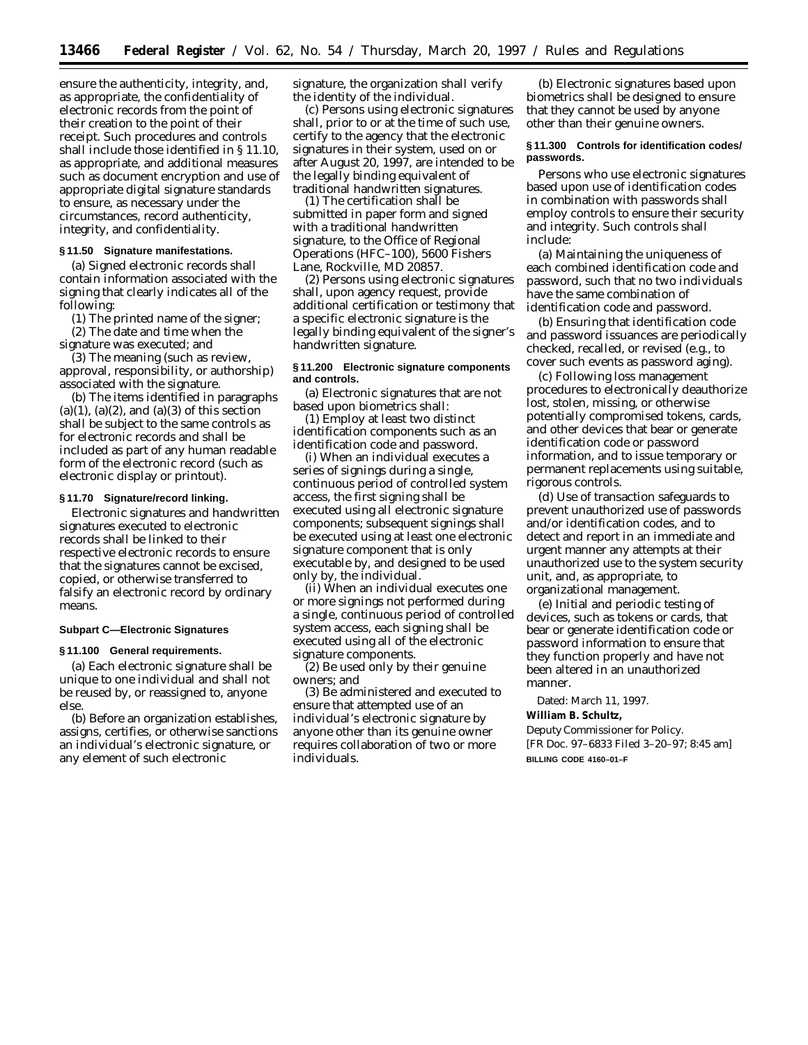ensure the authenticity, integrity, and, as appropriate, the confidentiality of electronic records from the point of their creation to the point of their receipt. Such procedures and controls shall include those identified in § 11.10, as appropriate, and additional measures such as document encryption and use of appropriate digital signature standards to ensure, as necessary under the circumstances, record authenticity, integrity, and confidentiality.

**§ 11.50 Signature manifestations.**

(a) Signed electronic records shall contain information associated with the signing that clearly indicates all of the following:

(1) The printed name of the signer;

(2) The date and time when the signature was executed; and

(3) The meaning (such as review, approval, responsibility, or authorship) associated with the signature.

(b) The items identified in paragraphs (a)(1), (a)(2), and (a)(3) of this section shall be subject to the same controls as for electronic records and shall be included as part of any human readable form of the electronic record (such as electronic display or printout).

**§ 11.70 Signature/record linking.**

Electronic signatures and handwritten signatures executed to electronic records shall be linked to their respective electronic records to ensure that the signatures cannot be excised, copied, or otherwise transferred to falsify an electronic record by ordinary means.

**Subpart C—Electronic Signatures**

**§ 11.100 General requirements.**

(a) Each electronic signature shall be unique to one individual and shall not be reused by, or reassigned to, anyone else.

(b) Before an organization establishes, assigns, certifies, or otherwise sanctions an individual's electronic signature, or any element of such electronic signature, the organization shall verify the identity of the individual.

(c) Persons using electronic signatures shall, prior to or at the time of such use, certify to the agency that the electronic signatures in their system, used on or after August 20, 1997, are intended to be the legally binding equivalent of traditional handwritten signatures.

(1) The certification shall be submitted in paper form and signed with a traditional handwritten signature, to the Office of Regional Operations (HFC–100), 5600 Fishers Lane, Rockville, MD 20857.

(2) Persons using electronic signatures shall, upon agency request, provide additional certification or testimony that a specific electronic signature is the legally binding equivalent of the signer's handwritten signature.

**§ 11.200 Electronic signature components and controls.**

(a) Electronic signatures that are not based upon biometrics shall:

(1) Employ at least two distinct identification components such as an identification code and password.

(i) When an individual executes a series of signings during a single, continuous period of controlled system access, the first signing shall be executed using all electronic signature components; subsequent signings shall be executed using at least one electronic signature component that is only executable by, and designed to be used only by, the individual.

(ii) When an individual executes one or more signings not performed during a single, continuous period of controlled system access, each signing shall be executed using all of the electronic signature components.

(2) Be used only by their genuine owners; and

(3) Be administered and executed to ensure that attempted use of an individual's electronic signature by anyone other than its genuine owner requires collaboration of two or more individuals.

(b) Electronic signatures based upon biometrics shall be designed to ensure that they cannot be used by anyone other than their genuine owners.

**§ 11.300 Controls for identification codes/passwords.**

Persons who use electronic signatures based upon use of identification codes in combination with passwords shall employ controls to ensure their security and integrity. Such controls shall include:

(a) Maintaining the uniqueness of each combined identification code and password, such that no two individuals have the same combination of identification code and password.

(b) Ensuring that identification code and password issuances are periodically checked, recalled, or revised (e.g., to cover such events as password aging).

(c) Following loss management procedures to electronically deauthorize lost, stolen, missing, or otherwise potentially compromised tokens, cards, and other devices that bear or generate identification code or password information, and to issue temporary or permanent replacements using suitable, rigorous controls.

(d) Use of transaction safeguards to prevent unauthorized use of passwords and/or identification codes, and to detect and report in an immediate and urgent manner any attempts at their unauthorized use to the system security unit, and, as appropriate, to organizational management.

(e) Initial and periodic testing of devices, such as tokens or cards, that bear or generate identification code or password information to ensure that they function properly and have not been altered in an unauthorized manner.

Dated: March 11, 1997.

**William B. Schultz,**

*Deputy Commissioner for Policy.*

[FR Doc. 97–6833 Filed 3–20–97; 8:45 am]

BILLING CODE 4160–01–F